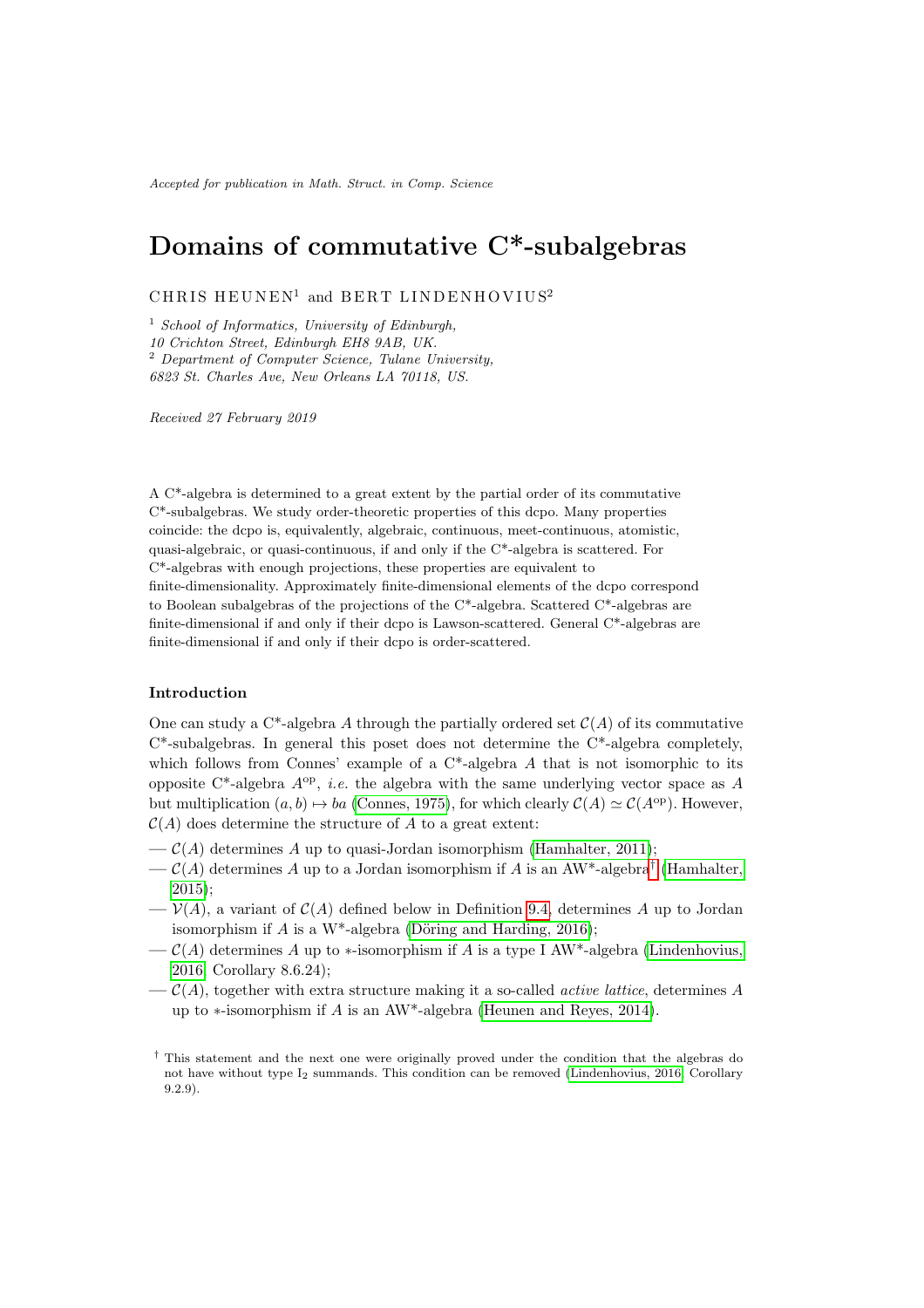*Accepted for publication in Math. Struct. in Comp. Science*

# Domains of commutative C*-subalgebras

CHRIS HEUNEN[1] and BERT LINDENHOVIUS[2]

[1] *School of Informatics, University of Edinburgh, 10 Crichton Street, Edinburgh EH8 9AB, UK.*
[2] *Department of Computer Science, Tulane University, 6823 St. Charles Ave, New Orleans LA 70118, US.*

*Received 27 February 2019*

A C*-algebra is determined to a great extent by the partial order of its commutative C*-subalgebras. We study order-theoretic properties of this dcpo. Many properties coincide: the dcpo is, equivalently, algebraic, continuous, meet-continuous, atomistic, quasi-algebraic, or quasi-continuous, if and only if the C*-algebra is scattered. For C*-algebras with enough projections, these properties are equivalent to finite-dimensionality. Approximately finite-dimensional elements of the dcpo correspond to Boolean subalgebras of the projections of the C*-algebra. Scattered C*-algebras are finite-dimensional if and only if their dcpo is Lawson-scattered. General C*-algebras are finite-dimensional if and only if their dcpo is order-scattered.

### Introduction

One can study a C*-algebra $A$ through the partially ordered set $\mathcal{C}(A)$ of its commutative C*-subalgebras. In general this poset does not determine the C*-algebra completely, which follows from Connes' example of a C*-algebra $A$ that is not isomorphic to its opposite C*-algebra $A^{\mathrm{op}}$, *i.e.* the algebra with the same underlying vector space as $A$ but multiplication $(a, b) \mapsto ba$ (Connes, 1975), for which clearly $\mathcal{C}(A) \simeq \mathcal{C}(A^{\mathrm{op}})$. However, $\mathcal{C}(A)$ does determine the structure of $A$ to a great extent:

— $\mathcal{C}(A)$ determines $A$ up to quasi-Jordan isomorphism (Hamhalter, 2011);
— $\mathcal{C}(A)$ determines $A$ up to a Jordan isomorphism if $A$ is an AW*-algebra[†] (Hamhalter, 2015);
— $\mathcal{V}(A)$, a variant of $\mathcal{C}(A)$ defined below in Definition 9.4, determines $A$ up to Jordan isomorphism if $A$ is a W*-algebra (Döring and Harding, 2016);
— $\mathcal{C}(A)$ determines $A$ up to $*$-isomorphism if $A$ is a type I AW*-algebra (Lindenhovius, 2016, Corollary 8.6.24);
— $\mathcal{C}(A)$, together with extra structure making it a so-called *active lattice*, determines $A$ up to $*$-isomorphism if $A$ is an AW*-algebra (Heunen and Reyes, 2014).

[†] This statement and the next one were originally proved under the condition that the algebras do not have without type $\mathrm{I}_2$ summands. This condition can be removed (Lindenhovius, 2016, Corollary 9.2.9).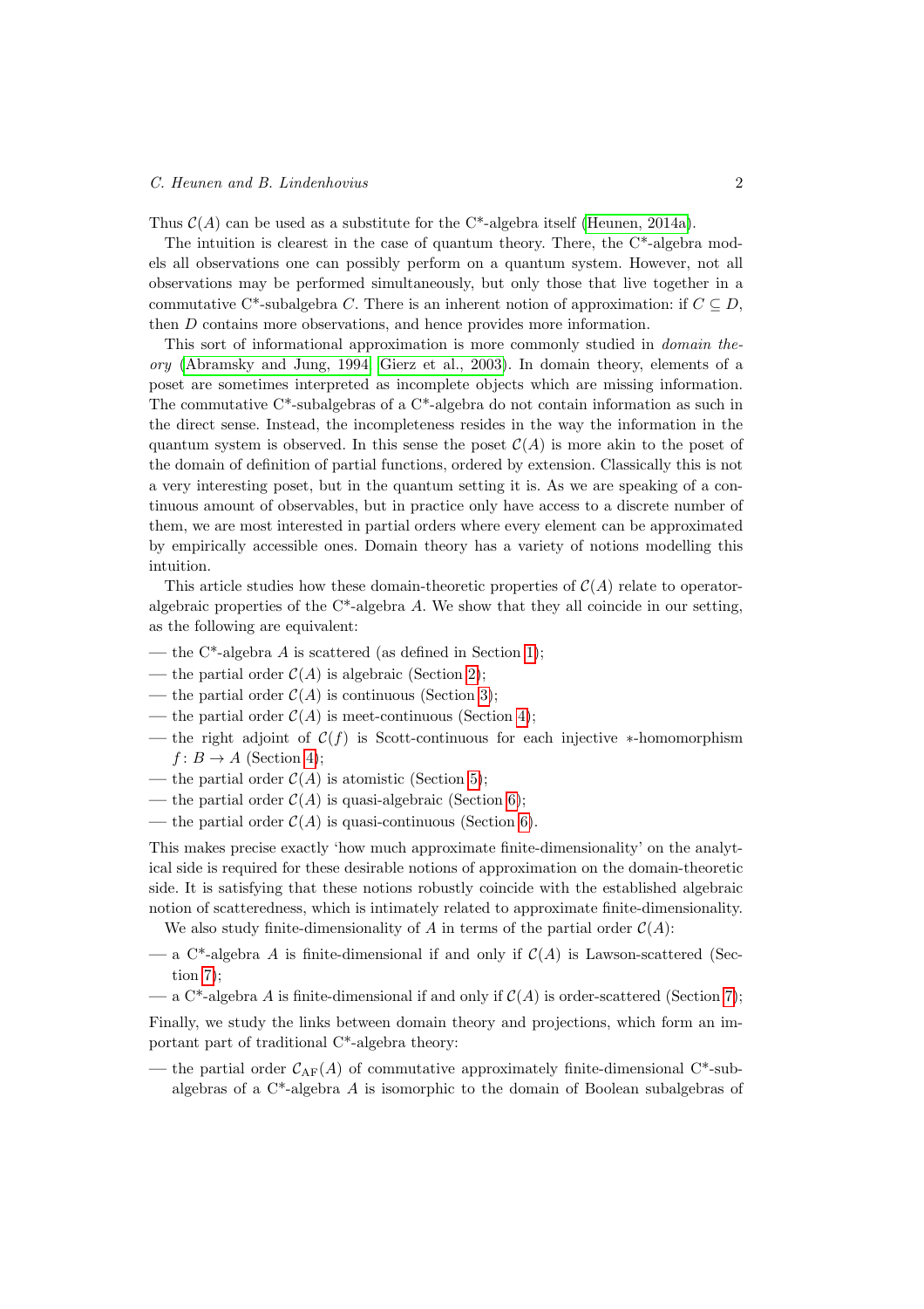Thus $\mathcal{C}(A)$ can be used as a substitute for the C*-algebra itself (Heunen, 2014a).

The intuition is clearest in the case of quantum theory. There, the C*-algebra models all observations one can possibly perform on a quantum system. However, not all observations may be performed simultaneously, but only those that live together in a commutative C*-subalgebra $C$. There is an inherent notion of approximation: if $C \subseteq D$, then $D$ contains more observations, and hence provides more information.

This sort of informational approximation is more commonly studied in *domain theory* (Abramsky and Jung, 1994; Gierz et al., 2003). In domain theory, elements of a poset are sometimes interpreted as incomplete objects which are missing information. The commutative C*-subalgebras of a C*-algebra do not contain information as such in the direct sense. Instead, the incompleteness resides in the way the information in the quantum system is observed. In this sense the poset $\mathcal{C}(A)$ is more akin to the poset of the domain of definition of partial functions, ordered by extension. Classically this is not a very interesting poset, but in the quantum setting it is. As we are speaking of a continuous amount of observables, but in practice only have access to a discrete number of them, we are most interested in partial orders where every element can be approximated by empirically accessible ones. Domain theory has a variety of notions modelling this intuition.

This article studies how these domain-theoretic properties of $\mathcal{C}(A)$ relate to operator-algebraic properties of the C*-algebra $A$. We show that they all coincide in our setting, as the following are equivalent:

- the C*-algebra $A$ is scattered (as defined in Section 1);
- the partial order $\mathcal{C}(A)$ is algebraic (Section 2);
- the partial order $\mathcal{C}(A)$ is continuous (Section 3);
- the partial order $\mathcal{C}(A)$ is meet-continuous (Section 4);
- the right adjoint of $\mathcal{C}(f)$ is Scott-continuous for each injective $*$-homomorphism $f\colon B \to A$ (Section 4);
- the partial order $\mathcal{C}(A)$ is atomistic (Section 5);
- the partial order $\mathcal{C}(A)$ is quasi-algebraic (Section 6);
- the partial order $\mathcal{C}(A)$ is quasi-continuous (Section 6).

This makes precise exactly 'how much approximate finite-dimensionality' on the analytical side is required for these desirable notions of approximation on the domain-theoretic side. It is satisfying that these notions robustly coincide with the established algebraic notion of scatteredness, which is intimately related to approximate finite-dimensionality.

We also study finite-dimensionality of $A$ in terms of the partial order $\mathcal{C}(A)$:

- a C*-algebra $A$ is finite-dimensional if and only if $\mathcal{C}(A)$ is Lawson-scattered (Section 7);
- a C*-algebra $A$ is finite-dimensional if and only if $\mathcal{C}(A)$ is order-scattered (Section 7);

Finally, we study the links between domain theory and projections, which form an important part of traditional C*-algebra theory:

- the partial order $\mathcal{C}_{\mathrm{AF}}(A)$ of commutative approximately finite-dimensional C*-subalgebras of a C*-algebra $A$ is isomorphic to the domain of Boolean subalgebras of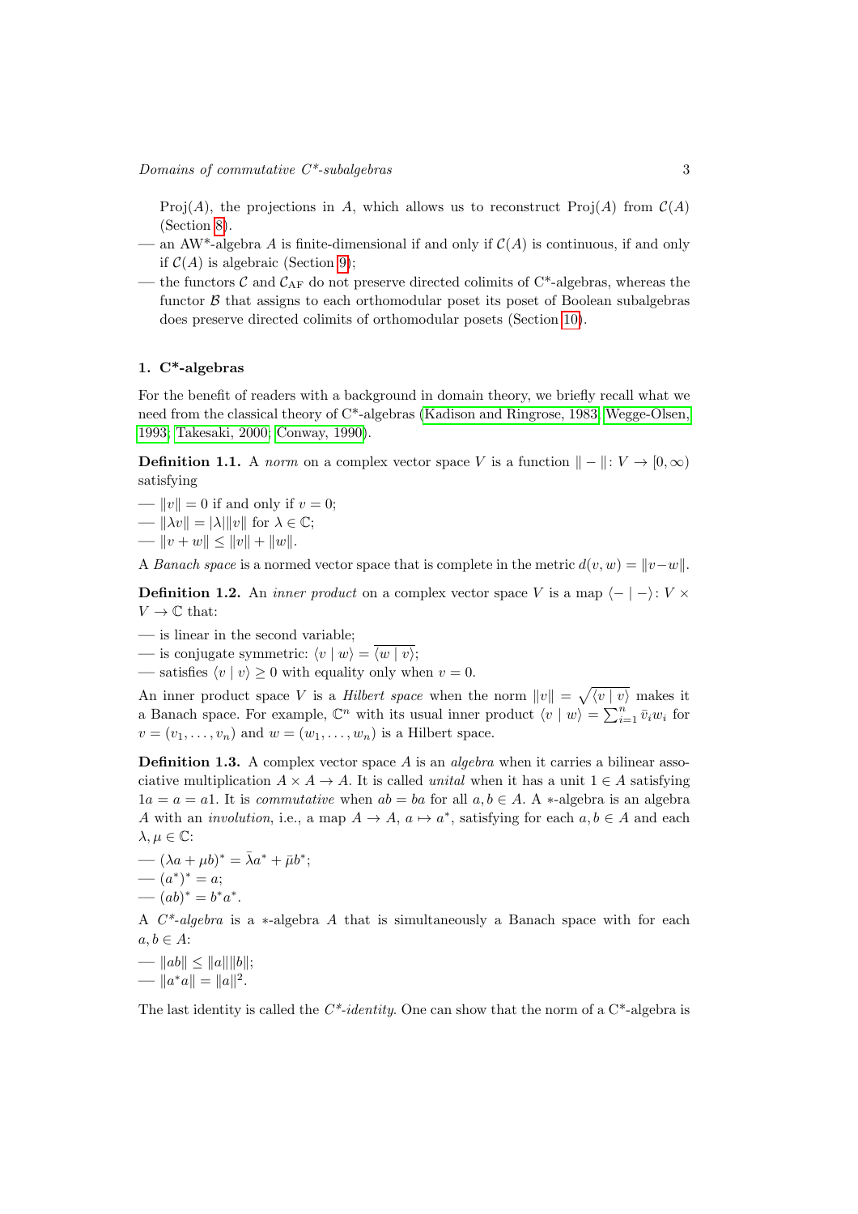Proj($A$), the projections in $A$, which allows us to reconstruct Proj($A$) from $\mathcal{C}(A)$ (Section 8).

- an AW*-algebra $A$ is finite-dimensional if and only if $\mathcal{C}(A)$ is continuous, if and only if $\mathcal{C}(A)$ is algebraic (Section 9);
- the functors $\mathcal{C}$ and $\mathcal{C}_{\mathrm{AF}}$ do not preserve directed colimits of C*-algebras, whereas the functor $\mathcal{B}$ that assigns to each orthomodular poset its poset of Boolean subalgebras does preserve directed colimits of orthomodular posets (Section 10).

## 1. C*-algebras

For the benefit of readers with a background in domain theory, we briefly recall what we need from the classical theory of C*-algebras (Kadison and Ringrose, 1983; Wegge-Olsen, 1993; Takesaki, 2000; Conway, 1990).

**Definition 1.1.** A *norm* on a complex vector space $V$ is a function $\| - \| \colon V \to [0, \infty)$ satisfying

- $\|v\| = 0$ if and only if $v = 0$;
- $\|\lambda v\| = |\lambda| \|v\|$ for $\lambda \in \mathbb{C}$;
- $\|v + w\| \leq \|v\| + \|w\|$.

A *Banach space* is a normed vector space that is complete in the metric $d(v, w) = \|v - w\|$.

**Definition 1.2.** An *inner product* on a complex vector space $V$ is a map $\langle - \mid - \rangle \colon V \times V \to \mathbb{C}$ that:

- is linear in the second variable;
- is conjugate symmetric: $\langle v \mid w \rangle = \overline{\langle w \mid v \rangle}$;
- satisfies $\langle v \mid v \rangle \geq 0$ with equality only when $v = 0$.

An inner product space $V$ is a *Hilbert space* when the norm $\|v\| = \sqrt{\langle v \mid v \rangle}$ makes it a Banach space. For example, $\mathbb{C}^n$ with its usual inner product $\langle v \mid w \rangle = \sum_{i=1}^{n} \bar{v}_i w_i$ for $v = (v_1, \ldots, v_n)$ and $w = (w_1, \ldots, w_n)$ is a Hilbert space.

**Definition 1.3.** A complex vector space $A$ is an *algebra* when it carries a bilinear associative multiplication $A \times A \to A$. It is called *unital* when it has a unit $1 \in A$ satisfying $1a = a = a1$. It is *commutative* when $ab = ba$ for all $a, b \in A$. A $*$-algebra is an algebra $A$ with an *involution*, i.e., a map $A \to A$, $a \mapsto a^*$, satisfying for each $a, b \in A$ and each $\lambda, \mu \in \mathbb{C}$:

- $(\lambda a + \mu b)^* = \bar{\lambda} a^* + \bar{\mu} b^*$;
- $(a^*)^* = a$;
- $(ab)^* = b^* a^*$.

A *C\*-algebra* is a $*$-algebra $A$ that is simultaneously a Banach space with for each $a, b \in A$:

- $\|ab\| \leq \|a\| \|b\|$;
- $\|a^* a\| = \|a\|^2$.

The last identity is called the *C\*-identity*. One can show that the norm of a C*-algebra is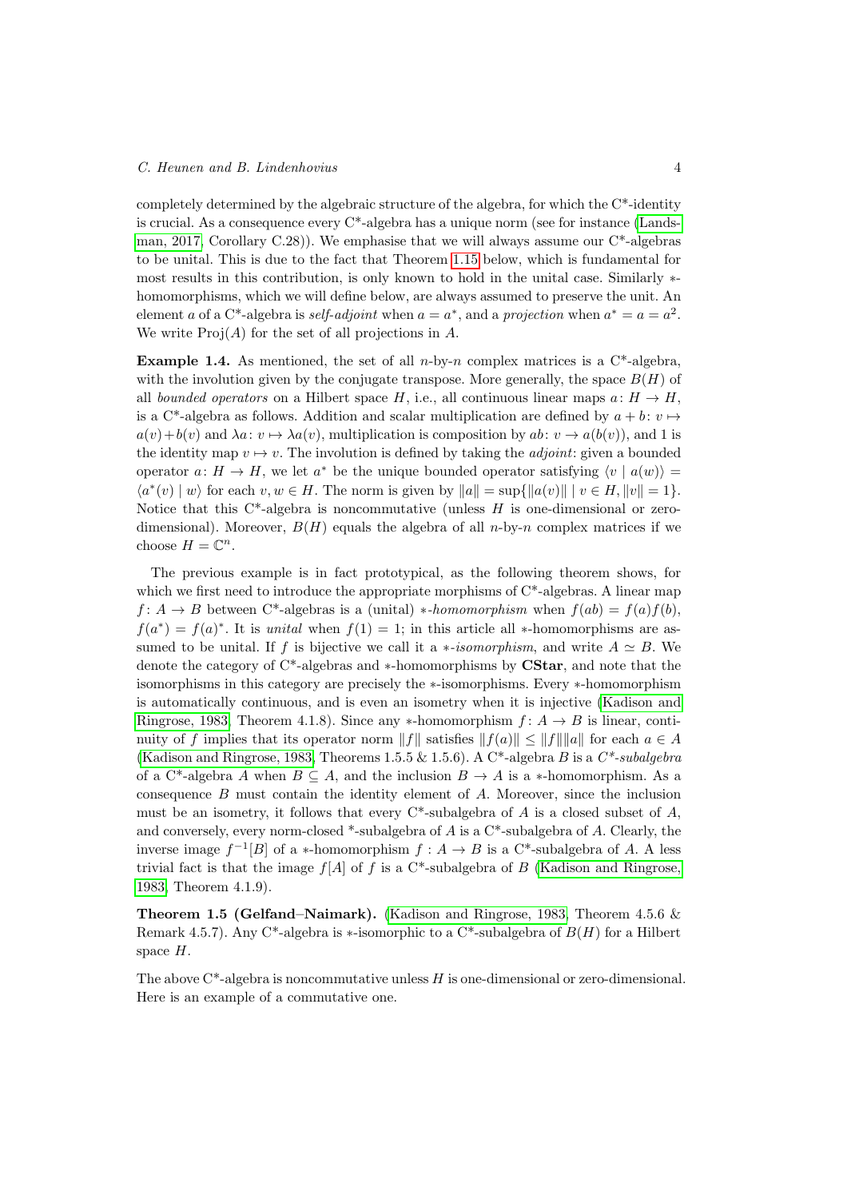completely determined by the algebraic structure of the algebra, for which the C*-identity is crucial. As a consequence every C*-algebra has a unique norm (see for instance (Landsman, 2017, Corollary C.28)). We emphasise that we will always assume our C*-algebras to be unital. This is due to the fact that Theorem 1.15 below, which is fundamental for most results in this contribution, is only known to hold in the unital case. Similarly $*$-homomorphisms, which we will define below, are always assumed to preserve the unit. An element $a$ of a C*-algebra is *self-adjoint* when $a = a^*$, and a *projection* when $a^* = a = a^2$. We write $\mathrm{Proj}(A)$ for the set of all projections in $A$.

**Example 1.4.** As mentioned, the set of all $n$-by-$n$ complex matrices is a C*-algebra, with the involution given by the conjugate transpose. More generally, the space $B(H)$ of all *bounded operators* on a Hilbert space $H$, i.e., all continuous linear maps $a\colon H \to H$, is a C*-algebra as follows. Addition and scalar multiplication are defined by $a + b\colon v \mapsto a(v)+b(v)$ and $\lambda a\colon v \mapsto \lambda a(v)$, multiplication is composition by $ab\colon v \to a(b(v))$, and 1 is the identity map $v \mapsto v$. The involution is defined by taking the *adjoint*: given a bounded operator $a\colon H \to H$, we let $a^*$ be the unique bounded operator satisfying $\langle v \mid a(w)\rangle = \langle a^*(v) \mid w\rangle$ for each $v, w \in H$. The norm is given by $\|a\| = \sup\{\|a(v)\| \mid v \in H, \|v\| = 1\}$. Notice that this C*-algebra is noncommutative (unless $H$ is one-dimensional or zero-dimensional). Moreover, $B(H)$ equals the algebra of all $n$-by-$n$ complex matrices if we choose $H = \mathbb{C}^n$.

The previous example is in fact prototypical, as the following theorem shows, for which we first need to introduce the appropriate morphisms of C*-algebras. A linear map $f\colon A \to B$ between C*-algebras is a (unital) $*$-*homomorphism* when $f(ab) = f(a)f(b)$, $f(a^*) = f(a)^*$. It is *unital* when $f(1) = 1$; in this article all $*$-homomorphisms are assumed to be unital. If $f$ is bijective we call it a $*$-*isomorphism*, and write $A \simeq B$. We denote the category of C*-algebras and $*$-homomorphisms by **CStar**, and note that the isomorphisms in this category are precisely the $*$-isomorphisms. Every $*$-homomorphism is automatically continuous, and is even an isometry when it is injective (Kadison and Ringrose, 1983, Theorem 4.1.8). Since any $*$-homomorphism $f\colon A \to B$ is linear, continuity of $f$ implies that its operator norm $\|f\|$ satisfies $\|f(a)\| \leq \|f\|\|a\|$ for each $a \in A$ (Kadison and Ringrose, 1983, Theorems 1.5.5 & 1.5.6). A C*-algebra $B$ is a *C\*-subalgebra* of a C*-algebra $A$ when $B \subseteq A$, and the inclusion $B \to A$ is a $*$-homomorphism. As a consequence $B$ must contain the identity element of $A$. Moreover, since the inclusion must be an isometry, it follows that every C*-subalgebra of $A$ is a closed subset of $A$, and conversely, every norm-closed *-subalgebra of $A$ is a C*-subalgebra of $A$. Clearly, the inverse image $f^{-1}[B]$ of a $*$-homomorphism $f : A \to B$ is a C*-subalgebra of $A$. A less trivial fact is that the image $f[A]$ of $f$ is a C*-subalgebra of $B$ (Kadison and Ringrose, 1983, Theorem 4.1.9).

**Theorem 1.5 (Gelfand–Naimark).** (Kadison and Ringrose, 1983, Theorem 4.5.6 & Remark 4.5.7). *Any C\*-algebra is $*$-isomorphic to a C\*-subalgebra of $B(H)$ for a Hilbert space $H$.*

The above C*-algebra is noncommutative unless $H$ is one-dimensional or zero-dimensional. Here is an example of a commutative one.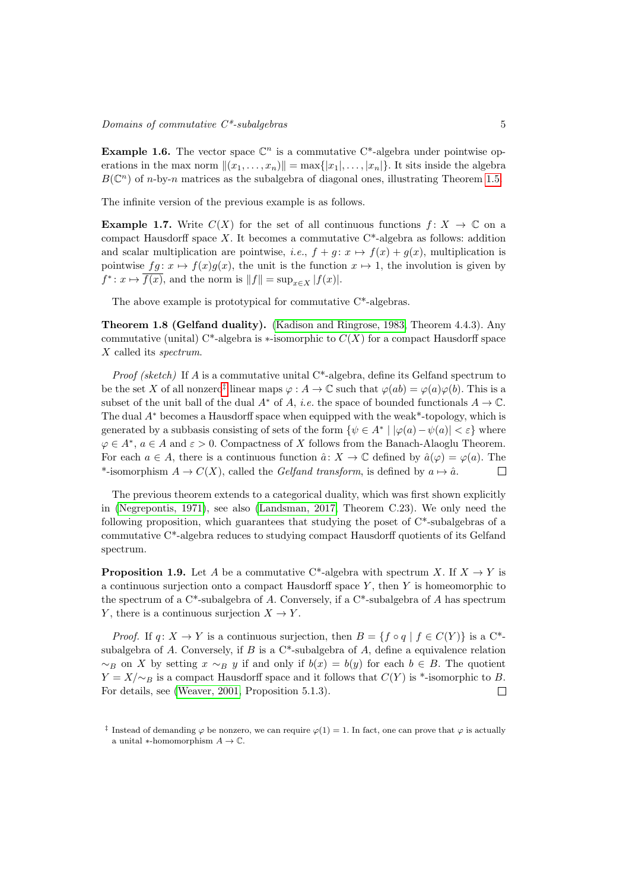**Example 1.6.** The vector space $\mathbb{C}^n$ is a commutative C*-algebra under pointwise operations in the max norm $\|(x_1, \dots, x_n)\| = \max\{|x_1|, \dots, |x_n|\}$. It sits inside the algebra $B(\mathbb{C}^n)$ of $n$-by-$n$ matrices as the subalgebra of diagonal ones, illustrating Theorem 1.5.

The infinite version of the previous example is as follows.

**Example 1.7.** Write $C(X)$ for the set of all continuous functions $f\colon X \to \mathbb{C}$ on a compact Hausdorff space $X$. It becomes a commutative C*-algebra as follows: addition and scalar multiplication are pointwise, *i.e.*, $f + g\colon x \mapsto f(x) + g(x)$, multiplication is pointwise $fg\colon x \mapsto f(x)g(x)$, the unit is the function $x \mapsto 1$, the involution is given by $f^*\colon x \mapsto \overline{f(x)}$, and the norm is $\|f\| = \sup_{x \in X} |f(x)|$.

The above example is prototypical for commutative C*-algebras.

**Theorem 1.8 (Gelfand duality).** (Kadison and Ringrose, 1983, Theorem 4.4.3). Any commutative (unital) C*-algebra is $*$-isomorphic to $C(X)$ for a compact Hausdorff space $X$ called its *spectrum*.

*Proof (sketch)* If $A$ is a commutative unital C*-algebra, define its Gelfand spectrum to be the set $X$ of all nonzero[‡] linear maps $\varphi : A \to \mathbb{C}$ such that $\varphi(ab) = \varphi(a)\varphi(b)$. This is a subset of the unit ball of the dual $A^*$ of $A$, *i.e.* the space of bounded functionals $A \to \mathbb{C}$. The dual $A^*$ becomes a Hausdorff space when equipped with the weak*-topology, which is generated by a subbasis consisting of sets of the form $\{\psi \in A^* \mid |\varphi(a) - \psi(a)| < \varepsilon\}$ where $\varphi \in A^*$, $a \in A$ and $\varepsilon > 0$. Compactness of $X$ follows from the Banach-Alaoglu Theorem. For each $a \in A$, there is a continuous function $\hat{a}\colon X \to \mathbb{C}$ defined by $\hat{a}(\varphi) = \varphi(a)$. The *-isomorphism $A \to C(X)$, called the *Gelfand transform*, is defined by $a \mapsto \hat{a}$. □

The previous theorem extends to a categorical duality, which was first shown explicitly in (Negrepontis, 1971), see also (Landsman, 2017, Theorem C.23). We only need the following proposition, which guarantees that studying the poset of C*-subalgebras of a commutative C*-algebra reduces to studying compact Hausdorff quotients of its Gelfand spectrum.

**Proposition 1.9.** Let $A$ be a commutative C*-algebra with spectrum $X$. If $X \to Y$ is a continuous surjection onto a compact Hausdorff space $Y$, then $Y$ is homeomorphic to the spectrum of a C*-subalgebra of $A$. Conversely, if a C*-subalgebra of $A$ has spectrum $Y$, there is a continuous surjection $X \to Y$.

*Proof.* If $q\colon X \to Y$ is a continuous surjection, then $B = \{f \circ q \mid f \in C(Y)\}$ is a C*-subalgebra of $A$. Conversely, if $B$ is a C*-subalgebra of $A$, define a equivalence relation $\sim_B$ on $X$ by setting $x \sim_B y$ if and only if $b(x) = b(y)$ for each $b \in B$. The quotient $Y = X/{\sim_B}$ is a compact Hausdorff space and it follows that $C(Y)$ is *-isomorphic to $B$. For details, see (Weaver, 2001, Proposition 5.1.3). □

[‡] Instead of demanding $\varphi$ be nonzero, we can require $\varphi(1) = 1$. In fact, one can prove that $\varphi$ is actually a unital $*$-homomorphism $A \to \mathbb{C}$.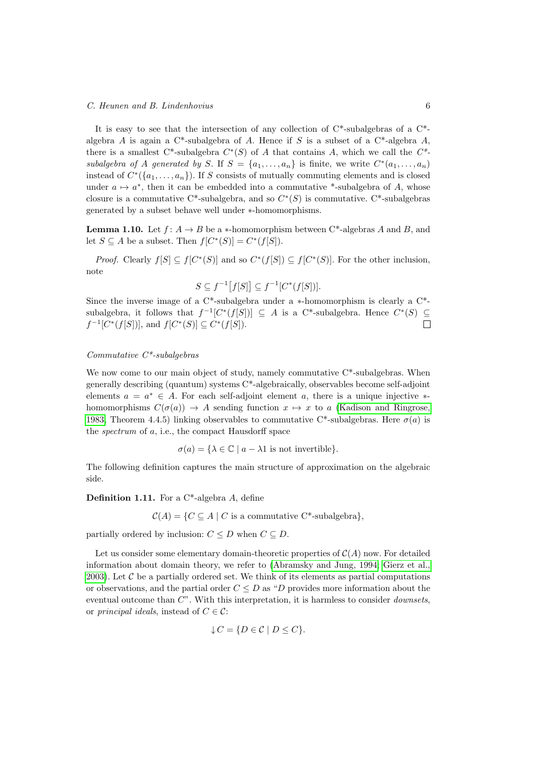It is easy to see that the intersection of any collection of C*-subalgebras of a C*-algebra $A$ is again a C*-subalgebra of $A$. Hence if $S$ is a subset of a C*-algebra $A$, there is a smallest C*-subalgebra $C^*(S)$ of $A$ that contains $A$, which we call the *$C^*$-subalgebra of $A$ generated by $S$*. If $S = \{a_1, \ldots, a_n\}$ is finite, we write $C^*(a_1, \ldots, a_n)$ instead of $C^*(\{a_1, \ldots, a_n\})$. If $S$ consists of mutually commuting elements and is closed under $a \mapsto a^*$, then it can be embedded into a commutative *-subalgebra of $A$, whose closure is a commutative C*-subalgebra, and so $C^*(S)$ is commutative. C*-subalgebras generated by a subset behave well under $*$-homomorphisms.

**Lemma 1.10.** Let $f\colon A \to B$ be a $*$-homomorphism between C*-algebras $A$ and $B$, and let $S \subseteq A$ be a subset. Then $f[C^*(S)] = C^*(f[S])$.

*Proof.* Clearly $f[S] \subseteq f[C^*(S)]$ and so $C^*(f[S]) \subseteq f[C^*(S)]$. For the other inclusion, note

$$S \subseteq f^{-1}\big[f[S]\big] \subseteq f^{-1}[C^*(f[S])].$$

Since the inverse image of a C*-subalgebra under a $*$-homomorphism is clearly a C*-subalgebra, it follows that $f^{-1}[C^*(f[S])] \subseteq A$ is a C*-subalgebra. Hence $C^*(S) \subseteq f^{-1}[C^*(f[S])]$, and $f[C^*(S)] \subseteq C^*(f[S])$. □

*Commutative C\*-subalgebras*

We now come to our main object of study, namely commutative C*-subalgebras. When generally describing (quantum) systems C*-algebraically, observables become self-adjoint elements $a = a^* \in A$. For each self-adjoint element $a$, there is a unique injective $*$-homomorphisms $C(\sigma(a)) \to A$ sending function $x \mapsto x$ to $a$ (Kadison and Ringrose, 1983, Theorem 4.4.5) linking observables to commutative C*-subalgebras. Here $\sigma(a)$ is the *spectrum* of $a$, i.e., the compact Hausdorff space

$$\sigma(a) = \{\lambda \in \mathbb{C} \mid a - \lambda 1 \text{ is not invertible}\}.$$

The following definition captures the main structure of approximation on the algebraic side.

**Definition 1.11.** For a C*-algebra $A$, define

$$\mathcal{C}(A) = \{C \subseteq A \mid C \text{ is a commutative C*-subalgebra}\},$$

partially ordered by inclusion: $C \leq D$ when $C \subseteq D$.

Let us consider some elementary domain-theoretic properties of $\mathcal{C}(A)$ now. For detailed information about domain theory, we refer to (Abramsky and Jung, 1994; Gierz et al., 2003). Let $\mathcal{C}$ be a partially ordered set. We think of its elements as partial computations or observations, and the partial order $C \leq D$ as "$D$ provides more information about the eventual outcome than $C$". With this interpretation, it is harmless to consider *downsets*, or *principal ideals*, instead of $C \in \mathcal{C}$:

$$\downarrow C = \{D \in \mathcal{C} \mid D \leq C\}.$$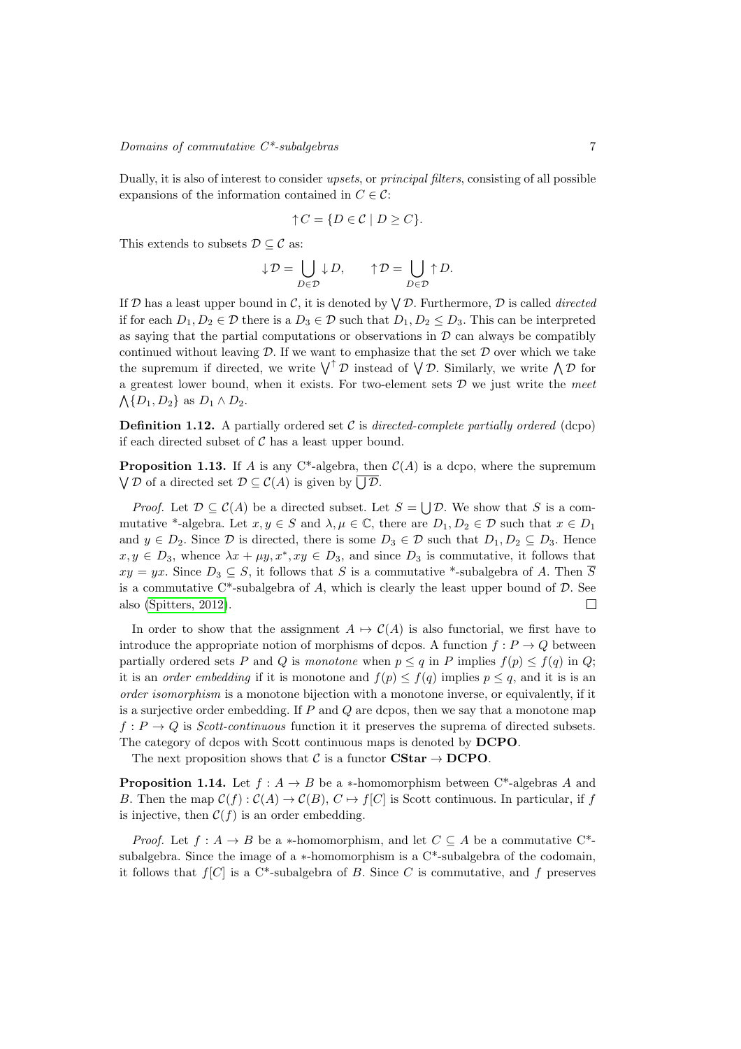Dually, it is also of interest to consider *upsets*, or *principal filters*, consisting of all possible expansions of the information contained in $C \in \mathcal{C}$:

$$\uparrow C = \{D \in \mathcal{C} \mid D \geq C\}.$$

This extends to subsets $\mathcal{D} \subseteq \mathcal{C}$ as:

$$\downarrow \mathcal{D} = \bigcup_{D \in \mathcal{D}} \downarrow D, \qquad \uparrow \mathcal{D} = \bigcup_{D \in \mathcal{D}} \uparrow D.$$

If $\mathcal{D}$ has a least upper bound in $\mathcal{C}$, it is denoted by $\bigvee \mathcal{D}$. Furthermore, $\mathcal{D}$ is called *directed* if for each $D_1, D_2 \in \mathcal{D}$ there is a $D_3 \in \mathcal{D}$ such that $D_1, D_2 \leq D_3$. This can be interpreted as saying that the partial computations or observations in $\mathcal{D}$ can always be compatibly continued without leaving $\mathcal{D}$. If we want to emphasize that the set $\mathcal{D}$ over which we take the supremum if directed, we write $\bigvee^{\uparrow} \mathcal{D}$ instead of $\bigvee \mathcal{D}$. Similarly, we write $\bigwedge \mathcal{D}$ for a greatest lower bound, when it exists. For two-element sets $\mathcal{D}$ we just write the *meet* $\bigwedge\{D_1, D_2\}$ as $D_1 \wedge D_2$.

**Definition 1.12.** A partially ordered set $\mathcal{C}$ is *directed-complete partially ordered* (dcpo) if each directed subset of $\mathcal{C}$ has a least upper bound.

**Proposition 1.13.** If $A$ is any C*-algebra, then $\mathcal{C}(A)$ is a dcpo, where the supremum $\bigvee \mathcal{D}$ of a directed set $\mathcal{D} \subseteq \mathcal{C}(A)$ is given by $\overline{\bigcup \mathcal{D}}$.

*Proof.* Let $\mathcal{D} \subseteq \mathcal{C}(A)$ be a directed subset. Let $S = \bigcup \mathcal{D}$. We show that $S$ is a commutative *-algebra. Let $x, y \in S$ and $\lambda, \mu \in \mathbb{C}$, there are $D_1, D_2 \in \mathcal{D}$ such that $x \in D_1$ and $y \in D_2$. Since $\mathcal{D}$ is directed, there is some $D_3 \in \mathcal{D}$ such that $D_1, D_2 \subseteq D_3$. Hence $x, y \in D_3$, whence $\lambda x + \mu y, x^*, xy \in D_3$, and since $D_3$ is commutative, it follows that $xy = yx$. Since $D_3 \subseteq S$, it follows that $S$ is a commutative *-subalgebra of $A$. Then $\overline{S}$ is a commutative C*-subalgebra of $A$, which is clearly the least upper bound of $\mathcal{D}$. See also (Spitters, 2012). $\square$

In order to show that the assignment $A \mapsto \mathcal{C}(A)$ is also functorial, we first have to introduce the appropriate notion of morphisms of dcpos. A function $f : P \to Q$ between partially ordered sets $P$ and $Q$ is *monotone* when $p \leq q$ in $P$ implies $f(p) \leq f(q)$ in $Q$; it is an *order embedding* if it is monotone and $f(p) \leq f(q)$ implies $p \leq q$, and it is is an *order isomorphism* is a monotone bijection with a monotone inverse, or equivalently, if it is a surjective order embedding. If $P$ and $Q$ are dcpos, then we say that a monotone map $f : P \to Q$ is *Scott-continuous* function it it preserves the suprema of directed subsets. The category of dcpos with Scott continuous maps is denoted by **DCPO**.

The next proposition shows that $\mathcal{C}$ is a functor **CStar** $\to$ **DCPO**.

**Proposition 1.14.** Let $f : A \to B$ be a $*$-homomorphism between C*-algebras $A$ and $B$. Then the map $\mathcal{C}(f) : \mathcal{C}(A) \to \mathcal{C}(B)$, $C \mapsto f[C]$ is Scott continuous. In particular, if $f$ is injective, then $\mathcal{C}(f)$ is an order embedding.

*Proof.* Let $f : A \to B$ be a $*$-homomorphism, and let $C \subseteq A$ be a commutative C*-subalgebra. Since the image of a $*$-homomorphism is a C*-subalgebra of the codomain, it follows that $f[C]$ is a C*-subalgebra of $B$. Since $C$ is commutative, and $f$ preserves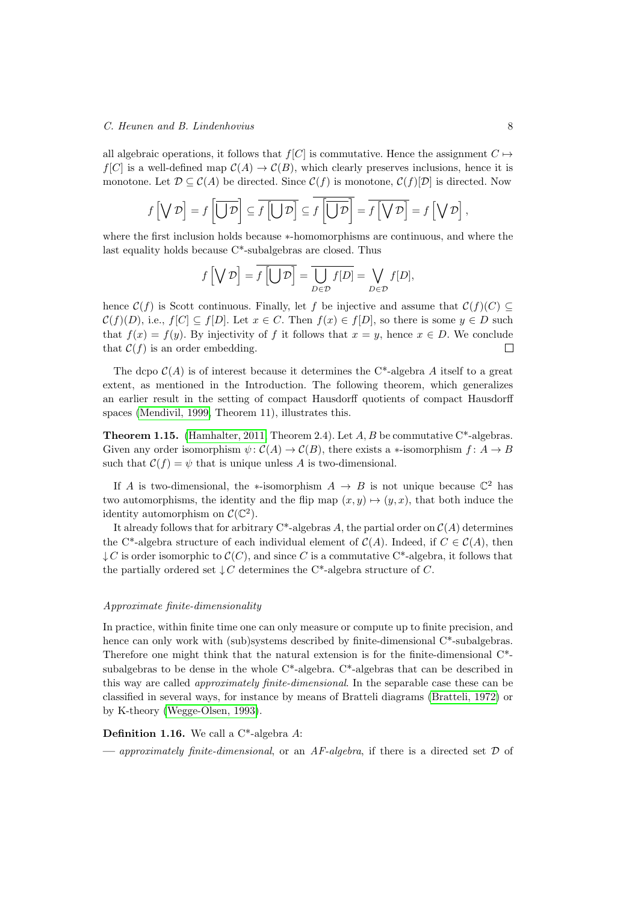all algebraic operations, it follows that $f[C]$ is commutative. Hence the assignment $C \mapsto f[C]$ is a well-defined map $\mathcal{C}(A) \to \mathcal{C}(B)$, which clearly preserves inclusions, hence it is monotone. Let $\mathcal{D} \subseteq \mathcal{C}(A)$ be directed. Since $\mathcal{C}(f)$ is monotone, $\mathcal{C}(f)[\mathcal{D}]$ is directed. Now

$$f\left[\bigvee \mathcal{D}\right] = f\left[\overline{\bigcup \mathcal{D}}\right] \subseteq \overline{f\left[\bigcup \mathcal{D}\right]} \subseteq \overline{f\left[\overline{\bigcup \mathcal{D}}\right]} = \overline{f\left[\bigvee \mathcal{D}\right]} = f\left[\bigvee \mathcal{D}\right],$$

where the first inclusion holds because $*$-homomorphisms are continuous, and where the last equality holds because C*-subalgebras are closed. Thus

$$f\left[\bigvee \mathcal{D}\right] = \overline{f\left[\bigcup \mathcal{D}\right]} = \overline{\bigcup_{D \in \mathcal{D}} f[D]} = \bigvee_{D \in \mathcal{D}} f[D],$$

hence $\mathcal{C}(f)$ is Scott continuous. Finally, let $f$ be injective and assume that $\mathcal{C}(f)(C) \subseteq \mathcal{C}(f)(D)$, i.e., $f[C] \subseteq f[D]$. Let $x \in C$. Then $f(x) \in f[D]$, so there is some $y \in D$ such that $f(x) = f(y)$. By injectivity of $f$ it follows that $x = y$, hence $x \in D$. We conclude that $\mathcal{C}(f)$ is an order embedding. □

The dcpo $\mathcal{C}(A)$ is of interest because it determines the C*-algebra $A$ itself to a great extent, as mentioned in the Introduction. The following theorem, which generalizes an earlier result in the setting of compact Hausdorff quotients of compact Hausdorff spaces (Mendivil, 1999, Theorem 11), illustrates this.

**Theorem 1.15.** (Hamhalter, 2011, Theorem 2.4). Let $A, B$ be commutative C*-algebras. Given any order isomorphism $\psi \colon \mathcal{C}(A) \to \mathcal{C}(B)$, there exists a $*$-isomorphism $f \colon A \to B$ such that $\mathcal{C}(f) = \psi$ that is unique unless $A$ is two-dimensional.

If $A$ is two-dimensional, the $*$-isomorphism $A \to B$ is not unique because $\mathbb{C}^2$ has two automorphisms, the identity and the flip map $(x, y) \mapsto (y, x)$, that both induce the identity automorphism on $\mathcal{C}(\mathbb{C}^2)$.

It already follows that for arbitrary C*-algebras $A$, the partial order on $\mathcal{C}(A)$ determines the C*-algebra structure of each individual element of $\mathcal{C}(A)$. Indeed, if $C \in \mathcal{C}(A)$, then $\downarrow C$ is order isomorphic to $\mathcal{C}(C)$, and since $C$ is a commutative C*-algebra, it follows that the partially ordered set $\downarrow C$ determines the C*-algebra structure of $C$.

*Approximate finite-dimensionality*

In practice, within finite time one can only measure or compute up to finite precision, and hence can only work with (sub)systems described by finite-dimensional C*-subalgebras. Therefore one might think that the natural extension is for the finite-dimensional C*-subalgebras to be dense in the whole C*-algebra. C*-algebras that can be described in this way are called *approximately finite-dimensional*. In the separable case these can be classified in several ways, for instance by means of Bratteli diagrams (Bratteli, 1972) or by K-theory (Wegge-Olsen, 1993).

**Definition 1.16.** We call a C*-algebra $A$:

— *approximately finite-dimensional*, or an *AF-algebra*, if there is a directed set $\mathcal{D}$ of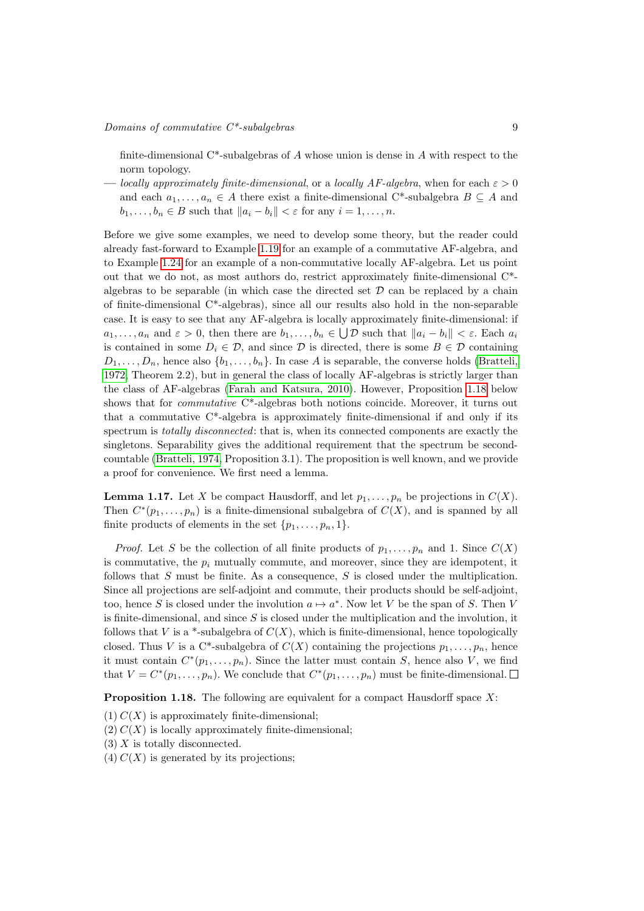finite-dimensional C*-subalgebras of $A$ whose union is dense in $A$ with respect to the norm topology.

— *locally approximately finite-dimensional*, or a *locally AF-algebra*, when for each $\varepsilon > 0$ and each $a_1, \ldots, a_n \in A$ there exist a finite-dimensional C*-subalgebra $B \subseteq A$ and $b_1, \ldots, b_n \in B$ such that $\|a_i - b_i\| < \varepsilon$ for any $i = 1, \ldots, n$.

Before we give some examples, we need to develop some theory, but the reader could already fast-forward to Example 1.19 for an example of a commutative AF-algebra, and to Example 1.24 for an example of a non-commutative locally AF-algebra. Let us point out that we do not, as most authors do, restrict approximately finite-dimensional C*-algebras to be separable (in which case the directed set $\mathcal{D}$ can be replaced by a chain of finite-dimensional C*-algebras), since all our results also hold in the non-separable case. It is easy to see that any AF-algebra is locally approximately finite-dimensional: if $a_1, \ldots, a_n$ and $\varepsilon > 0$, then there are $b_1, \ldots, b_n \in \bigcup \mathcal{D}$ such that $\|a_i - b_i\| < \varepsilon$. Each $a_i$ is contained in some $D_i \in \mathcal{D}$, and since $\mathcal{D}$ is directed, there is some $B \in \mathcal{D}$ containing $D_1, \ldots, D_n$, hence also $\{b_1, \ldots, b_n\}$. In case $A$ is separable, the converse holds (Bratteli, 1972, Theorem 2.2), but in general the class of locally AF-algebras is strictly larger than the class of AF-algebras (Farah and Katsura, 2010). However, Proposition 1.18 below shows that for *commutative* C*-algebras both notions coincide. Moreover, it turns out that a commutative C*-algebra is approximately finite-dimensional if and only if its spectrum is *totally disconnected*: that is, when its connected components are exactly the singletons. Separability gives the additional requirement that the spectrum be second-countable (Bratteli, 1974, Proposition 3.1). The proposition is well known, and we provide a proof for convenience. We first need a lemma.

**Lemma 1.17.** Let $X$ be compact Hausdorff, and let $p_1, \ldots, p_n$ be projections in $C(X)$. Then $C^*(p_1, \ldots, p_n)$ is a finite-dimensional subalgebra of $C(X)$, and is spanned by all finite products of elements in the set $\{p_1, \ldots, p_n, 1\}$.

*Proof.* Let $S$ be the collection of all finite products of $p_1, \ldots, p_n$ and 1. Since $C(X)$ is commutative, the $p_i$ mutually commute, and moreover, since they are idempotent, it follows that $S$ must be finite. As a consequence, $S$ is closed under the multiplication. Since all projections are self-adjoint and commute, their products should be self-adjoint, too, hence $S$ is closed under the involution $a \mapsto a^*$. Now let $V$ be the span of $S$. Then $V$ is finite-dimensional, and since $S$ is closed under the multiplication and the involution, it follows that $V$ is a *-subalgebra of $C(X)$, which is finite-dimensional, hence topologically closed. Thus $V$ is a C*-subalgebra of $C(X)$ containing the projections $p_1, \ldots, p_n$, hence it must contain $C^*(p_1, \ldots, p_n)$. Since the latter must contain $S$, hence also $V$, we find that $V = C^*(p_1, \ldots, p_n)$. We conclude that $C^*(p_1, \ldots, p_n)$ must be finite-dimensional. □

**Proposition 1.18.** The following are equivalent for a compact Hausdorff space $X$:

(1) $C(X)$ is approximately finite-dimensional;
(2) $C(X)$ is locally approximately finite-dimensional;
(3) $X$ is totally disconnected.
(4) $C(X)$ is generated by its projections;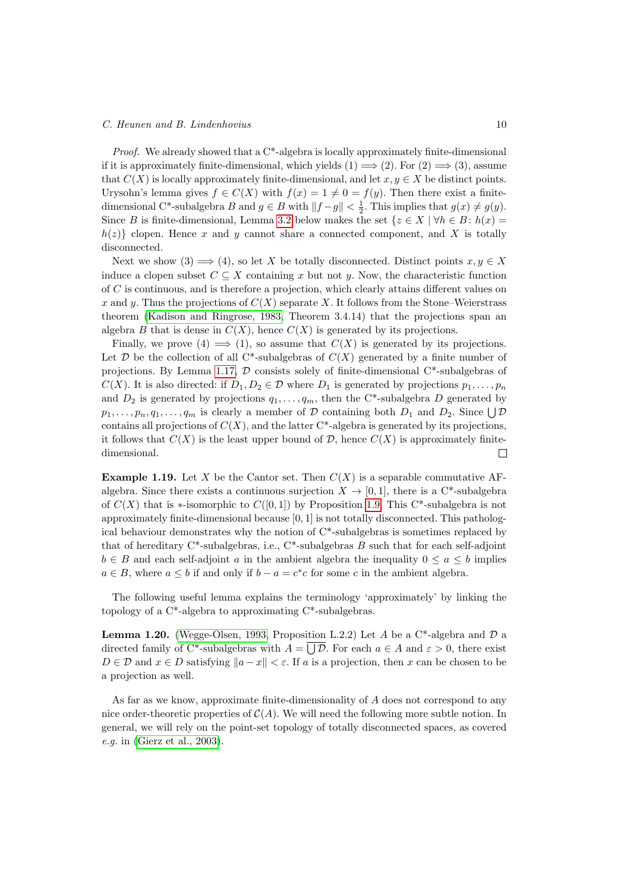*Proof.* We already showed that a C*-algebra is locally approximately finite-dimensional if it is approximately finite-dimensional, which yields (1) $\implies$ (2). For (2) $\implies$ (3), assume that $C(X)$ is locally approximately finite-dimensional, and let $x, y \in X$ be distinct points. Urysohn's lemma gives $f \in C(X)$ with $f(x) = 1 \neq 0 = f(y)$. Then there exist a finite-dimensional C*-subalgebra $B$ and $g \in B$ with $\|f - g\| < \frac{1}{2}$. This implies that $g(x) \neq g(y)$. Since $B$ is finite-dimensional, Lemma 3.2 below makes the set $\{z \in X \mid \forall h \in B \colon h(x) = h(z)\}$ clopen. Hence $x$ and $y$ cannot share a connected component, and $X$ is totally disconnected.

Next we show (3) $\implies$ (4), so let $X$ be totally disconnected. Distinct points $x, y \in X$ induce a clopen subset $C \subseteq X$ containing $x$ but not $y$. Now, the characteristic function of $C$ is continuous, and is therefore a projection, which clearly attains different values on $x$ and $y$. Thus the projections of $C(X)$ separate $X$. It follows from the Stone–Weierstrass theorem (Kadison and Ringrose, 1983, Theorem 3.4.14) that the projections span an algebra $B$ that is dense in $C(X)$, hence $C(X)$ is generated by its projections.

Finally, we prove (4) $\implies$ (1), so assume that $C(X)$ is generated by its projections. Let $\mathcal{D}$ be the collection of all C*-subalgebras of $C(X)$ generated by a finite number of projections. By Lemma 1.17, $\mathcal{D}$ consists solely of finite-dimensional C*-subalgebras of $C(X)$. It is also directed: if $D_1, D_2 \in \mathcal{D}$ where $D_1$ is generated by projections $p_1, \dots, p_n$ and $D_2$ is generated by projections $q_1, \dots, q_m$, then the C*-subalgebra $D$ generated by $p_1, \dots, p_n, q_1, \dots, q_m$ is clearly a member of $\mathcal{D}$ containing both $D_1$ and $D_2$. Since $\bigcup \mathcal{D}$ contains all projections of $C(X)$, and the latter C*-algebra is generated by its projections, it follows that $C(X)$ is the least upper bound of $\mathcal{D}$, hence $C(X)$ is approximately finite-dimensional. $\square$

**Example 1.19.** Let $X$ be the Cantor set. Then $C(X)$ is a separable commutative AF-algebra. Since there exists a continuous surjection $X \to [0, 1]$, there is a C*-subalgebra of $C(X)$ that is $*$-isomorphic to $C([0, 1])$ by Proposition 1.9. This C*-subalgebra is not approximately finite-dimensional because $[0, 1]$ is not totally disconnected. This pathological behaviour demonstrates why the notion of C*-subalgebras is sometimes replaced by that of hereditary C*-subalgebras, i.e., C*-subalgebras $B$ such that for each self-adjoint $b \in B$ and each self-adjoint $a$ in the ambient algebra the inequality $0 \leq a \leq b$ implies $a \in B$, where $a \leq b$ if and only if $b - a = c^*c$ for some $c$ in the ambient algebra.

The following useful lemma explains the terminology 'approximately' by linking the topology of a C*-algebra to approximating C*-subalgebras.

**Lemma 1.20.** (Wegge-Olsen, 1993, Proposition L.2.2) Let $A$ be a C*-algebra and $\mathcal{D}$ a directed family of C*-subalgebras with $A = \overline{\bigcup \mathcal{D}}$. For each $a \in A$ and $\varepsilon > 0$, there exist $D \in \mathcal{D}$ and $x \in D$ satisfying $\|a - x\| < \varepsilon$. If $a$ is a projection, then $x$ can be chosen to be a projection as well.

As far as we know, approximate finite-dimensionality of $A$ does not correspond to any nice order-theoretic properties of $\mathcal{C}(A)$. We will need the following more subtle notion. In general, we will rely on the point-set topology of totally disconnected spaces, as covered *e.g.* in (Gierz et al., 2003).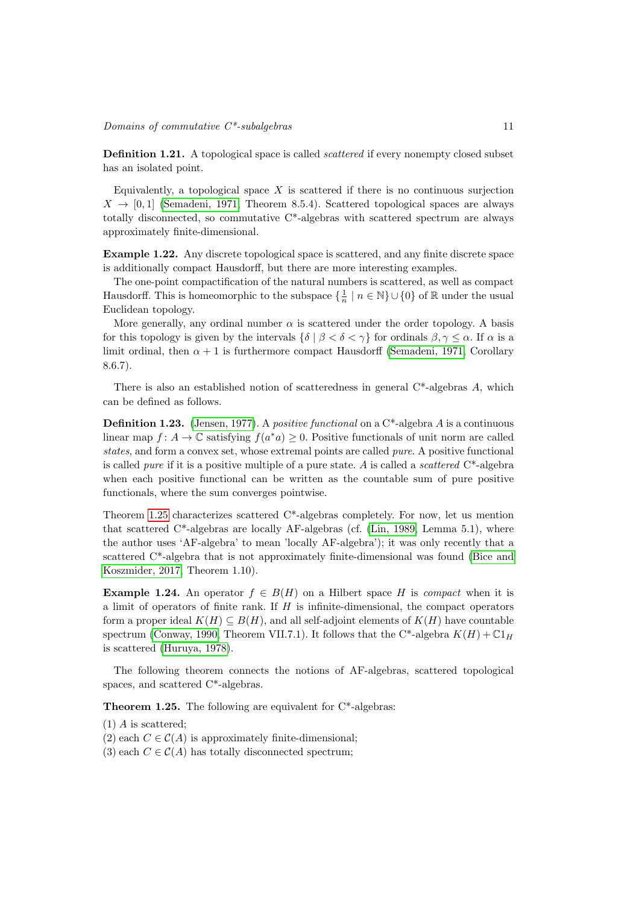**Definition 1.21.** A topological space is called *scattered* if every nonempty closed subset has an isolated point.

Equivalently, a topological space $X$ is scattered if there is no continuous surjection $X \to [0,1]$ (Semadeni, 1971, Theorem 8.5.4). Scattered topological spaces are always totally disconnected, so commutative C*-algebras with scattered spectrum are always approximately finite-dimensional.

**Example 1.22.** Any discrete topological space is scattered, and any finite discrete space is additionally compact Hausdorff, but there are more interesting examples.

The one-point compactification of the natural numbers is scattered, as well as compact Hausdorff. This is homeomorphic to the subspace $\{\frac{1}{n} \mid n \in \mathbb{N}\} \cup \{0\}$ of $\mathbb{R}$ under the usual Euclidean topology.

More generally, any ordinal number $\alpha$ is scattered under the order topology. A basis for this topology is given by the intervals $\{\delta \mid \beta < \delta < \gamma\}$ for ordinals $\beta, \gamma \leq \alpha$. If $\alpha$ is a limit ordinal, then $\alpha + 1$ is furthermore compact Hausdorff (Semadeni, 1971, Corollary 8.6.7).

There is also an established notion of scatteredness in general C*-algebras $A$, which can be defined as follows.

**Definition 1.23.** (Jensen, 1977). A *positive functional* on a C*-algebra $A$ is a continuous linear map $f \colon A \to \mathbb{C}$ satisfying $f(a^*a) \geq 0$. Positive functionals of unit norm are called *states*, and form a convex set, whose extremal points are called *pure*. A positive functional is called *pure* if it is a positive multiple of a pure state. $A$ is called a *scattered* C*-algebra when each positive functional can be written as the countable sum of pure positive functionals, where the sum converges pointwise.

Theorem 1.25 characterizes scattered C*-algebras completely. For now, let us mention that scattered C*-algebras are locally AF-algebras (cf. (Lin, 1989, Lemma 5.1), where the author uses 'AF-algebra' to mean 'locally AF-algebra'); it was only recently that a scattered C*-algebra that is not approximately finite-dimensional was found (Bice and Koszmider, 2017, Theorem 1.10).

**Example 1.24.** An operator $f \in B(H)$ on a Hilbert space $H$ is *compact* when it is a limit of operators of finite rank. If $H$ is infinite-dimensional, the compact operators form a proper ideal $K(H) \subseteq B(H)$, and all self-adjoint elements of $K(H)$ have countable spectrum (Conway, 1990, Theorem VII.7.1). It follows that the C*-algebra $K(H) + \mathbb{C}1_H$ is scattered (Huruya, 1978).

The following theorem connects the notions of AF-algebras, scattered topological spaces, and scattered C*-algebras.

**Theorem 1.25.** The following are equivalent for C*-algebras:

(1) $A$ is scattered;
(2) each $C \in \mathcal{C}(A)$ is approximately finite-dimensional;
(3) each $C \in \mathcal{C}(A)$ has totally disconnected spectrum;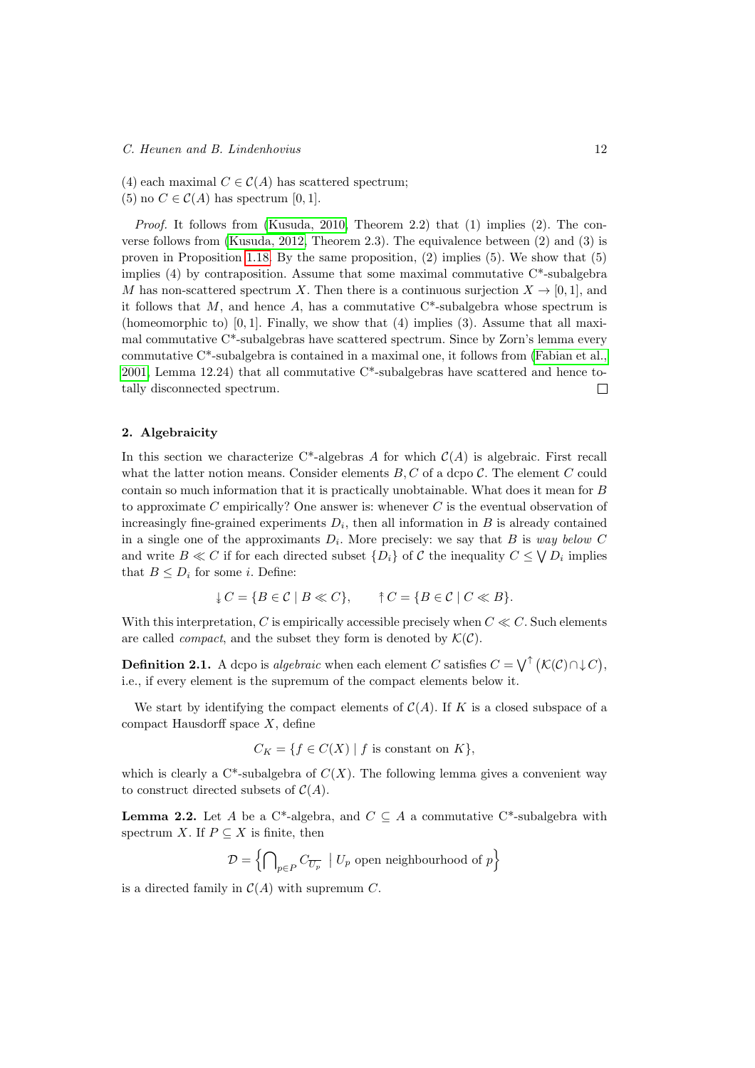(4) each maximal $C \in \mathcal{C}(A)$ has scattered spectrum;
(5) no $C \in \mathcal{C}(A)$ has spectrum $[0, 1]$.

*Proof.* It follows from (Kusuda, 2010, Theorem 2.2) that (1) implies (2). The converse follows from (Kusuda, 2012, Theorem 2.3). The equivalence between (2) and (3) is proven in Proposition 1.18. By the same proposition, (2) implies (5). We show that (5) implies (4) by contraposition. Assume that some maximal commutative C*-subalgebra $M$ has non-scattered spectrum $X$. Then there is a continuous surjection $X \to [0, 1]$, and it follows that $M$, and hence $A$, has a commutative C*-subalgebra whose spectrum is (homeomorphic to) $[0, 1]$. Finally, we show that (4) implies (3). Assume that all maximal commutative C*-subalgebras have scattered spectrum. Since by Zorn's lemma every commutative C*-subalgebra is contained in a maximal one, it follows from (Fabian et al., 2001, Lemma 12.24) that all commutative C*-subalgebras have scattered and hence totally disconnected spectrum. $\square$

## 2. Algebraicity

In this section we characterize C*-algebras $A$ for which $\mathcal{C}(A)$ is algebraic. First recall what the latter notion means. Consider elements $B, C$ of a dcpo $\mathcal{C}$. The element $C$ could contain so much information that it is practically unobtainable. What does it mean for $B$ to approximate $C$ empirically? One answer is: whenever $C$ is the eventual observation of increasingly fine-grained experiments $D_i$, then all information in $B$ is already contained in a single one of the approximants $D_i$. More precisely: we say that $B$ is *way below* $C$ and write $B \ll C$ if for each directed subset $\{D_i\}$ of $\mathcal{C}$ the inequality $C \leq \bigvee D_i$ implies that $B \leq D_i$ for some $i$. Define:

$$\downarrow C = \{B \in \mathcal{C} \mid B \ll C\}, \qquad \uparrow C = \{B \in \mathcal{C} \mid C \ll B\}.$$

With this interpretation, $C$ is empirically accessible precisely when $C \ll C$. Such elements are called *compact*, and the subset they form is denoted by $\mathcal{K}(\mathcal{C})$.

**Definition 2.1.** A dcpo is *algebraic* when each element $C$ satisfies $C = \bigvee^{\uparrow} \big(\mathcal{K}(\mathcal{C}) \cap \downarrow C\big)$, i.e., if every element is the supremum of the compact elements below it.

We start by identifying the compact elements of $\mathcal{C}(A)$. If $K$ is a closed subspace of a compact Hausdorff space $X$, define

$$C_K = \{f \in C(X) \mid f \text{ is constant on } K\},$$

which is clearly a C*-subalgebra of $C(X)$. The following lemma gives a convenient way to construct directed subsets of $\mathcal{C}(A)$.

**Lemma 2.2.** Let $A$ be a C*-algebra, and $C \subseteq A$ a commutative C*-subalgebra with spectrum $X$. If $P \subseteq X$ is finite, then

$$\mathcal{D} = \Big\{ \bigcap\nolimits_{p \in P} C_{\overline{U_p}} \mid U_p \text{ open neighbourhood of } p \Big\}$$

is a directed family in $\mathcal{C}(A)$ with supremum $C$.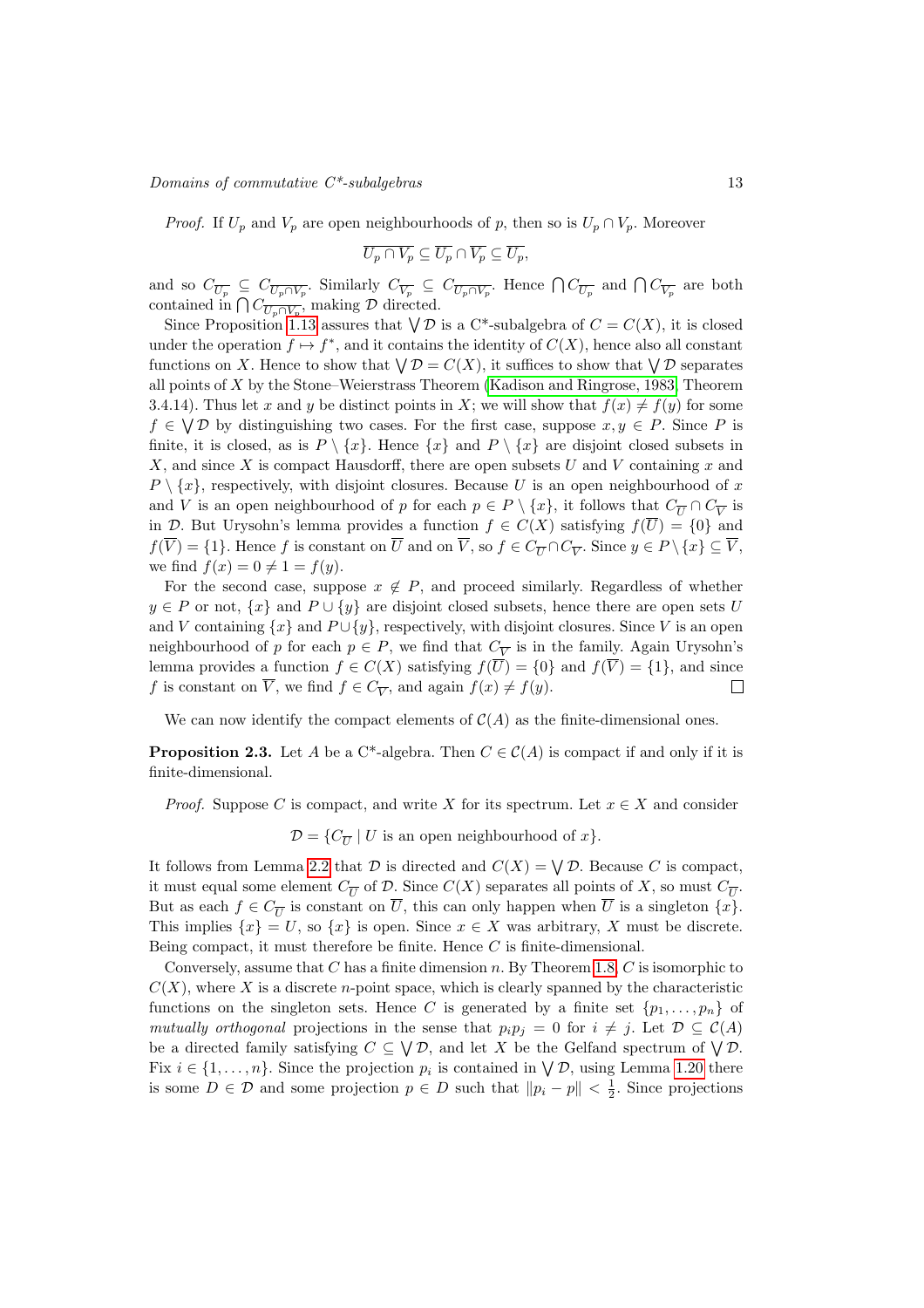*Proof.* If $U_p$ and $V_p$ are open neighbourhoods of $p$, then so is $U_p \cap V_p$. Moreover

$$\overline{U_p \cap V_p} \subseteq \overline{U_p} \cap \overline{V_p} \subseteq \overline{U_p},$$

and so $C_{\overline{U_p}} \subseteq C_{\overline{U_p \cap V_p}}$. Similarly $C_{\overline{V_p}} \subseteq C_{\overline{U_p \cap V_p}}$. Hence $\bigcap C_{\overline{U_p}}$ and $\bigcap C_{\overline{V_p}}$ are both contained in $\bigcap C_{\overline{U_p \cap V_p}}$, making $\mathcal{D}$ directed.

Since Proposition 1.13 assures that $\bigvee \mathcal{D}$ is a C*-subalgebra of $C = C(X)$, it is closed under the operation $f \mapsto f^*$, and it contains the identity of $C(X)$, hence also all constant functions on $X$. Hence to show that $\bigvee \mathcal{D} = C(X)$, it suffices to show that $\bigvee \mathcal{D}$ separates all points of $X$ by the Stone–Weierstrass Theorem (Kadison and Ringrose, 1983, Theorem 3.4.14). Thus let $x$ and $y$ be distinct points in $X$; we will show that $f(x) \neq f(y)$ for some $f \in \bigvee \mathcal{D}$ by distinguishing two cases. For the first case, suppose $x, y \in P$. Since $P$ is finite, it is closed, as is $P \setminus \{x\}$. Hence $\{x\}$ and $P \setminus \{x\}$ are disjoint closed subsets in $X$, and since $X$ is compact Hausdorff, there are open subsets $U$ and $V$ containing $x$ and $P \setminus \{x\}$, respectively, with disjoint closures. Because $U$ is an open neighbourhood of $x$ and $V$ is an open neighbourhood of $p$ for each $p \in P \setminus \{x\}$, it follows that $C_{\overline{U}} \cap C_{\overline{V}}$ is in $\mathcal{D}$. But Urysohn's lemma provides a function $f \in C(X)$ satisfying $f(\overline{U}) = \{0\}$ and $f(\overline{V}) = \{1\}$. Hence $f$ is constant on $\overline{U}$ and on $\overline{V}$, so $f \in C_{\overline{U}} \cap C_{\overline{V}}$. Since $y \in P \setminus \{x\} \subseteq \overline{V}$, we find $f(x) = 0 \neq 1 = f(y)$.

For the second case, suppose $x \notin P$, and proceed similarly. Regardless of whether $y \in P$ or not, $\{x\}$ and $P \cup \{y\}$ are disjoint closed subsets, hence there are open sets $U$ and $V$ containing $\{x\}$ and $P \cup \{y\}$, respectively, with disjoint closures. Since $V$ is an open neighbourhood of $p$ for each $p \in P$, we find that $C_{\overline{V}}$ is in the family. Again Urysohn's lemma provides a function $f \in C(X)$ satisfying $f(\overline{U}) = \{0\}$ and $f(\overline{V}) = \{1\}$, and since $f$ is constant on $\overline{V}$, we find $f \in C_{\overline{V}}$, and again $f(x) \neq f(y)$. $\square$

We can now identify the compact elements of $\mathcal{C}(A)$ as the finite-dimensional ones.

**Proposition 2.3.** Let $A$ be a C*-algebra. Then $C \in \mathcal{C}(A)$ is compact if and only if it is finite-dimensional.

*Proof.* Suppose $C$ is compact, and write $X$ for its spectrum. Let $x \in X$ and consider

$$\mathcal{D} = \{C_{\overline{U}} \mid U \text{ is an open neighbourhood of } x\}.$$

It follows from Lemma 2.2 that $\mathcal{D}$ is directed and $C(X) = \bigvee \mathcal{D}$. Because $C$ is compact, it must equal some element $C_{\overline{U}}$ of $\mathcal{D}$. Since $C(X)$ separates all points of $X$, so must $C_{\overline{U}}$. But as each $f \in C_{\overline{U}}$ is constant on $\overline{U}$, this can only happen when $\overline{U}$ is a singleton $\{x\}$. This implies $\{x\} = U$, so $\{x\}$ is open. Since $x \in X$ was arbitrary, $X$ must be discrete. Being compact, it must therefore be finite. Hence $C$ is finite-dimensional.

Conversely, assume that $C$ has a finite dimension $n$. By Theorem 1.8, $C$ is isomorphic to $C(X)$, where $X$ is a discrete $n$-point space, which is clearly spanned by the characteristic functions on the singleton sets. Hence $C$ is generated by a finite set $\{p_1, \ldots, p_n\}$ of *mutually orthogonal* projections in the sense that $p_i p_j = 0$ for $i \neq j$. Let $\mathcal{D} \subseteq \mathcal{C}(A)$ be a directed family satisfying $C \subseteq \bigvee \mathcal{D}$, and let $X$ be the Gelfand spectrum of $\bigvee \mathcal{D}$. Fix $i \in \{1, \ldots, n\}$. Since the projection $p_i$ is contained in $\bigvee \mathcal{D}$, using Lemma 1.20 there is some $D \in \mathcal{D}$ and some projection $p \in D$ such that $\|p_i - p\| < \frac{1}{2}$. Since projections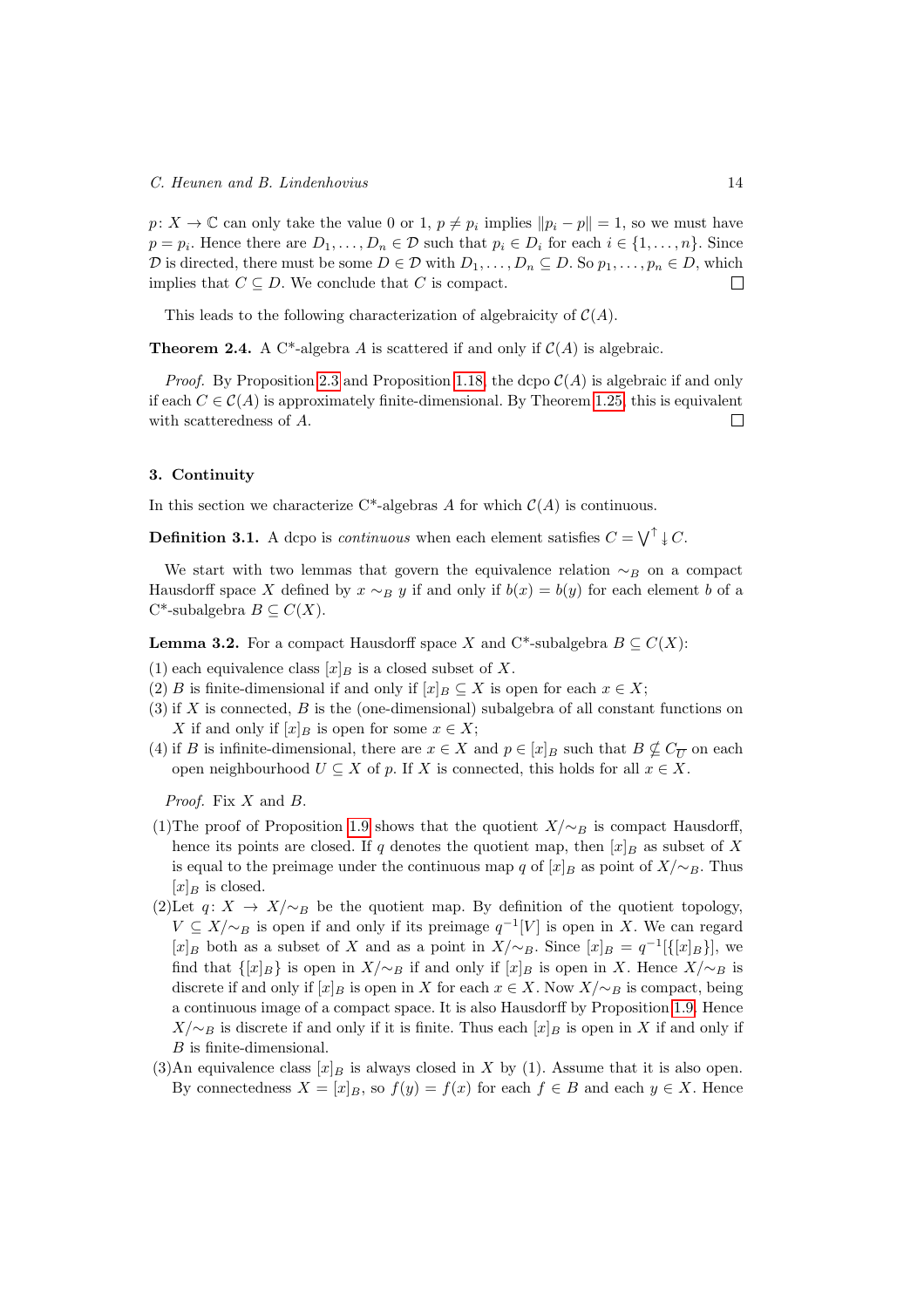$p\colon X \to \mathbb{C}$ can only take the value 0 or 1, $p \neq p_i$ implies $\|p_i - p\| = 1$, so we must have $p = p_i$. Hence there are $D_1, \ldots, D_n \in \mathcal{D}$ such that $p_i \in D_i$ for each $i \in \{1, \ldots, n\}$. Since $\mathcal{D}$ is directed, there must be some $D \in \mathcal{D}$ with $D_1, \ldots, D_n \subseteq D$. So $p_1, \ldots, p_n \in D$, which implies that $C \subseteq D$. We conclude that $C$ is compact. □

This leads to the following characterization of algebraicity of $\mathcal{C}(A)$.

**Theorem 2.4.** A C\*-algebra $A$ is scattered if and only if $\mathcal{C}(A)$ is algebraic.

*Proof.* By Proposition 2.3 and Proposition 1.18, the dcpo $\mathcal{C}(A)$ is algebraic if and only if each $C \in \mathcal{C}(A)$ is approximately finite-dimensional. By Theorem 1.25, this is equivalent with scatteredness of $A$. □

## 3. Continuity

In this section we characterize C\*-algebras $A$ for which $\mathcal{C}(A)$ is continuous.

**Definition 3.1.** A dcpo is *continuous* when each element satisfies $C = \bigvee^{\uparrow} \downarrow C$.

We start with two lemmas that govern the equivalence relation $\sim_B$ on a compact Hausdorff space $X$ defined by $x \sim_B y$ if and only if $b(x) = b(y)$ for each element $b$ of a C\*-subalgebra $B \subseteq C(X)$.

**Lemma 3.2.** For a compact Hausdorff space $X$ and C\*-subalgebra $B \subseteq C(X)$:

(1) each equivalence class $[x]_B$ is a closed subset of $X$.

(2) $B$ is finite-dimensional if and only if $[x]_B \subseteq X$ is open for each $x \in X$;

(3) if $X$ is connected, $B$ is the (one-dimensional) subalgebra of all constant functions on $X$ if and only if $[x]_B$ is open for some $x \in X$;

(4) if $B$ is infinite-dimensional, there are $x \in X$ and $p \in [x]_B$ such that $B \nsubseteq C_{\overline{U}}$ on each open neighbourhood $U \subseteq X$ of $p$. If $X$ is connected, this holds for all $x \in X$.

*Proof.* Fix $X$ and $B$.

(1) The proof of Proposition 1.9 shows that the quotient $X/{\sim_B}$ is compact Hausdorff, hence its points are closed. If $q$ denotes the quotient map, then $[x]_B$ as subset of $X$ is equal to the preimage under the continuous map $q$ of $[x]_B$ as point of $X/{\sim_B}$. Thus $[x]_B$ is closed.

(2) Let $q\colon X \to X/{\sim_B}$ be the quotient map. By definition of the quotient topology, $V \subseteq X/{\sim_B}$ is open if and only if its preimage $q^{-1}[V]$ is open in $X$. We can regard $[x]_B$ both as a subset of $X$ and as a point in $X/{\sim_B}$. Since $[x]_B = q^{-1}[\{[x]_B\}]$, we find that $\{[x]_B\}$ is open in $X/{\sim_B}$ if and only if $[x]_B$ is open in $X$. Hence $X/{\sim_B}$ is discrete if and only if $[x]_B$ is open in $X$ for each $x \in X$. Now $X/{\sim_B}$ is compact, being a continuous image of a compact space. It is also Hausdorff by Proposition 1.9. Hence $X/{\sim_B}$ is discrete if and only if it is finite. Thus each $[x]_B$ is open in $X$ if and only if $B$ is finite-dimensional.

(3) An equivalence class $[x]_B$ is always closed in $X$ by (1). Assume that it is also open. By connectedness $X = [x]_B$, so $f(y) = f(x)$ for each $f \in B$ and each $y \in X$. Hence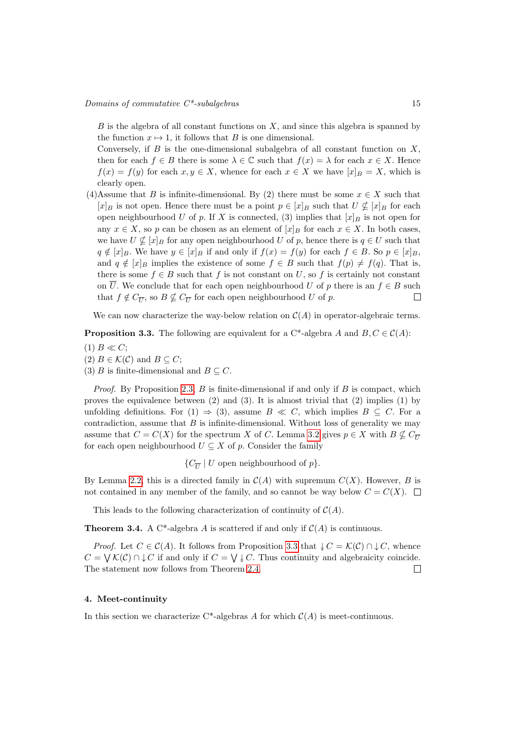$B$ is the algebra of all constant functions on $X$, and since this algebra is spanned by the function $x \mapsto 1$, it follows that $B$ is one dimensional.

Conversely, if $B$ is the one-dimensional subalgebra of all constant function on $X$, then for each $f \in B$ there is some $\lambda \in \mathbb{C}$ such that $f(x) = \lambda$ for each $x \in X$. Hence $f(x) = f(y)$ for each $x, y \in X$, whence for each $x \in X$ we have $[x]_B = X$, which is clearly open.

(4) Assume that $B$ is infinite-dimensional. By (2) there must be some $x \in X$ such that $[x]_B$ is not open. Hence there must be a point $p \in [x]_B$ such that $U \nsubseteq [x]_B$ for each open neighbourhood $U$ of $p$. If $X$ is connected, (3) implies that $[x]_B$ is not open for any $x \in X$, so $p$ can be chosen as an element of $[x]_B$ for each $x \in X$. In both cases, we have $U \nsubseteq [x]_B$ for any open neighbourhood $U$ of $p$, hence there is $q \in U$ such that $q \notin [x]_B$. We have $y \in [x]_B$ if and only if $f(x) = f(y)$ for each $f \in B$. So $p \in [x]_B$, and $q \notin [x]_B$ implies the existence of some $f \in B$ such that $f(p) \neq f(q)$. That is, there is some $f \in B$ such that $f$ is not constant on $U$, so $f$ is certainly not constant on $\overline{U}$. We conclude that for each open neighbourhood $U$ of $p$ there is an $f \in B$ such that $f \notin C_{\overline{U}}$, so $B \nsubseteq C_{\overline{U}}$ for each open neighbourhood $U$ of $p$. □

We can now characterize the way-below relation on $\mathcal{C}(A)$ in operator-algebraic terms.

**Proposition 3.3.** The following are equivalent for a C*-algebra $A$ and $B, C \in \mathcal{C}(A)$:

(1) $B \ll C$;
(2) $B \in \mathcal{K}(\mathcal{C})$ and $B \subseteq C$;
(3) $B$ is finite-dimensional and $B \subseteq C$.

*Proof.* By Proposition 2.3, $B$ is finite-dimensional if and only if $B$ is compact, which proves the equivalence between (2) and (3). It is almost trivial that (2) implies (1) by unfolding definitions. For (1) $\Rightarrow$ (3), assume $B \ll C$, which implies $B \subseteq C$. For a contradiction, assume that $B$ is infinite-dimensional. Without loss of generality we may assume that $C = C(X)$ for the spectrum $X$ of $C$. Lemma 3.2 gives $p \in X$ with $B \nsubseteq C_{\overline{U}}$ for each open neighbourhood $U \subseteq X$ of $p$. Consider the family

$$\{C_{\overline{U}} \mid U \text{ open neighbourhood of } p\}.$$

By Lemma 2.2, this is a directed family in $\mathcal{C}(A)$ with supremum $C(X)$. However, $B$ is not contained in any member of the family, and so cannot be way below $C = C(X)$. □

This leads to the following characterization of continuity of $\mathcal{C}(A)$.

**Theorem 3.4.** A C*-algebra $A$ is scattered if and only if $\mathcal{C}(A)$ is continuous.

*Proof.* Let $C \in \mathcal{C}(A)$. It follows from Proposition 3.3 that $\twoheaddownarrow C = \mathcal{K}(\mathcal{C}) \cap \downarrow C$, whence $C = \bigvee \mathcal{K}(\mathcal{C}) \cap \downarrow C$ if and only if $C = \bigvee \twoheaddownarrow C$. Thus continuity and algebraicity coincide. The statement now follows from Theorem 2.4. □

#### 4. Meet-continuity

In this section we characterize C*-algebras $A$ for which $\mathcal{C}(A)$ is meet-continuous.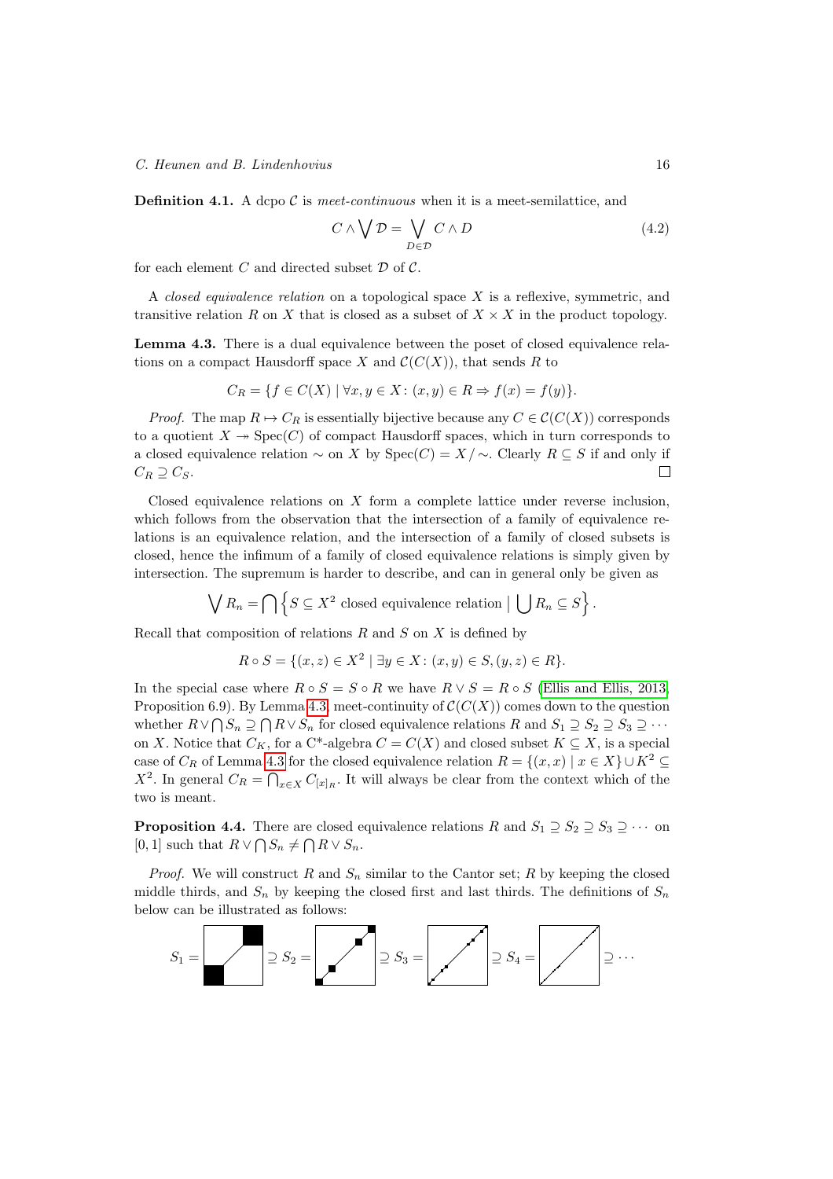**Definition 4.1.** A dcpo $\mathcal{C}$ is *meet-continuous* when it is a meet-semilattice, and

$$C \wedge \bigvee \mathcal{D} = \bigvee_{D \in \mathcal{D}} C \wedge D \tag{4.2}$$

for each element $C$ and directed subset $\mathcal{D}$ of $\mathcal{C}$.

A *closed equivalence relation* on a topological space $X$ is a reflexive, symmetric, and transitive relation $R$ on $X$ that is closed as a subset of $X \times X$ in the product topology.

**Lemma 4.3.** There is a dual equivalence between the poset of closed equivalence relations on a compact Hausdorff space $X$ and $\mathcal{C}(C(X))$, that sends $R$ to

$$C_R = \{f \in C(X) \mid \forall x, y \in X \colon (x, y) \in R \Rightarrow f(x) = f(y)\}.$$

*Proof.* The map $R \mapsto C_R$ is essentially bijective because any $C \in \mathcal{C}(C(X))$ corresponds to a quotient $X \twoheadrightarrow \operatorname{Spec}(C)$ of compact Hausdorff spaces, which in turn corresponds to a closed equivalence relation $\sim$ on $X$ by $\operatorname{Spec}(C) = X/\sim$. Clearly $R \subseteq S$ if and only if $C_R \supseteq C_S$. □

Closed equivalence relations on $X$ form a complete lattice under reverse inclusion, which follows from the observation that the intersection of a family of equivalence relations is an equivalence relation, and the intersection of a family of closed subsets is closed, hence the infimum of a family of closed equivalence relations is simply given by intersection. The supremum is harder to describe, and can in general only be given as

$$\bigvee R_n = \bigcap \left\{ S \subseteq X^2 \text{ closed equivalence relation} \mid \bigcup R_n \subseteq S \right\}.$$

Recall that composition of relations $R$ and $S$ on $X$ is defined by

$$R \circ S = \{(x, z) \in X^2 \mid \exists y \in X \colon (x, y) \in S, (y, z) \in R\}.$$

In the special case where $R \circ S = S \circ R$ we have $R \vee S = R \circ S$ (Ellis and Ellis, 2013, Proposition 6.9). By Lemma 4.3, meet-continuity of $\mathcal{C}(C(X))$ comes down to the question whether $R \vee \bigcap S_n \supseteq \bigcap R \vee S_n$ for closed equivalence relations $R$ and $S_1 \supseteq S_2 \supseteq S_3 \supseteq \cdots$ on $X$. Notice that $C_K$, for a C*-algebra $C = C(X)$ and closed subset $K \subseteq X$, is a special case of $C_R$ of Lemma 4.3 for the closed equivalence relation $R = \{(x, x) \mid x \in X\} \cup K^2 \subseteq X^2$. In general $C_R = \bigcap_{x \in X} C_{[x]_R}$. It will always be clear from the context which of the two is meant.

**Proposition 4.4.** There are closed equivalence relations $R$ and $S_1 \supseteq S_2 \supseteq S_3 \supseteq \cdots$ on $[0, 1]$ such that $R \vee \bigcap S_n \neq \bigcap R \vee S_n$.

*Proof.* We will construct $R$ and $S_n$ similar to the Cantor set; $R$ by keeping the closed middle thirds, and $S_n$ by keeping the closed first and last thirds. The definitions of $S_n$ below can be illustrated as follows:

$S_1 = \;\supseteq S_2 = \;\supseteq S_3 = \;\supseteq S_4 = \;\supseteq \cdots$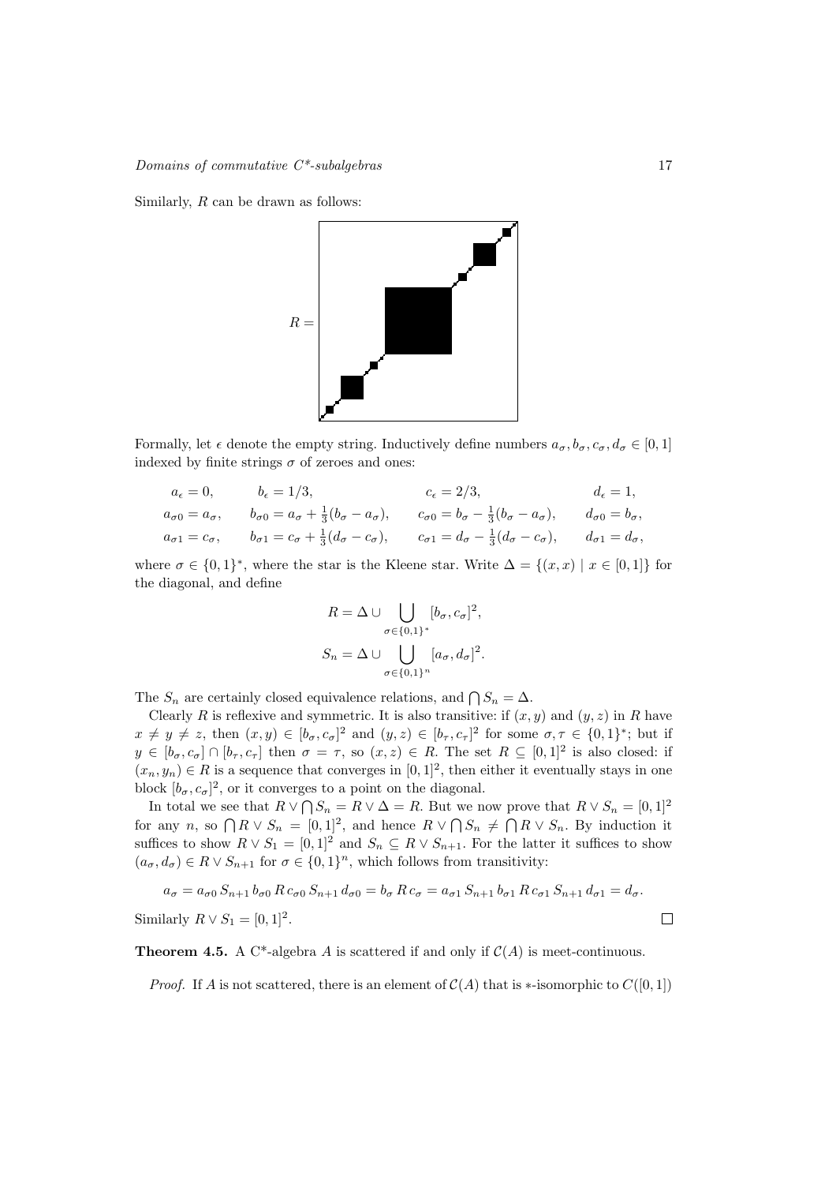Similarly, $R$ can be drawn as follows:

$R =$

Formally, let $\epsilon$ denote the empty string. Inductively define numbers $a_\sigma, b_\sigma, c_\sigma, d_\sigma \in [0,1]$ indexed by finite strings $\sigma$ of zeroes and ones:

$$
\begin{aligned}
a_\epsilon &= 0, & b_\epsilon &= 1/3, & c_\epsilon &= 2/3, & d_\epsilon &= 1, \\
a_{\sigma 0} &= a_\sigma, & b_{\sigma 0} &= a_\sigma + \tfrac{1}{3}(b_\sigma - a_\sigma), & c_{\sigma 0} &= b_\sigma - \tfrac{1}{3}(b_\sigma - a_\sigma), & d_{\sigma 0} &= b_\sigma, \\
a_{\sigma 1} &= c_\sigma, & b_{\sigma 1} &= c_\sigma + \tfrac{1}{3}(d_\sigma - c_\sigma), & c_{\sigma 1} &= d_\sigma - \tfrac{1}{3}(d_\sigma - c_\sigma), & d_{\sigma 1} &= d_\sigma,
\end{aligned}
$$

where $\sigma \in \{0,1\}^*$, where the star is the Kleene star. Write $\Delta = \{(x,x) \mid x \in [0,1]\}$ for the diagonal, and define

$$
R = \Delta \cup \bigcup_{\sigma \in \{0,1\}^*} [b_\sigma, c_\sigma]^2,
$$

$$
S_n = \Delta \cup \bigcup_{\sigma \in \{0,1\}^n} [a_\sigma, d_\sigma]^2.
$$

The $S_n$ are certainly closed equivalence relations, and $\bigcap S_n = \Delta$.

Clearly $R$ is reflexive and symmetric. It is also transitive: if $(x,y)$ and $(y,z)$ in $R$ have $x \neq y \neq z$, then $(x,y) \in [b_\sigma, c_\sigma]^2$ and $(y,z) \in [b_\tau, c_\tau]^2$ for some $\sigma, \tau \in \{0,1\}^*$; but if $y \in [b_\sigma, c_\sigma] \cap [b_\tau, c_\tau]$ then $\sigma = \tau$, so $(x,z) \in R$. The set $R \subseteq [0,1]^2$ is also closed: if $(x_n, y_n) \in R$ is a sequence that converges in $[0,1]^2$, then either it eventually stays in one block $[b_\sigma, c_\sigma]^2$, or it converges to a point on the diagonal.

In total we see that $R \vee \bigcap S_n = R \vee \Delta = R$. But we now prove that $R \vee S_n = [0,1]^2$ for any $n$, so $\bigcap R \vee S_n = [0,1]^2$, and hence $R \vee \bigcap S_n \neq \bigcap R \vee S_n$. By induction it suffices to show $R \vee S_1 = [0,1]^2$ and $S_n \subseteq R \vee S_{n+1}$. For the latter it suffices to show $(a_\sigma, d_\sigma) \in R \vee S_{n+1}$ for $\sigma \in \{0,1\}^n$, which follows from transitivity:

$$
a_\sigma = a_{\sigma 0} \, S_{n+1} \, b_{\sigma 0} \, R \, c_{\sigma 0} \, S_{n+1} \, d_{\sigma 0} = b_\sigma \, R \, c_\sigma = a_{\sigma 1} \, S_{n+1} \, b_{\sigma 1} \, R \, c_{\sigma 1} \, S_{n+1} \, d_{\sigma 1} = d_\sigma.
$$

Similarly $R \vee S_1 = [0,1]^2$. $\square$

**Theorem 4.5.** A C\*-algebra $A$ is scattered if and only if $\mathcal{C}(A)$ is meet-continuous.

*Proof.* If $A$ is not scattered, there is an element of $\mathcal{C}(A)$ that is $*$-isomorphic to $C([0,1])$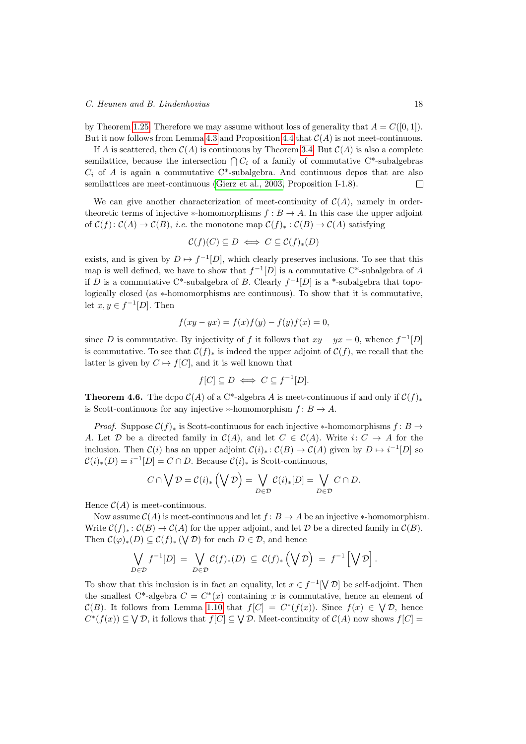by Theorem 1.25. Therefore we may assume without loss of generality that $A = C([0,1])$. But it now follows from Lemma 4.3 and Proposition 4.4 that $\mathcal{C}(A)$ is not meet-continuous.

If $A$ is scattered, then $\mathcal{C}(A)$ is continuous by Theorem 3.4. But $\mathcal{C}(A)$ is also a complete semilattice, because the intersection $\bigcap C_i$ of a family of commutative C*-subalgebras $C_i$ of $A$ is again a commutative C*-subalgebra. And continuous dcpos that are also semilattices are meet-continuous (Gierz et al., 2003, Proposition I-1.8). □

We can give another characterization of meet-continuity of $\mathcal{C}(A)$, namely in order-theoretic terms of injective $*$-homomorphisms $f : B \to A$. In this case the upper adjoint of $\mathcal{C}(f)\colon \mathcal{C}(A) \to \mathcal{C}(B)$, *i.e.* the monotone map $\mathcal{C}(f)_* : \mathcal{C}(B) \to \mathcal{C}(A)$ satisfying

$$\mathcal{C}(f)(C) \subseteq D \iff C \subseteq \mathcal{C}(f)_*(D)$$

exists, and is given by $D \mapsto f^{-1}[D]$, which clearly preserves inclusions. To see that this map is well defined, we have to show that $f^{-1}[D]$ is a commutative C*-subalgebra of $A$ if $D$ is a commutative C*-subalgebra of $B$. Clearly $f^{-1}[D]$ is a *-subalgebra that topologically closed (as $*$-homomorphisms are continuous). To show that it is commutative, let $x, y \in f^{-1}[D]$. Then

$$f(xy - yx) = f(x)f(y) - f(y)f(x) = 0,$$

since $D$ is commutative. By injectivity of $f$ it follows that $xy - yx = 0$, whence $f^{-1}[D]$ is commutative. To see that $\mathcal{C}(f)_*$ is indeed the upper adjoint of $\mathcal{C}(f)$, we recall that the latter is given by $C \mapsto f[C]$, and it is well known that

$$f[C] \subseteq D \iff C \subseteq f^{-1}[D].$$

**Theorem 4.6.** The dcpo $\mathcal{C}(A)$ of a C*-algebra $A$ is meet-continuous if and only if $\mathcal{C}(f)_*$ is Scott-continuous for any injective $*$-homomorphism $f\colon B \to A$.

*Proof.* Suppose $\mathcal{C}(f)_*$ is Scott-continuous for each injective $*$-homomorphisms $f\colon B \to A$. Let $\mathcal{D}$ be a directed family in $\mathcal{C}(A)$, and let $C \in \mathcal{C}(A)$. Write $i\colon C \to A$ for the inclusion. Then $\mathcal{C}(i)$ has an upper adjoint $\mathcal{C}(i)_*\colon \mathcal{C}(B) \to \mathcal{C}(A)$ given by $D \mapsto i^{-1}[D]$ so $\mathcal{C}(i)_*(D) = i^{-1}[D] = C \cap D$. Because $\mathcal{C}(i)_*$ is Scott-continuous,

$$C \cap \bigvee \mathcal{D} = \mathcal{C}(i)_*\left(\bigvee \mathcal{D}\right) = \bigvee_{D \in \mathcal{D}} \mathcal{C}(i)_*[D] = \bigvee_{D \in \mathcal{D}} C \cap D.$$

Hence $\mathcal{C}(A)$ is meet-continuous.

Now assume $\mathcal{C}(A)$ is meet-continuous and let $f\colon B \to A$ be an injective $*$-homomorphism. Write $\mathcal{C}(f)_*\colon \mathcal{C}(B) \to \mathcal{C}(A)$ for the upper adjoint, and let $\mathcal{D}$ be a directed family in $\mathcal{C}(B)$. Then $\mathcal{C}(\varphi)_*(D) \subseteq \mathcal{C}(f)_*(\bigvee \mathcal{D})$ for each $D \in \mathcal{D}$, and hence

$$\bigvee_{D \in \mathcal{D}} f^{-1}[D] \;=\; \bigvee_{D \in \mathcal{D}} \mathcal{C}(f)_*(D) \;\subseteq\; \mathcal{C}(f)_*\left(\bigvee \mathcal{D}\right) \;=\; f^{-1}\left[\bigvee \mathcal{D}\right].$$

To show that this inclusion is in fact an equality, let $x \in f^{-1}[\bigvee \mathcal{D}]$ be self-adjoint. Then the smallest C*-algebra $C = C^*(x)$ containing $x$ is commutative, hence an element of $\mathcal{C}(B)$. It follows from Lemma 1.10 that $f[C] = C^*(f(x))$. Since $f(x) \in \bigvee \mathcal{D}$, hence $C^*(f(x)) \subseteq \bigvee \mathcal{D}$, it follows that $f[C] \subseteq \bigvee \mathcal{D}$. Meet-continuity of $\mathcal{C}(A)$ now shows $f[C] =$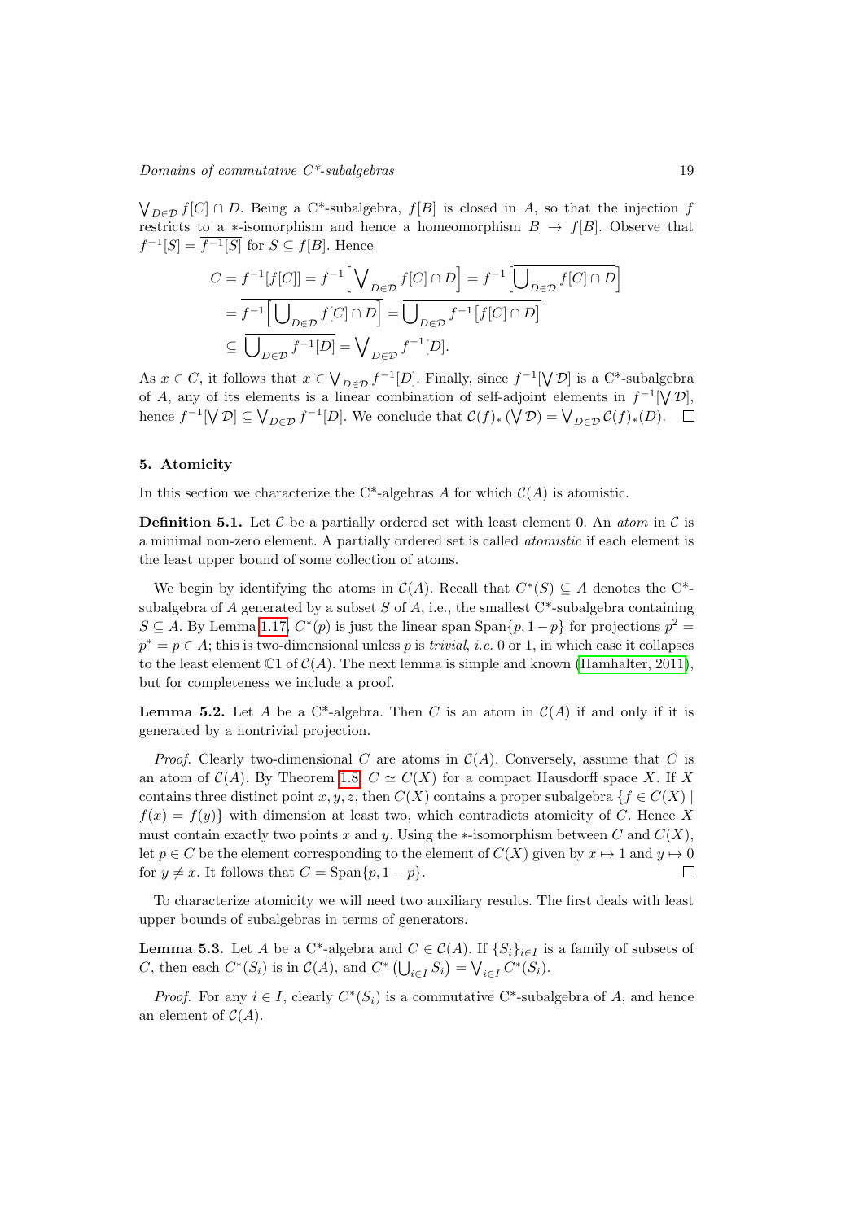$\bigvee_{D\in\mathcal{D}} f[C] \cap D$. Being a C*-subalgebra, $f[B]$ is closed in $A$, so that the injection $f$ restricts to a $*$-isomorphism and hence a homeomorphism $B \to f[B]$. Observe that $f^{-1}[\overline{S}] = \overline{f^{-1}[S]}$ for $S \subseteq f[B]$. Hence

$$
\begin{aligned}
C = f^{-1}[f[C]] &= f^{-1}\Big[\bigvee\nolimits_{D\in\mathcal{D}} f[C]\cap D\Big] = f^{-1}\Big[\overline{\bigcup\nolimits_{D\in\mathcal{D}} f[C]\cap D}\Big] \\
&= \overline{f^{-1}\Big[\bigcup\nolimits_{D\in\mathcal{D}} f[C]\cap D\Big]} = \overline{\bigcup\nolimits_{D\in\mathcal{D}} f^{-1}\big[f[C]\cap D\big]} \\
&\subseteq \overline{\bigcup\nolimits_{D\in\mathcal{D}} f^{-1}[D]} = \bigvee\nolimits_{D\in\mathcal{D}} f^{-1}[D].
\end{aligned}
$$

As $x \in C$, it follows that $x \in \bigvee_{D\in\mathcal{D}} f^{-1}[D]$. Finally, since $f^{-1}[\bigvee \mathcal{D}]$ is a C*-subalgebra of $A$, any of its elements is a linear combination of self-adjoint elements in $f^{-1}[\bigvee \mathcal{D}]$, hence $f^{-1}[\bigvee \mathcal{D}] \subseteq \bigvee_{D\in\mathcal{D}} f^{-1}[D]$. We conclude that $\mathcal{C}(f)_*(\bigvee \mathcal{D}) = \bigvee_{D\in\mathcal{D}} \mathcal{C}(f)_*(D)$. □

## 5. Atomicity

In this section we characterize the C*-algebras $A$ for which $\mathcal{C}(A)$ is atomistic.

**Definition 5.1.** Let $\mathcal{C}$ be a partially ordered set with least element 0. An *atom* in $\mathcal{C}$ is a minimal non-zero element. A partially ordered set is called *atomistic* if each element is the least upper bound of some collection of atoms.

We begin by identifying the atoms in $\mathcal{C}(A)$. Recall that $C^*(S) \subseteq A$ denotes the C*-subalgebra of $A$ generated by a subset $S$ of $A$, i.e., the smallest C*-subalgebra containing $S \subseteq A$. By Lemma 1.17, $C^*(p)$ is just the linear span $\mathrm{Span}\{p, 1-p\}$ for projections $p^2 = p^* = p \in A$; this is two-dimensional unless $p$ is *trivial*, *i.e.* 0 or 1, in which case it collapses to the least element $\mathbb{C}1$ of $\mathcal{C}(A)$. The next lemma is simple and known (Hamhalter, 2011), but for completeness we include a proof.

**Lemma 5.2.** Let $A$ be a C*-algebra. Then $C$ is an atom in $\mathcal{C}(A)$ if and only if it is generated by a nontrivial projection.

*Proof.* Clearly two-dimensional $C$ are atoms in $\mathcal{C}(A)$. Conversely, assume that $C$ is an atom of $\mathcal{C}(A)$. By Theorem 1.8, $C \simeq C(X)$ for a compact Hausdorff space $X$. If $X$ contains three distinct point $x, y, z$, then $C(X)$ contains a proper subalgebra $\{f \in C(X) \mid f(x) = f(y)\}$ with dimension at least two, which contradicts atomicity of $C$. Hence $X$ must contain exactly two points $x$ and $y$. Using the $*$-isomorphism between $C$ and $C(X)$, let $p \in C$ be the element corresponding to the element of $C(X)$ given by $x \mapsto 1$ and $y \mapsto 0$ for $y \neq x$. It follows that $C = \mathrm{Span}\{p, 1-p\}$. □

To characterize atomicity we will need two auxiliary results. The first deals with least upper bounds of subalgebras in terms of generators.

**Lemma 5.3.** Let $A$ be a C*-algebra and $C \in \mathcal{C}(A)$. If $\{S_i\}_{i\in I}$ is a family of subsets of $C$, then each $C^*(S_i)$ is in $\mathcal{C}(A)$, and $C^*\left(\bigcup_{i\in I} S_i\right) = \bigvee_{i\in I} C^*(S_i)$.

*Proof.* For any $i \in I$, clearly $C^*(S_i)$ is a commutative C*-subalgebra of $A$, and hence an element of $\mathcal{C}(A)$.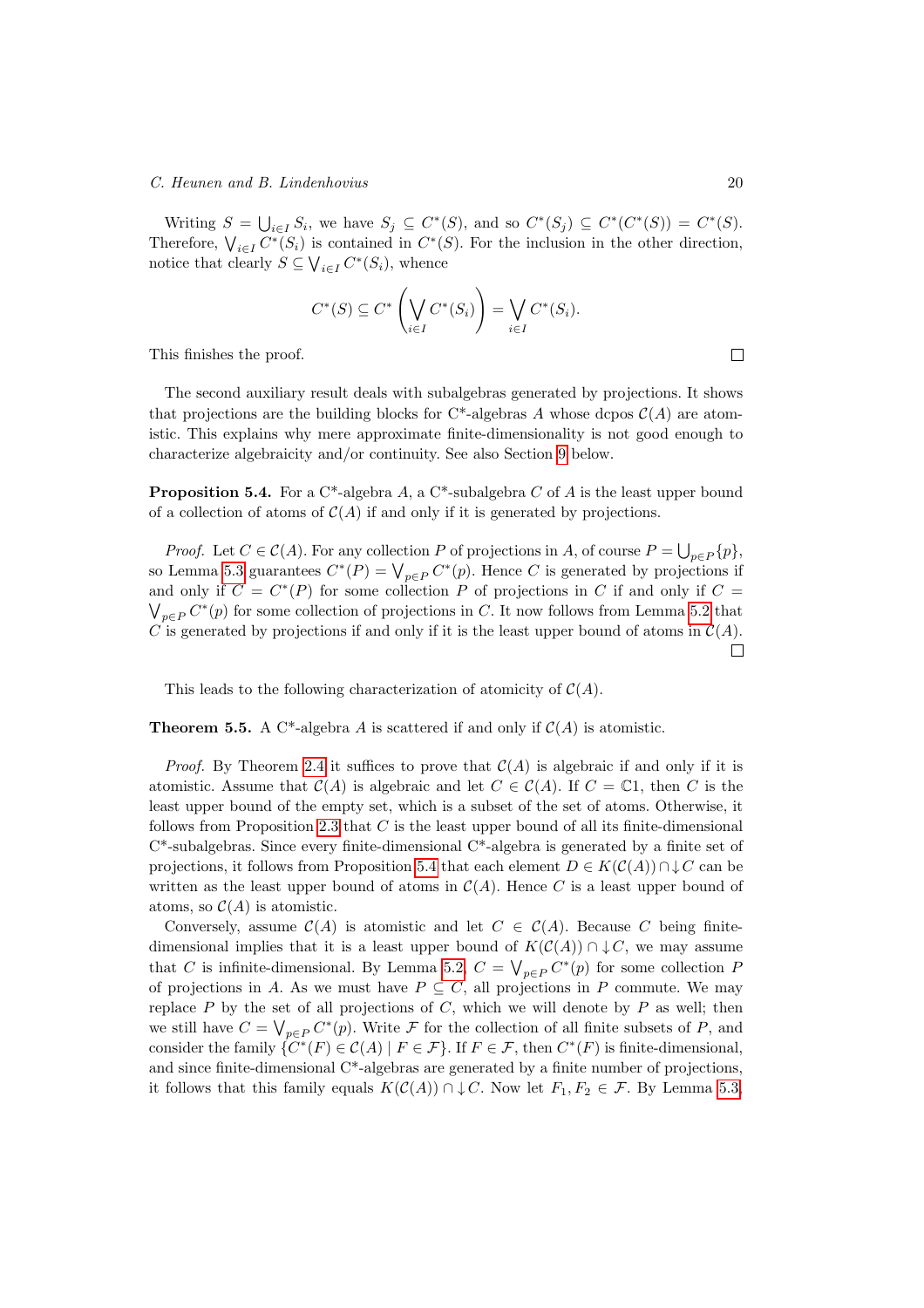Writing $S = \bigcup_{i \in I} S_i$, we have $S_j \subseteq C^*(S)$, and so $C^*(S_j) \subseteq C^*(C^*(S)) = C^*(S)$. Therefore, $\bigvee_{i \in I} C^*(S_i)$ is contained in $C^*(S)$. For the inclusion in the other direction, notice that clearly $S \subseteq \bigvee_{i \in I} C^*(S_i)$, whence

$$C^*(S) \subseteq C^*\left(\bigvee_{i \in I} C^*(S_i)\right) = \bigvee_{i \in I} C^*(S_i).$$

This finishes the proof. $\square$

The second auxiliary result deals with subalgebras generated by projections. It shows that projections are the building blocks for C\*-algebras $A$ whose dcpos $\mathcal{C}(A)$ are atomistic. This explains why mere approximate finite-dimensionality is not good enough to characterize algebraicity and/or continuity. See also Section 9 below.

**Proposition 5.4.** For a C\*-algebra $A$, a C\*-subalgebra $C$ of $A$ is the least upper bound of a collection of atoms of $\mathcal{C}(A)$ if and only if it is generated by projections.

*Proof.* Let $C \in \mathcal{C}(A)$. For any collection $P$ of projections in $A$, of course $P = \bigcup_{p \in P} \{p\}$, so Lemma 5.3 guarantees $C^*(P) = \bigvee_{p \in P} C^*(p)$. Hence $C$ is generated by projections if and only if $C = C^*(P)$ for some collection $P$ of projections in $C$ if and only if $C = \bigvee_{p \in P} C^*(p)$ for some collection of projections in $C$. It now follows from Lemma 5.2 that $C$ is generated by projections if and only if it is the least upper bound of atoms in $\mathcal{C}(A)$. $\square$

This leads to the following characterization of atomicity of $\mathcal{C}(A)$.

**Theorem 5.5.** A C\*-algebra $A$ is scattered if and only if $\mathcal{C}(A)$ is atomistic.

*Proof.* By Theorem 2.4 it suffices to prove that $\mathcal{C}(A)$ is algebraic if and only if it is atomistic. Assume that $\mathcal{C}(A)$ is algebraic and let $C \in \mathcal{C}(A)$. If $C = \mathbb{C}1$, then $C$ is the least upper bound of the empty set, which is a subset of the set of atoms. Otherwise, it follows from Proposition 2.3 that $C$ is the least upper bound of all its finite-dimensional C\*-subalgebras. Since every finite-dimensional C\*-algebra is generated by a finite set of projections, it follows from Proposition 5.4 that each element $D \in K(\mathcal{C}(A)) \cap \downarrow C$ can be written as the least upper bound of atoms in $\mathcal{C}(A)$. Hence $C$ is a least upper bound of atoms, so $\mathcal{C}(A)$ is atomistic.

Conversely, assume $\mathcal{C}(A)$ is atomistic and let $C \in \mathcal{C}(A)$. Because $C$ being finite-dimensional implies that it is a least upper bound of $K(\mathcal{C}(A)) \cap \downarrow C$, we may assume that $C$ is infinite-dimensional. By Lemma 5.2, $C = \bigvee_{p \in P} C^*(p)$ for some collection $P$ of projections in $A$. As we must have $P \subseteq C$, all projections in $P$ commute. We may replace $P$ by the set of all projections of $C$, which we will denote by $P$ as well; then we still have $C = \bigvee_{p \in P} C^*(p)$. Write $\mathcal{F}$ for the collection of all finite subsets of $P$, and consider the family $\{C^*(F) \in \mathcal{C}(A) \mid F \in \mathcal{F}\}$. If $F \in \mathcal{F}$, then $C^*(F)$ is finite-dimensional, and since finite-dimensional C\*-algebras are generated by a finite number of projections, it follows that this family equals $K(\mathcal{C}(A)) \cap \downarrow C$. Now let $F_1, F_2 \in \mathcal{F}$. By Lemma 5.3,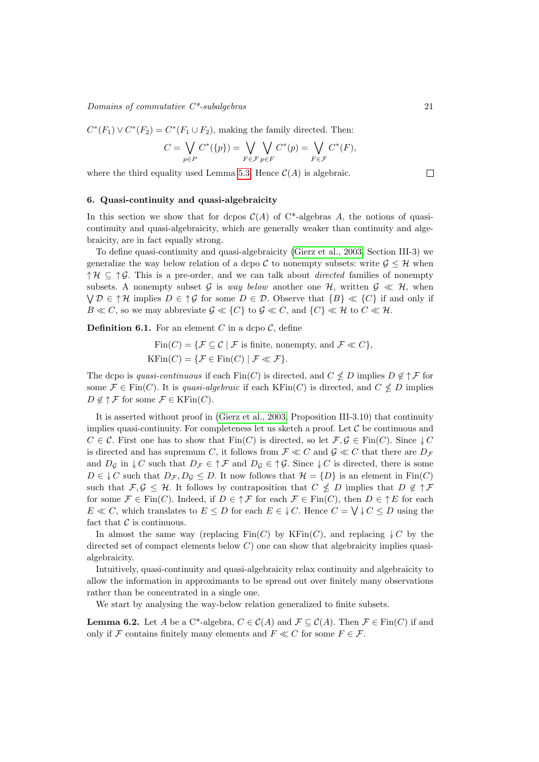$C^*(F_1) \vee C^*(F_2) = C^*(F_1 \cup F_2)$, making the family directed. Then:

$$C = \bigvee_{p \in P} C^*(\{p\}) = \bigvee_{F \in \mathcal{F}} \bigvee_{p \in F} C^*(p) = \bigvee_{F \in \mathcal{F}} C^*(F),$$

where the third equality used Lemma 5.3. Hence $\mathcal{C}(A)$ is algebraic. □

### 6. Quasi-continuity and quasi-algebraicity

In this section we show that for dcpos $\mathcal{C}(A)$ of C*-algebras $A$, the notions of quasi-continuity and quasi-algebraicity, which are generally weaker than continuity and algebraicity, are in fact equally strong.

To define quasi-continuity and quasi-algebraicity (Gierz et al., 2003, Section III-3) we generalize the way below relation of a dcpo $\mathcal{C}$ to nonempty subsets: write $\mathcal{G} \leq \mathcal{H}$ when $\uparrow\mathcal{H} \subseteq \uparrow\mathcal{G}$. This is a pre-order, and we can talk about *directed* families of nonempty subsets. A nonempty subset $\mathcal{G}$ is *way below* another one $\mathcal{H}$, written $\mathcal{G} \ll \mathcal{H}$, when $\bigvee \mathcal{D} \in \uparrow\mathcal{H}$ implies $D \in \uparrow\mathcal{G}$ for some $D \in \mathcal{D}$. Observe that $\{B\} \ll \{C\}$ if and only if $B \ll C$, so we may abbreviate $\mathcal{G} \ll \{C\}$ to $\mathcal{G} \ll C$, and $\{C\} \ll \mathcal{H}$ to $C \ll \mathcal{H}$.

**Definition 6.1.** For an element $C$ in a dcpo $\mathcal{C}$, define

$$\mathrm{Fin}(C) = \{\mathcal{F} \subseteq \mathcal{C} \mid \mathcal{F} \text{ is finite, nonempty, and } \mathcal{F} \ll C\},$$
$$\mathrm{KFin}(C) = \{\mathcal{F} \in \mathrm{Fin}(C) \mid \mathcal{F} \ll \mathcal{F}\}.$$

The dcpo is *quasi-continuous* if each $\mathrm{Fin}(C)$ is directed, and $C \not\leq D$ implies $D \notin \uparrow\mathcal{F}$ for some $\mathcal{F} \in \mathrm{Fin}(C)$. It is *quasi-algebraic* if each $\mathrm{KFin}(C)$ is directed, and $C \not\leq D$ implies $D \notin \uparrow\mathcal{F}$ for some $\mathcal{F} \in \mathrm{KFin}(C)$.

It is asserted without proof in (Gierz et al., 2003, Proposition III-3.10) that continuity implies quasi-continuity. For completeness let us sketch a proof. Let $\mathcal{C}$ be continuous and $C \in \mathcal{C}$. First one has to show that $\mathrm{Fin}(C)$ is directed, so let $\mathcal{F}, \mathcal{G} \in \mathrm{Fin}(C)$. Since $\downarrow C$ is directed and has supremum $C$, it follows from $\mathcal{F} \ll C$ and $\mathcal{G} \ll C$ that there are $D_\mathcal{F}$ and $D_\mathcal{G}$ in $\downarrow C$ such that $D_\mathcal{F} \in \uparrow\mathcal{F}$ and $D_\mathcal{G} \in \uparrow\mathcal{G}$. Since $\downarrow C$ is directed, there is some $D \in \downarrow C$ such that $D_\mathcal{F}, D_\mathcal{G} \leq D$. It now follows that $\mathcal{H} = \{D\}$ is an element in $\mathrm{Fin}(C)$ such that $\mathcal{F}, \mathcal{G} \leq \mathcal{H}$. It follows by contraposition that $C \not\leq D$ implies that $D \notin \uparrow\mathcal{F}$ for some $\mathcal{F} \in \mathrm{Fin}(C)$. Indeed, if $D \in \uparrow\mathcal{F}$ for each $\mathcal{F} \in \mathrm{Fin}(C)$, then $D \in \uparrow E$ for each $E \ll C$, which translates to $E \leq D$ for each $E \in \downarrow C$. Hence $C = \bigvee \downarrow C \leq D$ using the fact that $\mathcal{C}$ is continuous.

In almost the same way (replacing $\mathrm{Fin}(C)$ by $\mathrm{KFin}(C)$, and replacing $\downarrow C$ by the directed set of compact elements below $C$) one can show that algebraicity implies quasi-algebraicity.

Intuitively, quasi-continuity and quasi-algebraicity relax continuity and algebraicity to allow the information in approximants to be spread out over finitely many observations rather than be concentrated in a single one.

We start by analysing the way-below relation generalized to finite subsets.

**Lemma 6.2.** Let $A$ be a C*-algebra, $C \in \mathcal{C}(A)$ and $\mathcal{F} \subseteq \mathcal{C}(A)$. Then $\mathcal{F} \in \mathrm{Fin}(C)$ if and only if $\mathcal{F}$ contains finitely many elements and $F \ll C$ for some $F \in \mathcal{F}$.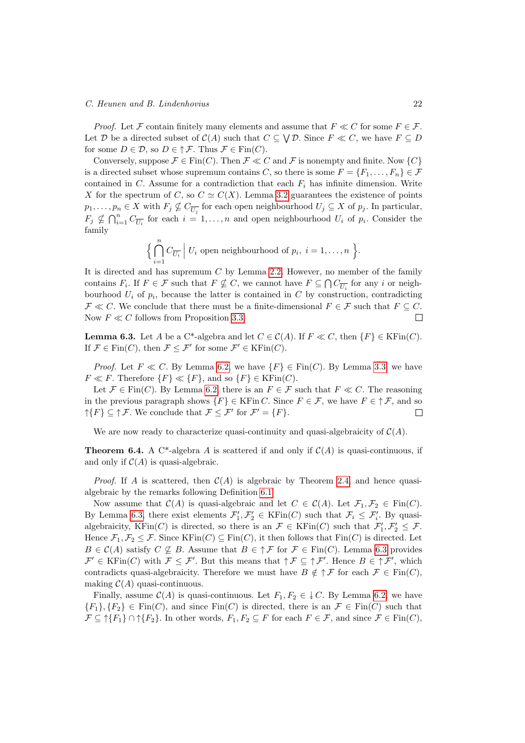*Proof.* Let $\mathcal{F}$ contain finitely many elements and assume that $F \ll C$ for some $F \in \mathcal{F}$. Let $\mathcal{D}$ be a directed subset of $\mathcal{C}(A)$ such that $C \subseteq \bigvee \mathcal{D}$. Since $F \ll C$, we have $F \subseteq D$ for some $D \in \mathcal{D}$, so $D \in \uparrow\mathcal{F}$. Thus $\mathcal{F} \in \mathrm{Fin}(C)$.

Conversely, suppose $\mathcal{F} \in \mathrm{Fin}(C)$. Then $\mathcal{F} \ll C$ and $\mathcal{F}$ is nonempty and finite. Now $\{C\}$ is a directed subset whose supremum contains $C$, so there is some $F = \{F_1, \ldots, F_n\} \in \mathcal{F}$ contained in $C$. Assume for a contradiction that each $F_i$ has infinite dimension. Write $X$ for the spectrum of $C$, so $C \simeq C(X)$. Lemma 3.2 guarantees the existence of points $p_1, \ldots, p_n \in X$ with $F_j \nsubseteq C_{\overline{U_j}}$ for each open neighbourhood $U_j \subseteq X$ of $p_j$. In particular, $F_j \nsubseteq \bigcap_{i=1}^n C_{\overline{U_i}}$ for each $i = 1, \ldots, n$ and open neighbourhood $U_i$ of $p_i$. Consider the family

$$\Big\{ \bigcap_{i=1}^{n} C_{\overline{U_i}} \;\Big|\; U_i \text{ open neighbourhood of } p_i,\ i = 1, \ldots, n \Big\}.$$

It is directed and has supremum $C$ by Lemma 2.2. However, no member of the family contains $F_i$. If $F \in \mathcal{F}$ such that $F \nsubseteq C$, we cannot have $F \subseteq \bigcap C_{\overline{U_i}}$ for any $i$ or neighbourhood $U_i$ of $p_i$, because the latter is contained in $C$ by construction, contradicting $\mathcal{F} \ll C$. We conclude that there must be a finite-dimensional $F \in \mathcal{F}$ such that $F \subseteq C$. Now $F \ll C$ follows from Proposition 3.3. $\square$

**Lemma 6.3.** Let $A$ be a C*-algebra and let $C \in \mathcal{C}(A)$. If $F \ll C$, then $\{F\} \in \mathrm{KFin}(C)$. If $\mathcal{F} \in \mathrm{Fin}(C)$, then $\mathcal{F} \leq \mathcal{F}'$ for some $\mathcal{F}' \in \mathrm{KFin}(C)$.

*Proof.* Let $F \ll C$. By Lemma 6.2, we have $\{F\} \in \mathrm{Fin}(C)$. By Lemma 3.3, we have $F \ll F$. Therefore $\{F\} \ll \{F\}$, and so $\{F\} \in \mathrm{KFin}(C)$.

Let $\mathcal{F} \in \mathrm{Fin}(C)$. By Lemma 6.2, there is an $F \in \mathcal{F}$ such that $F \ll C$. The reasoning in the previous paragraph shows $\{F\} \in \mathrm{KFin}\, C$. Since $F \in \mathcal{F}$, we have $F \in \uparrow\mathcal{F}$, and so $\uparrow\{F\} \subseteq \uparrow\mathcal{F}$. We conclude that $\mathcal{F} \leq \mathcal{F}'$ for $\mathcal{F}' = \{F\}$. $\square$

We are now ready to characterize quasi-continuity and quasi-algebraicity of $\mathcal{C}(A)$.

**Theorem 6.4.** A C*-algebra $A$ is scattered if and only if $\mathcal{C}(A)$ is quasi-continuous, if and only if $\mathcal{C}(A)$ is quasi-algebraic.

*Proof.* If $A$ is scattered, then $\mathcal{C}(A)$ is algebraic by Theorem 2.4, and hence quasi-algebraic by the remarks following Definition 6.1.

Now assume that $\mathcal{C}(A)$ is quasi-algebraic and let $C \in \mathcal{C}(A)$. Let $\mathcal{F}_1, \mathcal{F}_2 \in \mathrm{Fin}(C)$. By Lemma 6.3, there exist elements $\mathcal{F}_1', \mathcal{F}_2' \in \mathrm{KFin}(C)$ such that $\mathcal{F}_i \leq \mathcal{F}_i'$. By quasi-algebraicity, $\mathrm{KFin}(C)$ is directed, so there is an $\mathcal{F} \in \mathrm{KFin}(C)$ such that $\mathcal{F}_1', \mathcal{F}_2' \leq \mathcal{F}$. Hence $\mathcal{F}_1, \mathcal{F}_2 \leq \mathcal{F}$. Since $\mathrm{KFin}(C) \subseteq \mathrm{Fin}(C)$, it then follows that $\mathrm{Fin}(C)$ is directed. Let $B \in \mathcal{C}(A)$ satisfy $C \nsubseteq B$. Assume that $B \in \uparrow\mathcal{F}$ for $\mathcal{F} \in \mathrm{Fin}(C)$. Lemma 6.3 provides $\mathcal{F}' \in \mathrm{KFin}(C)$ with $\mathcal{F} \leq \mathcal{F}'$. But this means that $\uparrow\mathcal{F} \subseteq \uparrow\mathcal{F}'$. Hence $B \in \uparrow\mathcal{F}'$, which contradicts quasi-algebraicity. Therefore we must have $B \notin \uparrow\mathcal{F}$ for each $\mathcal{F} \in \mathrm{Fin}(C)$, making $\mathcal{C}(A)$ quasi-continuous.

Finally, assume $\mathcal{C}(A)$ is quasi-continuous. Let $F_1, F_2 \in \twoheaddownarrow C$. By Lemma 6.2, we have $\{F_1\}, \{F_2\} \in \mathrm{Fin}(C)$, and since $\mathrm{Fin}(C)$ is directed, there is an $\mathcal{F} \in \mathrm{Fin}(C)$ such that $\mathcal{F} \subseteq \uparrow\{F_1\} \cap \uparrow\{F_2\}$. In other words, $F_1, F_2 \subseteq F$ for each $F \in \mathcal{F}$, and since $\mathcal{F} \in \mathrm{Fin}(C)$,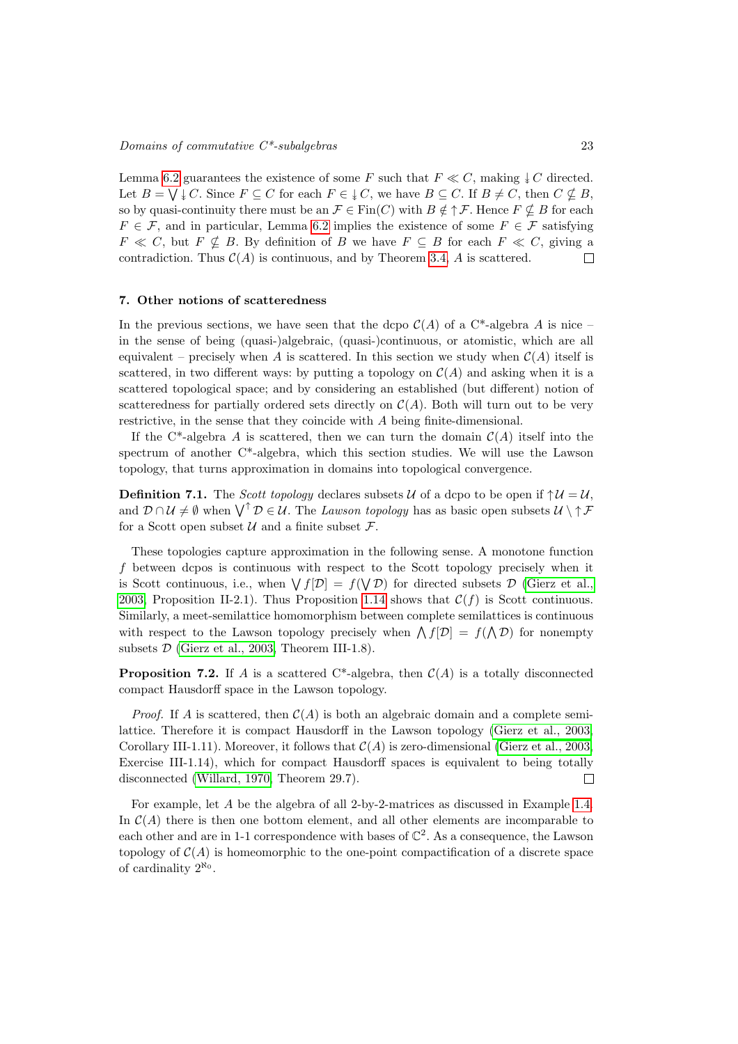Lemma 6.2 guarantees the existence of some $F$ such that $F \ll C$, making $\downarrow C$ directed. Let $B = \bigvee \downarrow C$. Since $F \subseteq C$ for each $F \in \downarrow C$, we have $B \subseteq C$. If $B \neq C$, then $C \nsubseteq B$, so by quasi-continuity there must be an $\mathcal{F} \in \mathrm{Fin}(C)$ with $B \notin \uparrow \mathcal{F}$. Hence $F \nsubseteq B$ for each $F \in \mathcal{F}$, and in particular, Lemma 6.2 implies the existence of some $F \in \mathcal{F}$ satisfying $F \ll C$, but $F \nsubseteq B$. By definition of $B$ we have $F \subseteq B$ for each $F \ll C$, giving a contradiction. Thus $\mathcal{C}(A)$ is continuous, and by Theorem 3.4, $A$ is scattered. □

## 7. Other notions of scatteredness

In the previous sections, we have seen that the dcpo $\mathcal{C}(A)$ of a C*-algebra $A$ is nice – in the sense of being (quasi-)algebraic, (quasi-)continuous, or atomistic, which are all equivalent – precisely when $A$ is scattered. In this section we study when $\mathcal{C}(A)$ itself is scattered, in two different ways: by putting a topology on $\mathcal{C}(A)$ and asking when it is a scattered topological space; and by considering an established (but different) notion of scatteredness for partially ordered sets directly on $\mathcal{C}(A)$. Both will turn out to be very restrictive, in the sense that they coincide with $A$ being finite-dimensional.

If the C*-algebra $A$ is scattered, then we can turn the domain $\mathcal{C}(A)$ itself into the spectrum of another C*-algebra, which this section studies. We will use the Lawson topology, that turns approximation in domains into topological convergence.

**Definition 7.1.** The *Scott topology* declares subsets $\mathcal{U}$ of a dcpo to be open if $\uparrow\mathcal{U} = \mathcal{U}$, and $\mathcal{D} \cap \mathcal{U} \neq \emptyset$ when $\bigvee^{\uparrow} \mathcal{D} \in \mathcal{U}$. The *Lawson topology* has as basic open subsets $\mathcal{U} \setminus \uparrow\mathcal{F}$ for a Scott open subset $\mathcal{U}$ and a finite subset $\mathcal{F}$.

These topologies capture approximation in the following sense. A monotone function $f$ between dcpos is continuous with respect to the Scott topology precisely when it is Scott continuous, i.e., when $\bigvee f[\mathcal{D}] = f(\bigvee \mathcal{D})$ for directed subsets $\mathcal{D}$ (Gierz et al., 2003, Proposition II-2.1). Thus Proposition 1.14 shows that $\mathcal{C}(f)$ is Scott continuous. Similarly, a meet-semilattice homomorphism between complete semilattices is continuous with respect to the Lawson topology precisely when $\bigwedge f[\mathcal{D}] = f(\bigwedge \mathcal{D})$ for nonempty subsets $\mathcal{D}$ (Gierz et al., 2003, Theorem III-1.8).

**Proposition 7.2.** If $A$ is a scattered C*-algebra, then $\mathcal{C}(A)$ is a totally disconnected compact Hausdorff space in the Lawson topology.

*Proof.* If $A$ is scattered, then $\mathcal{C}(A)$ is both an algebraic domain and a complete semilattice. Therefore it is compact Hausdorff in the Lawson topology (Gierz et al., 2003, Corollary III-1.11). Moreover, it follows that $\mathcal{C}(A)$ is zero-dimensional (Gierz et al., 2003, Exercise III-1.14), which for compact Hausdorff spaces is equivalent to being totally disconnected (Willard, 1970, Theorem 29.7). □

For example, let $A$ be the algebra of all 2-by-2-matrices as discussed in Example 1.4. In $\mathcal{C}(A)$ there is then one bottom element, and all other elements are incomparable to each other and are in 1-1 correspondence with bases of $\mathbb{C}^2$. As a consequence, the Lawson topology of $\mathcal{C}(A)$ is homeomorphic to the one-point compactification of a discrete space of cardinality $2^{\aleph_0}$.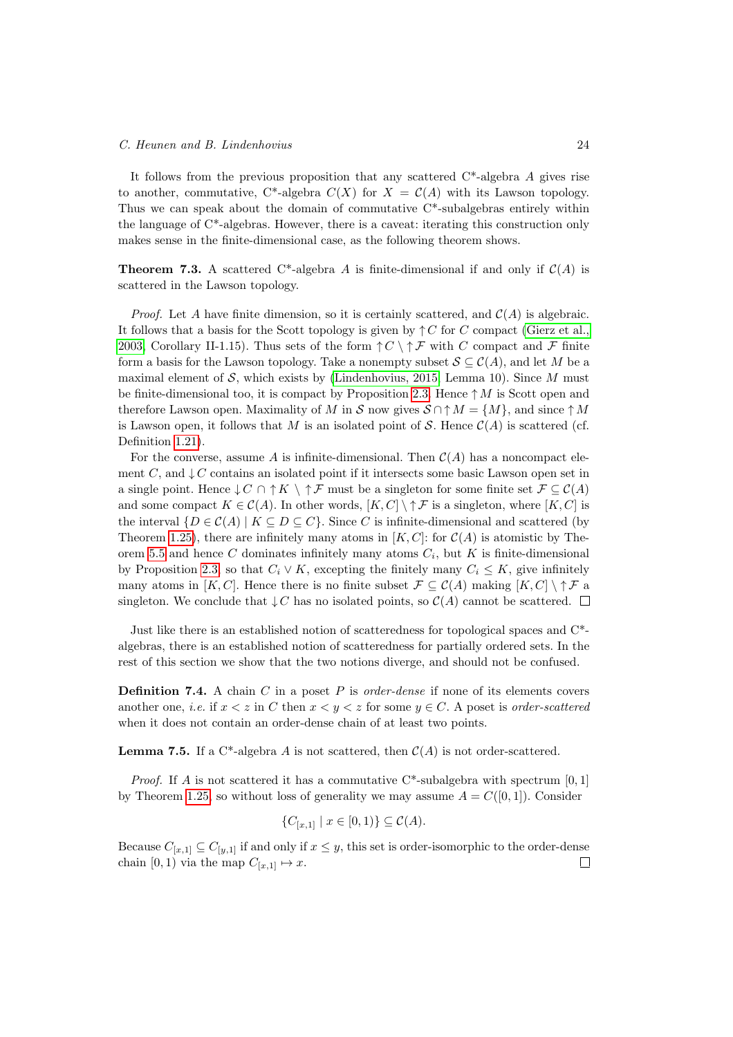It follows from the previous proposition that any scattered C*-algebra $A$ gives rise to another, commutative, C*-algebra $C(X)$ for $X = \mathcal{C}(A)$ with its Lawson topology. Thus we can speak about the domain of commutative C*-subalgebras entirely within the language of C*-algebras. However, there is a caveat: iterating this construction only makes sense in the finite-dimensional case, as the following theorem shows.

**Theorem 7.3.** A scattered C*-algebra $A$ is finite-dimensional if and only if $\mathcal{C}(A)$ is scattered in the Lawson topology.

*Proof.* Let $A$ have finite dimension, so it is certainly scattered, and $\mathcal{C}(A)$ is algebraic. It follows that a basis for the Scott topology is given by $\uparrow C$ for $C$ compact (Gierz et al., 2003, Corollary II-1.15). Thus sets of the form $\uparrow C \setminus \uparrow \mathcal{F}$ with $C$ compact and $\mathcal{F}$ finite form a basis for the Lawson topology. Take a nonempty subset $\mathcal{S} \subseteq \mathcal{C}(A)$, and let $M$ be a maximal element of $\mathcal{S}$, which exists by (Lindenhovius, 2015, Lemma 10). Since $M$ must be finite-dimensional too, it is compact by Proposition 2.3. Hence $\uparrow M$ is Scott open and therefore Lawson open. Maximality of $M$ in $\mathcal{S}$ now gives $\mathcal{S} \cap \uparrow M = \{M\}$, and since $\uparrow M$ is Lawson open, it follows that $M$ is an isolated point of $\mathcal{S}$. Hence $\mathcal{C}(A)$ is scattered (cf. Definition 1.21).

For the converse, assume $A$ is infinite-dimensional. Then $\mathcal{C}(A)$ has a noncompact element $C$, and $\downarrow C$ contains an isolated point if it intersects some basic Lawson open set in a single point. Hence $\downarrow C \cap \uparrow K \setminus \uparrow \mathcal{F}$ must be a singleton for some finite set $\mathcal{F} \subseteq \mathcal{C}(A)$ and some compact $K \in \mathcal{C}(A)$. In other words, $[K, C] \setminus \uparrow \mathcal{F}$ is a singleton, where $[K, C]$ is the interval $\{D \in \mathcal{C}(A) \mid K \subseteq D \subseteq C\}$. Since $C$ is infinite-dimensional and scattered (by Theorem 1.25), there are infinitely many atoms in $[K, C]$: for $\mathcal{C}(A)$ is atomistic by Theorem 5.5 and hence $C$ dominates infinitely many atoms $C_i$, but $K$ is finite-dimensional by Proposition 2.3, so that $C_i \vee K$, excepting the finitely many $C_i \leq K$, give infinitely many atoms in $[K, C]$. Hence there is no finite subset $\mathcal{F} \subseteq \mathcal{C}(A)$ making $[K, C] \setminus \uparrow \mathcal{F}$ a singleton. We conclude that $\downarrow C$ has no isolated points, so $\mathcal{C}(A)$ cannot be scattered. $\square$

Just like there is an established notion of scatteredness for topological spaces and C*-algebras, there is an established notion of scatteredness for partially ordered sets. In the rest of this section we show that the two notions diverge, and should not be confused.

**Definition 7.4.** A chain $C$ in a poset $P$ is *order-dense* if none of its elements covers another one, *i.e.* if $x < z$ in $C$ then $x < y < z$ for some $y \in C$. A poset is *order-scattered* when it does not contain an order-dense chain of at least two points.

**Lemma 7.5.** If a C*-algebra $A$ is not scattered, then $\mathcal{C}(A)$ is not order-scattered.

*Proof.* If $A$ is not scattered it has a commutative C*-subalgebra with spectrum $[0, 1]$ by Theorem 1.25, so without loss of generality we may assume $A = C([0, 1])$. Consider

$$\{C_{[x,1]} \mid x \in [0, 1)\} \subseteq \mathcal{C}(A).$$

Because $C_{[x,1]} \subseteq C_{[y,1]}$ if and only if $x \leq y$, this set is order-isomorphic to the order-dense chain $[0, 1)$ via the map $C_{[x,1]} \mapsto x$. $\square$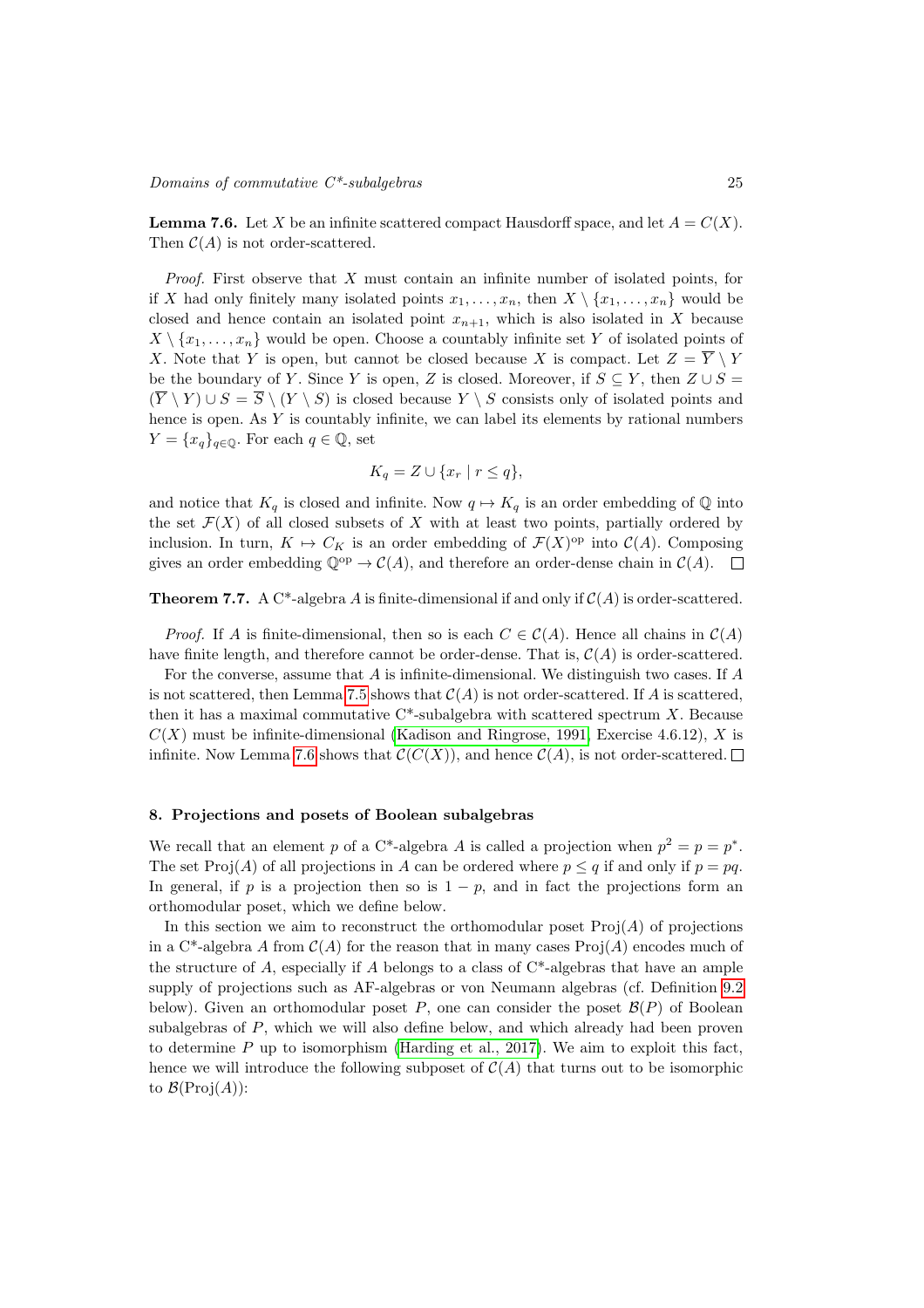**Lemma 7.6.** Let $X$ be an infinite scattered compact Hausdorff space, and let $A = C(X)$. Then $\mathcal{C}(A)$ is not order-scattered.

*Proof.* First observe that $X$ must contain an infinite number of isolated points, for if $X$ had only finitely many isolated points $x_1, \dots, x_n$, then $X \setminus \{x_1, \dots, x_n\}$ would be closed and hence contain an isolated point $x_{n+1}$, which is also isolated in $X$ because $X \setminus \{x_1, \dots, x_n\}$ would be open. Choose a countably infinite set $Y$ of isolated points of $X$. Note that $Y$ is open, but cannot be closed because $X$ is compact. Let $Z = \overline{Y} \setminus Y$ be the boundary of $Y$. Since $Y$ is open, $Z$ is closed. Moreover, if $S \subseteq Y$, then $Z \cup S = (\overline{Y} \setminus Y) \cup S = \overline{S} \setminus (Y \setminus S)$ is closed because $Y \setminus S$ consists only of isolated points and hence is open. As $Y$ is countably infinite, we can label its elements by rational numbers $Y = \{x_q\}_{q \in \mathbb{Q}}$. For each $q \in \mathbb{Q}$, set

$$K_q = Z \cup \{x_r \mid r \leq q\},$$

and notice that $K_q$ is closed and infinite. Now $q \mapsto K_q$ is an order embedding of $\mathbb{Q}$ into the set $\mathcal{F}(X)$ of all closed subsets of $X$ with at least two points, partially ordered by inclusion. In turn, $K \mapsto C_K$ is an order embedding of $\mathcal{F}(X)^{\mathrm{op}}$ into $\mathcal{C}(A)$. Composing gives an order embedding $\mathbb{Q}^{\mathrm{op}} \to \mathcal{C}(A)$, and therefore an order-dense chain in $\mathcal{C}(A)$. $\square$

**Theorem 7.7.** A C*-algebra $A$ is finite-dimensional if and only if $\mathcal{C}(A)$ is order-scattered.

*Proof.* If $A$ is finite-dimensional, then so is each $C \in \mathcal{C}(A)$. Hence all chains in $\mathcal{C}(A)$ have finite length, and therefore cannot be order-dense. That is, $\mathcal{C}(A)$ is order-scattered.

For the converse, assume that $A$ is infinite-dimensional. We distinguish two cases. If $A$ is not scattered, then Lemma 7.5 shows that $\mathcal{C}(A)$ is not order-scattered. If $A$ is scattered, then it has a maximal commutative C*-subalgebra with scattered spectrum $X$. Because $C(X)$ must be infinite-dimensional (Kadison and Ringrose, 1991, Exercise 4.6.12), $X$ is infinite. Now Lemma 7.6 shows that $\mathcal{C}(C(X))$, and hence $\mathcal{C}(A)$, is not order-scattered. $\square$

## 8. Projections and posets of Boolean subalgebras

We recall that an element $p$ of a C*-algebra $A$ is called a projection when $p^2 = p = p^*$. The set $\mathrm{Proj}(A)$ of all projections in $A$ can be ordered where $p \leq q$ if and only if $p = pq$. In general, if $p$ is a projection then so is $1 - p$, and in fact the projections form an orthomodular poset, which we define below.

In this section we aim to reconstruct the orthomodular poset $\mathrm{Proj}(A)$ of projections in a C*-algebra $A$ from $\mathcal{C}(A)$ for the reason that in many cases $\mathrm{Proj}(A)$ encodes much of the structure of $A$, especially if $A$ belongs to a class of C*-algebras that have an ample supply of projections such as AF-algebras or von Neumann algebras (cf. Definition 9.2 below). Given an orthomodular poset $P$, one can consider the poset $\mathcal{B}(P)$ of Boolean subalgebras of $P$, which we will also define below, and which already had been proven to determine $P$ up to isomorphism (Harding et al., 2017). We aim to exploit this fact, hence we will introduce the following subposet of $\mathcal{C}(A)$ that turns out to be isomorphic to $\mathcal{B}(\mathrm{Proj}(A))$: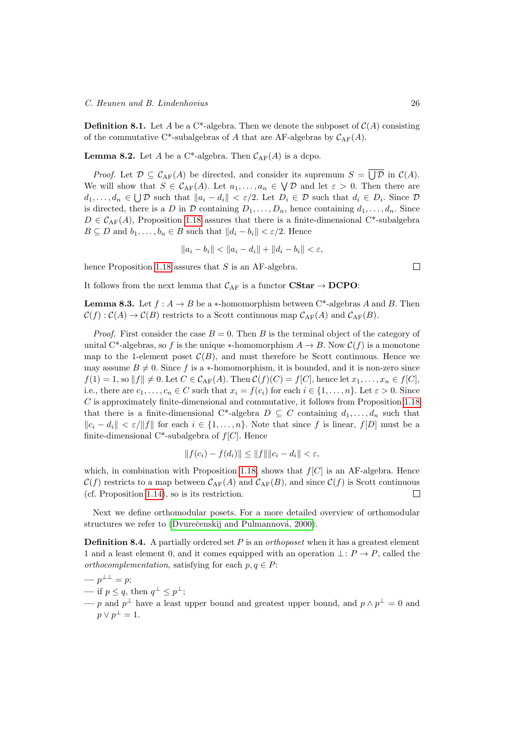**Definition 8.1.** Let $A$ be a C\*-algebra. Then we denote the subposet of $\mathcal{C}(A)$ consisting of the commutative C\*-subalgebras of $A$ that are AF-algebras by $\mathcal{C}_{\mathrm{AF}}(A)$.

**Lemma 8.2.** Let $A$ be a C\*-algebra. Then $\mathcal{C}_{\mathrm{AF}}(A)$ is a dcpo.

*Proof.* Let $\mathcal{D} \subseteq \mathcal{C}_{\mathrm{AF}}(A)$ be directed, and consider its supremum $S = \overline{\bigcup \mathcal{D}}$ in $\mathcal{C}(A)$. We will show that $S \in \mathcal{C}_{\mathrm{AF}}(A)$. Let $a_1, \ldots, a_n \in \bigvee \mathcal{D}$ and let $\varepsilon > 0$. Then there are $d_1, \ldots, d_n \in \bigcup \mathcal{D}$ such that $\|a_i - d_i\| < \varepsilon/2$. Let $D_i \in \mathcal{D}$ such that $d_i \in D_i$. Since $\mathcal{D}$ is directed, there is a $D$ in $\mathcal{D}$ containing $D_1, \ldots, D_n$, hence containing $d_1, \ldots, d_n$. Since $D \in \mathcal{C}_{\mathrm{AF}}(A)$, Proposition 1.18 assures that there is a finite-dimensional C\*-subalgebra $B \subseteq D$ and $b_1, \ldots, b_n \in B$ such that $\|d_i - b_i\| < \varepsilon/2$. Hence

$$\|a_i - b_i\| < \|a_i - d_i\| + \|d_i - b_i\| < \varepsilon,$$

hence Proposition 1.18 assures that $S$ is an AF-algebra. ◻

It follows from the next lemma that $\mathcal{C}_{\mathrm{AF}}$ is a functor $\mathbf{CStar} \to \mathbf{DCPO}$:

**Lemma 8.3.** Let $f : A \to B$ be a $*$-homomorphism between C\*-algebras $A$ and $B$. Then $\mathcal{C}(f) : \mathcal{C}(A) \to \mathcal{C}(B)$ restricts to a Scott continuous map $\mathcal{C}_{\mathrm{AF}}(A)$ and $\mathcal{C}_{\mathrm{AF}}(B)$.

*Proof.* First consider the case $B = 0$. Then $B$ is the terminal object of the category of unital C\*-algebras, so $f$ is the unique $*$-homomorphism $A \to B$. Now $\mathcal{C}(f)$ is a monotone map to the 1-element poset $\mathcal{C}(B)$, and must therefore be Scott continuous. Hence we may assume $B \neq 0$. Since $f$ is a $*$-homomorphism, it is bounded, and it is non-zero since $f(1) = 1$, so $\|f\| \neq 0$. Let $C \in \mathcal{C}_{\mathrm{AF}}(A)$. Then $\mathcal{C}(f)(C) = f[C]$, hence let $x_1, \ldots, x_n \in f[C]$, i.e., there are $c_1, \ldots, c_n \in C$ such that $x_i = f(c_i)$ for each $i \in \{1, \ldots, n\}$. Let $\varepsilon > 0$. Since $C$ is approximately finite-dimensional and commutative, it follows from Proposition 1.18 that there is a finite-dimensional C\*-algebra $D \subseteq C$ containing $d_1, \ldots, d_n$ such that $\|c_i - d_i\| < \varepsilon/\|f\|$ for each $i \in \{1, \ldots, n\}$. Note that since $f$ is linear, $f[D]$ must be a finite-dimensional C\*-subalgebra of $f[C]$. Hence

$$\|f(c_i) - f(d_i)\| \leq \|f\|\|c_i - d_i\| < \varepsilon,$$

which, in combination with Proposition 1.18, shows that $f[C]$ is an AF-algebra. Hence $\mathcal{C}(f)$ restricts to a map between $\mathcal{C}_{\mathrm{AF}}(A)$ and $\mathcal{C}_{\mathrm{AF}}(B)$, and since $\mathcal{C}(f)$ is Scott continuous (cf. Proposition 1.14), so is its restriction. ◻

Next we define orthomodular posets. For a more detailed overview of orthomodular structures we refer to (Dvurečenskij and Pulmannová, 2000).

**Definition 8.4.** A partially ordered set $P$ is an *orthoposet* when it has a greatest element 1 and a least element 0, and it comes equipped with an operation $\perp : P \to P$, called the *orthocomplementation*, satisfying for each $p, q \in P$:

— $p^{\perp\perp} = p$;
— if $p \leq q$, then $q^{\perp} \leq p^{\perp}$;
— $p$ and $p^{\perp}$ have a least upper bound and greatest upper bound, and $p \wedge p^{\perp} = 0$ and $p \vee p^{\perp} = 1$.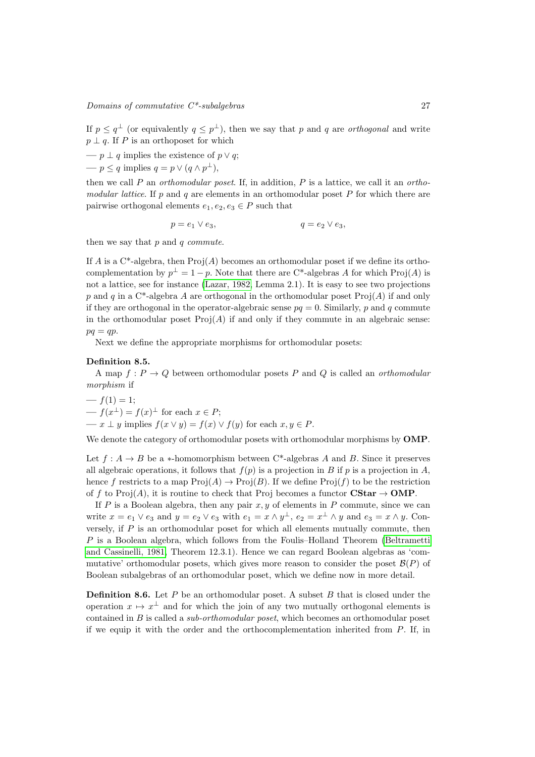If $p \leq q^\perp$ (or equivalently $q \leq p^\perp$), then we say that $p$ and $q$ are *orthogonal* and write $p \perp q$. If $P$ is an orthoposet for which

— $p \perp q$ implies the existence of $p \vee q$;
— $p \leq q$ implies $q = p \vee (q \wedge p^\perp)$,

then we call $P$ an *orthomodular poset*. If, in addition, $P$ is a lattice, we call it an *orthomodular lattice*. If $p$ and $q$ are elements in an orthomodular poset $P$ for which there are pairwise orthogonal elements $e_1, e_2, e_3 \in P$ such that

$$p = e_1 \vee e_3, \qquad\qquad q = e_2 \vee e_3,$$

then we say that $p$ and $q$ *commute*.

If $A$ is a C*-algebra, then $\mathrm{Proj}(A)$ becomes an orthomodular poset if we define its orthocomplementation by $p^\perp = 1 - p$. Note that there are C*-algebras $A$ for which $\mathrm{Proj}(A)$ is not a lattice, see for instance (Lazar, 1982, Lemma 2.1). It is easy to see two projections $p$ and $q$ in a C*-algebra $A$ are orthogonal in the orthomodular poset $\mathrm{Proj}(A)$ if and only if they are orthogonal in the operator-algebraic sense $pq = 0$. Similarly, $p$ and $q$ commute in the orthomodular poset $\mathrm{Proj}(A)$ if and only if they commute in an algebraic sense: $pq = qp$.

Next we define the appropriate morphisms for orthomodular posets:

**Definition 8.5.**
A map $f : P \to Q$ between orthomodular posets $P$ and $Q$ is called an *orthomodular morphism* if

— $f(1) = 1$;
— $f(x^\perp) = f(x)^\perp$ for each $x \in P$;
— $x \perp y$ implies $f(x \vee y) = f(x) \vee f(y)$ for each $x, y \in P$.

We denote the category of orthomodular posets with orthomodular morphisms by **OMP**.

Let $f : A \to B$ be a $*$-homomorphism between C*-algebras $A$ and $B$. Since it preserves all algebraic operations, it follows that $f(p)$ is a projection in $B$ if $p$ is a projection in $A$, hence $f$ restricts to a map $\mathrm{Proj}(A) \to \mathrm{Proj}(B)$. If we define $\mathrm{Proj}(f)$ to be the restriction of $f$ to $\mathrm{Proj}(A)$, it is routine to check that Proj becomes a functor $\mathbf{CStar} \to \mathbf{OMP}$.

If $P$ is a Boolean algebra, then any pair $x, y$ of elements in $P$ commute, since we can write $x = e_1 \vee e_3$ and $y = e_2 \vee e_3$ with $e_1 = x \wedge y^\perp$, $e_2 = x^\perp \wedge y$ and $e_3 = x \wedge y$. Conversely, if $P$ is an orthomodular poset for which all elements mutually commute, then $P$ is a Boolean algebra, which follows from the Foulis–Holland Theorem (Beltrametti and Cassinelli, 1981, Theorem 12.3.1). Hence we can regard Boolean algebras as 'commutative' orthomodular posets, which gives more reason to consider the poset $\mathcal{B}(P)$ of Boolean subalgebras of an orthomodular poset, which we define now in more detail.

**Definition 8.6.** Let $P$ be an orthomodular poset. A subset $B$ that is closed under the operation $x \mapsto x^\perp$ and for which the join of any two mutually orthogonal elements is contained in $B$ is called a *sub-orthomodular poset*, which becomes an orthomodular poset if we equip it with the order and the orthocomplementation inherited from $P$. If, in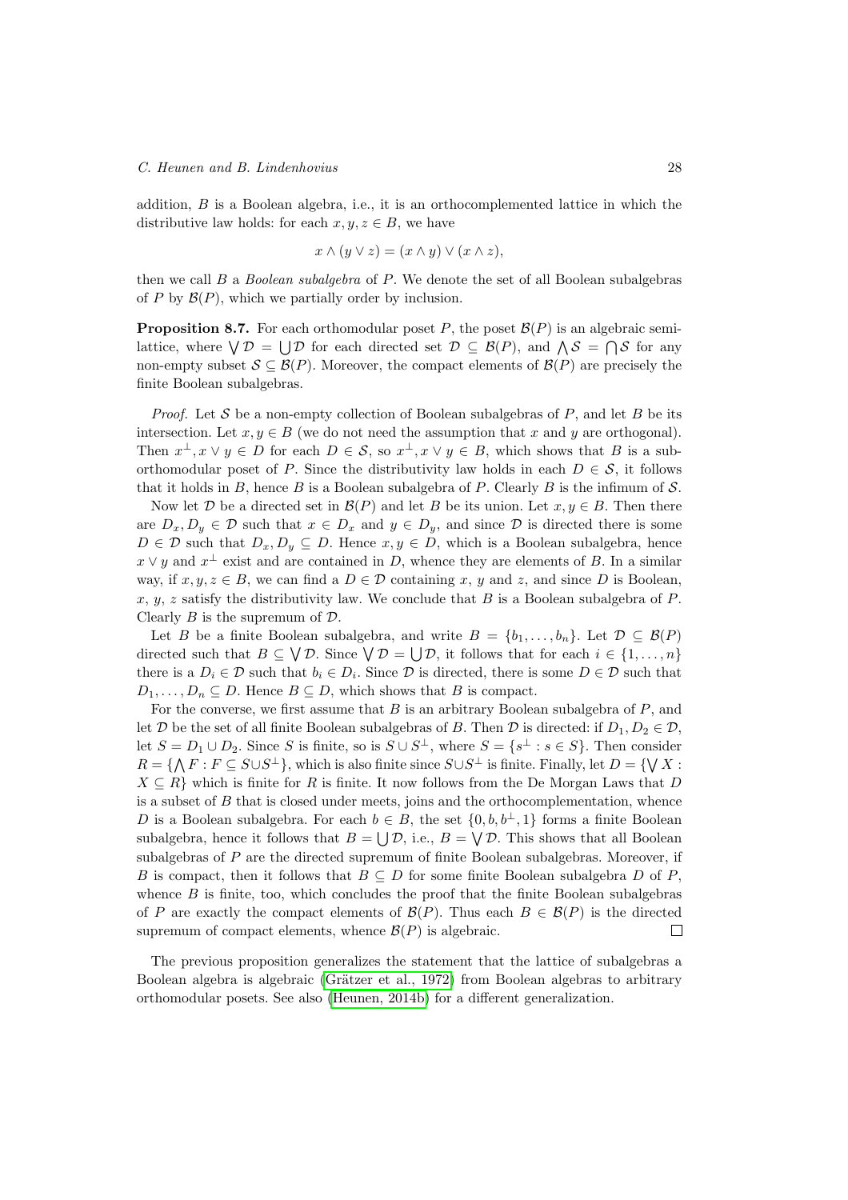addition, $B$ is a Boolean algebra, i.e., it is an orthocomplemented lattice in which the distributive law holds: for each $x, y, z \in B$, we have

$$x \wedge (y \vee z) = (x \wedge y) \vee (x \wedge z),$$

then we call $B$ a *Boolean subalgebra* of $P$. We denote the set of all Boolean subalgebras of $P$ by $\mathcal{B}(P)$, which we partially order by inclusion.

**Proposition 8.7.** For each orthomodular poset $P$, the poset $\mathcal{B}(P)$ is an algebraic semilattice, where $\bigvee \mathcal{D} = \bigcup \mathcal{D}$ for each directed set $\mathcal{D} \subseteq \mathcal{B}(P)$, and $\bigwedge \mathcal{S} = \bigcap \mathcal{S}$ for any non-empty subset $\mathcal{S} \subseteq \mathcal{B}(P)$. Moreover, the compact elements of $\mathcal{B}(P)$ are precisely the finite Boolean subalgebras.

*Proof.* Let $\mathcal{S}$ be a non-empty collection of Boolean subalgebras of $P$, and let $B$ be its intersection. Let $x, y \in B$ (we do not need the assumption that $x$ and $y$ are orthogonal). Then $x^\perp, x \vee y \in D$ for each $D \in \mathcal{S}$, so $x^\perp, x \vee y \in B$, which shows that $B$ is a sub-orthomodular poset of $P$. Since the distributivity law holds in each $D \in \mathcal{S}$, it follows that it holds in $B$, hence $B$ is a Boolean subalgebra of $P$. Clearly $B$ is the infimum of $\mathcal{S}$.

Now let $\mathcal{D}$ be a directed set in $\mathcal{B}(P)$ and let $B$ be its union. Let $x, y \in B$. Then there are $D_x, D_y \in \mathcal{D}$ such that $x \in D_x$ and $y \in D_y$, and since $\mathcal{D}$ is directed there is some $D \in \mathcal{D}$ such that $D_x, D_y \subseteq D$. Hence $x, y \in D$, which is a Boolean subalgebra, hence $x \vee y$ and $x^\perp$ exist and are contained in $D$, whence they are elements of $B$. In a similar way, if $x, y, z \in B$, we can find a $D \in \mathcal{D}$ containing $x$, $y$ and $z$, and since $D$ is Boolean, $x$, $y$, $z$ satisfy the distributivity law. We conclude that $B$ is a Boolean subalgebra of $P$. Clearly $B$ is the supremum of $\mathcal{D}$.

Let $B$ be a finite Boolean subalgebra, and write $B = \{b_1, \ldots, b_n\}$. Let $\mathcal{D} \subseteq \mathcal{B}(P)$ directed such that $B \subseteq \bigvee \mathcal{D}$. Since $\bigvee \mathcal{D} = \bigcup \mathcal{D}$, it follows that for each $i \in \{1, \ldots, n\}$ there is a $D_i \in \mathcal{D}$ such that $b_i \in D_i$. Since $\mathcal{D}$ is directed, there is some $D \in \mathcal{D}$ such that $D_1, \ldots, D_n \subseteq D$. Hence $B \subseteq D$, which shows that $B$ is compact.

For the converse, we first assume that $B$ is an arbitrary Boolean subalgebra of $P$, and let $\mathcal{D}$ be the set of all finite Boolean subalgebras of $B$. Then $\mathcal{D}$ is directed: if $D_1, D_2 \in \mathcal{D}$, let $S = D_1 \cup D_2$. Since $S$ is finite, so is $S \cup S^\perp$, where $S = \{s^\perp : s \in S\}$. Then consider $R = \{\bigwedge F : F \subseteq S \cup S^\perp\}$, which is also finite since $S \cup S^\perp$ is finite. Finally, let $D = \{\bigvee X : X \subseteq R\}$ which is finite for $R$ is finite. It now follows from the De Morgan Laws that $D$ is a subset of $B$ that is closed under meets, joins and the orthocomplementation, whence $D$ is a Boolean subalgebra. For each $b \in B$, the set $\{0, b, b^\perp, 1\}$ forms a finite Boolean subalgebra, hence it follows that $B = \bigcup \mathcal{D}$, i.e., $B = \bigvee \mathcal{D}$. This shows that all Boolean subalgebras of $P$ are the directed supremum of finite Boolean subalgebras. Moreover, if $B$ is compact, then it follows that $B \subseteq D$ for some finite Boolean subalgebra $D$ of $P$, whence $B$ is finite, too, which concludes the proof that the finite Boolean subalgebras of $P$ are exactly the compact elements of $\mathcal{B}(P)$. Thus each $B \in \mathcal{B}(P)$ is the directed supremum of compact elements, whence $\mathcal{B}(P)$ is algebraic. □

The previous proposition generalizes the statement that the lattice of subalgebras a Boolean algebra is algebraic (Grätzer et al., 1972) from Boolean algebras to arbitrary orthomodular posets. See also (Heunen, 2014b) for a different generalization.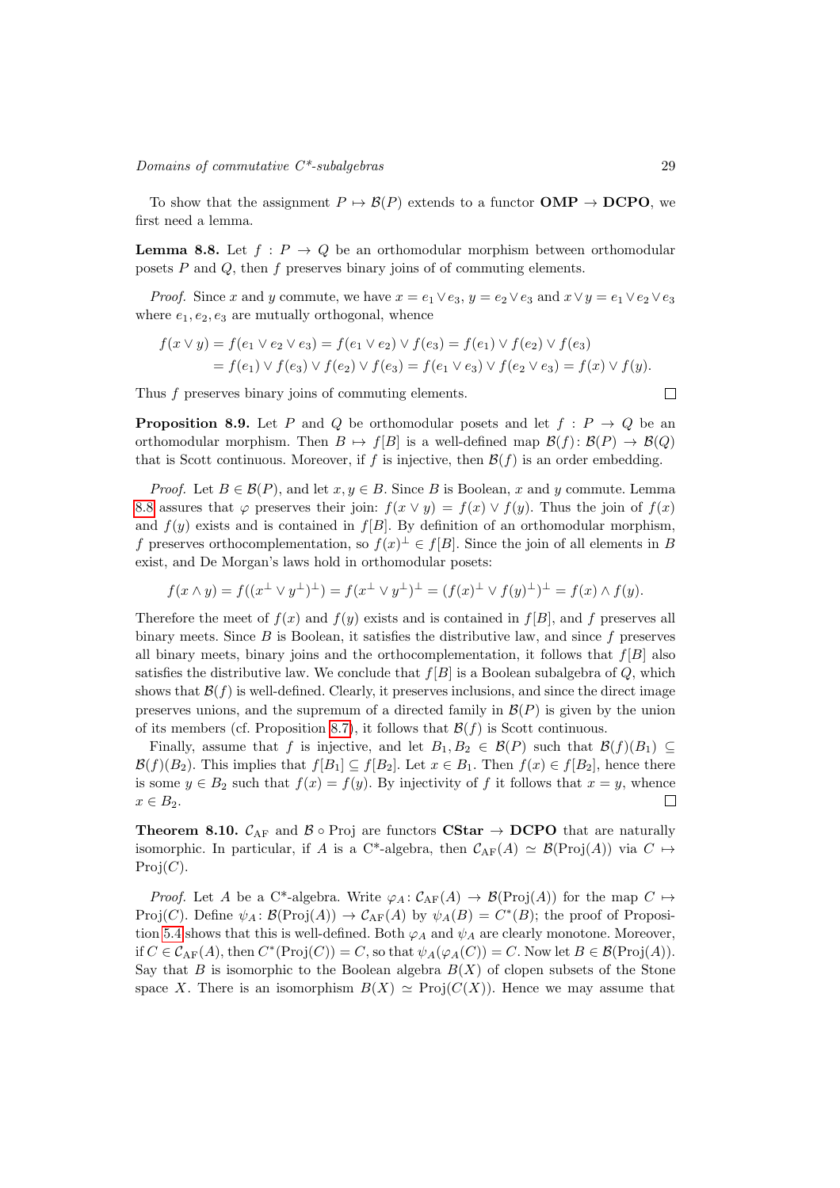To show that the assignment $P \mapsto \mathcal{B}(P)$ extends to a functor **OMP** $\to$ **DCPO**, we first need a lemma.

**Lemma 8.8.** Let $f : P \to Q$ be an orthomodular morphism between orthomodular posets $P$ and $Q$, then $f$ preserves binary joins of of commuting elements.

*Proof.* Since $x$ and $y$ commute, we have $x = e_1 \vee e_3$, $y = e_2 \vee e_3$ and $x \vee y = e_1 \vee e_2 \vee e_3$ where $e_1, e_2, e_3$ are mutually orthogonal, whence

$$
\begin{aligned}
f(x \vee y) &= f(e_1 \vee e_2 \vee e_3) = f(e_1 \vee e_2) \vee f(e_3) = f(e_1) \vee f(e_2) \vee f(e_3) \\
&= f(e_1) \vee f(e_3) \vee f(e_2) \vee f(e_3) = f(e_1 \vee e_3) \vee f(e_2 \vee e_3) = f(x) \vee f(y).
\end{aligned}
$$

Thus $f$ preserves binary joins of commuting elements. □

**Proposition 8.9.** Let $P$ and $Q$ be orthomodular posets and let $f : P \to Q$ be an orthomodular morphism. Then $B \mapsto f[B]$ is a well-defined map $\mathcal{B}(f) \colon \mathcal{B}(P) \to \mathcal{B}(Q)$ that is Scott continuous. Moreover, if $f$ is injective, then $\mathcal{B}(f)$ is an order embedding.

*Proof.* Let $B \in \mathcal{B}(P)$, and let $x, y \in B$. Since $B$ is Boolean, $x$ and $y$ commute. Lemma 8.8 assures that $\varphi$ preserves their join: $f(x \vee y) = f(x) \vee f(y)$. Thus the join of $f(x)$ and $f(y)$ exists and is contained in $f[B]$. By definition of an orthomodular morphism, $f$ preserves orthocomplementation, so $f(x)^\perp \in f[B]$. Since the join of all elements in $B$ exist, and De Morgan's laws hold in orthomodular posets:

$$
f(x \wedge y) = f((x^\perp \vee y^\perp)^\perp) = f(x^\perp \vee y^\perp)^\perp = (f(x)^\perp \vee f(y)^\perp)^\perp = f(x) \wedge f(y).
$$

Therefore the meet of $f(x)$ and $f(y)$ exists and is contained in $f[B]$, and $f$ preserves all binary meets. Since $B$ is Boolean, it satisfies the distributive law, and since $f$ preserves all binary meets, binary joins and the orthocomplementation, it follows that $f[B]$ also satisfies the distributive law. We conclude that $f[B]$ is a Boolean subalgebra of $Q$, which shows that $\mathcal{B}(f)$ is well-defined. Clearly, it preserves inclusions, and since the direct image preserves unions, and the supremum of a directed family in $\mathcal{B}(P)$ is given by the union of its members (cf. Proposition 8.7), it follows that $\mathcal{B}(f)$ is Scott continuous.

Finally, assume that $f$ is injective, and let $B_1, B_2 \in \mathcal{B}(P)$ such that $\mathcal{B}(f)(B_1) \subseteq \mathcal{B}(f)(B_2)$. This implies that $f[B_1] \subseteq f[B_2]$. Let $x \in B_1$. Then $f(x) \in f[B_2]$, hence there is some $y \in B_2$ such that $f(x) = f(y)$. By injectivity of $f$ it follows that $x = y$, whence $x \in B_2$. □

**Theorem 8.10.** $\mathcal{C}_{\mathrm{AF}}$ and $\mathcal{B} \circ \mathrm{Proj}$ are functors **CStar** $\to$ **DCPO** that are naturally isomorphic. In particular, if $A$ is a C*-algebra, then $\mathcal{C}_{\mathrm{AF}}(A) \simeq \mathcal{B}(\mathrm{Proj}(A))$ via $C \mapsto \mathrm{Proj}(C)$.

*Proof.* Let $A$ be a C*-algebra. Write $\varphi_A \colon \mathcal{C}_{\mathrm{AF}}(A) \to \mathcal{B}(\mathrm{Proj}(A))$ for the map $C \mapsto \mathrm{Proj}(C)$. Define $\psi_A \colon \mathcal{B}(\mathrm{Proj}(A)) \to \mathcal{C}_{\mathrm{AF}}(A)$ by $\psi_A(B) = C^*(B)$; the proof of Proposition 5.4 shows that this is well-defined. Both $\varphi_A$ and $\psi_A$ are clearly monotone. Moreover, if $C \in \mathcal{C}_{\mathrm{AF}}(A)$, then $C^*(\mathrm{Proj}(C)) = C$, so that $\psi_A(\varphi_A(C)) = C$. Now let $B \in \mathcal{B}(\mathrm{Proj}(A))$. Say that $B$ is isomorphic to the Boolean algebra $B(X)$ of clopen subsets of the Stone space $X$. There is an isomorphism $B(X) \simeq \mathrm{Proj}(C(X))$. Hence we may assume that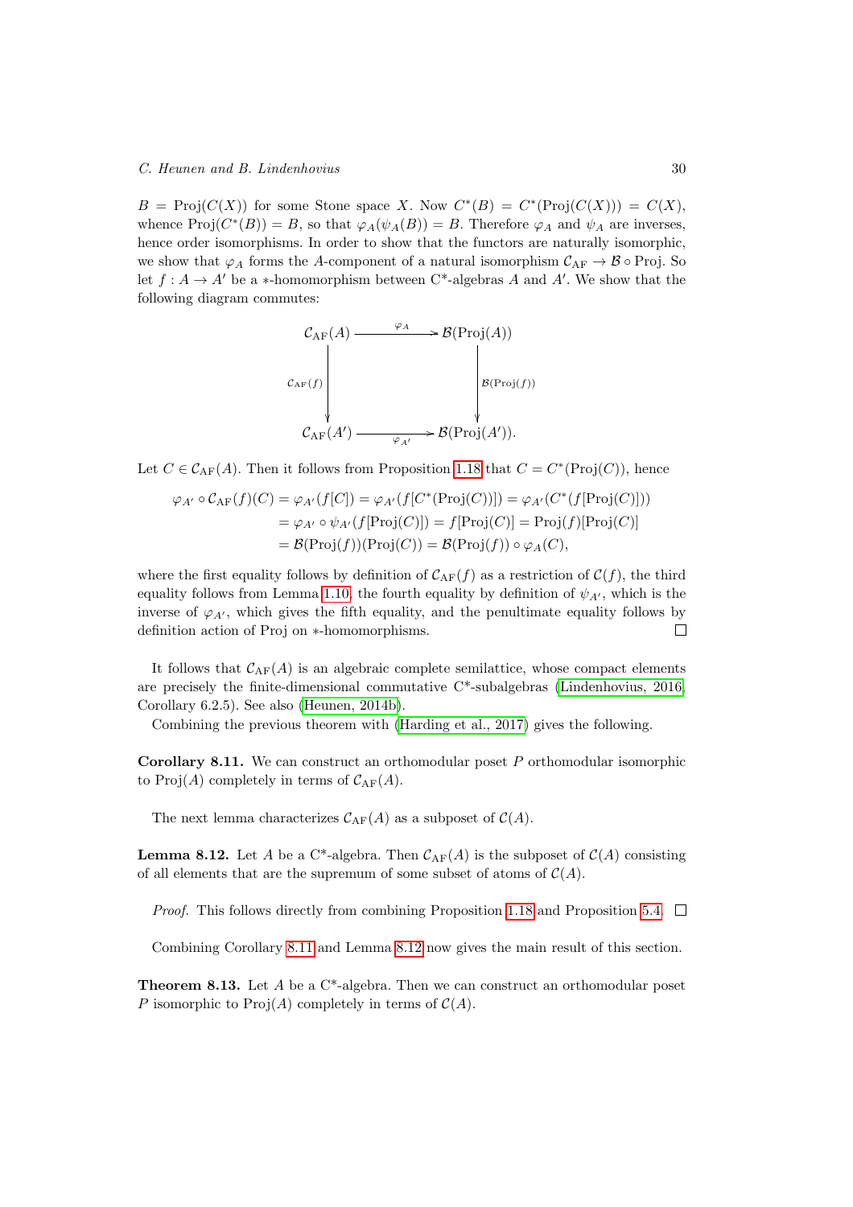$B = \mathrm{Proj}(C(X))$ for some Stone space $X$. Now $C^*(B) = C^*(\mathrm{Proj}(C(X))) = C(X)$, whence $\mathrm{Proj}(C^*(B)) = B$, so that $\varphi_A(\psi_A(B)) = B$. Therefore $\varphi_A$ and $\psi_A$ are inverses, hence order isomorphisms. In order to show that the functors are naturally isomorphic, we show that $\varphi_A$ forms the $A$-component of a natural isomorphism $\mathcal{C}_{\mathrm{AF}} \to \mathcal{B} \circ \mathrm{Proj}$. So let $f : A \to A'$ be a $*$-homomorphism between C*-algebras $A$ and $A'$. We show that the following diagram commutes:

$$\begin{array}{ccc}
\mathcal{C}_{\mathrm{AF}}(A) & \xrightarrow{\varphi_A} & \mathcal{B}(\mathrm{Proj}(A)) \\
\downarrow{\scriptstyle \mathcal{C}_{\mathrm{AF}}(f)} & & \downarrow{\scriptstyle \mathcal{B}(\mathrm{Proj}(f))} \\
\mathcal{C}_{\mathrm{AF}}(A') & \xrightarrow{\varphi_{A'}} & \mathcal{B}(\mathrm{Proj}(A')).
\end{array}$$

Let $C \in \mathcal{C}_{\mathrm{AF}}(A)$. Then it follows from Proposition 1.18 that $C = C^*(\mathrm{Proj}(C))$, hence

$$\begin{aligned}
\varphi_{A'} \circ \mathcal{C}_{\mathrm{AF}}(f)(C) &= \varphi_{A'}(f[C]) = \varphi_{A'}(f[C^*(\mathrm{Proj}(C))]) = \varphi_{A'}(C^*(f[\mathrm{Proj}(C)])) \\
&= \varphi_{A'} \circ \psi_{A'}(f[\mathrm{Proj}(C)]) = f[\mathrm{Proj}(C)] = \mathrm{Proj}(f)[\mathrm{Proj}(C)] \\
&= \mathcal{B}(\mathrm{Proj}(f))(\mathrm{Proj}(C)) = \mathcal{B}(\mathrm{Proj}(f)) \circ \varphi_A(C),
\end{aligned}$$

where the first equality follows by definition of $\mathcal{C}_{\mathrm{AF}}(f)$ as a restriction of $\mathcal{C}(f)$, the third equality follows from Lemma 1.10, the fourth equality by definition of $\psi_{A'}$, which is the inverse of $\varphi_{A'}$, which gives the fifth equality, and the penultimate equality follows by definition action of Proj on $*$-homomorphisms. □

It follows that $\mathcal{C}_{\mathrm{AF}}(A)$ is an algebraic complete semilattice, whose compact elements are precisely the finite-dimensional commutative C*-subalgebras (Lindenhovius, 2016, Corollary 6.2.5). See also (Heunen, 2014b).

Combining the previous theorem with (Harding et al., 2017) gives the following.

**Corollary 8.11.** We can construct an orthomodular poset $P$ orthomodular isomorphic to $\mathrm{Proj}(A)$ completely in terms of $\mathcal{C}_{\mathrm{AF}}(A)$.

The next lemma characterizes $\mathcal{C}_{\mathrm{AF}}(A)$ as a subposet of $\mathcal{C}(A)$.

**Lemma 8.12.** Let $A$ be a C*-algebra. Then $\mathcal{C}_{\mathrm{AF}}(A)$ is the subposet of $\mathcal{C}(A)$ consisting of all elements that are the supremum of some subset of atoms of $\mathcal{C}(A)$.

*Proof.* This follows directly from combining Proposition 1.18 and Proposition 5.4. □

Combining Corollary 8.11 and Lemma 8.12 now gives the main result of this section.

**Theorem 8.13.** Let $A$ be a C*-algebra. Then we can construct an orthomodular poset $P$ isomorphic to $\mathrm{Proj}(A)$ completely in terms of $\mathcal{C}(A)$.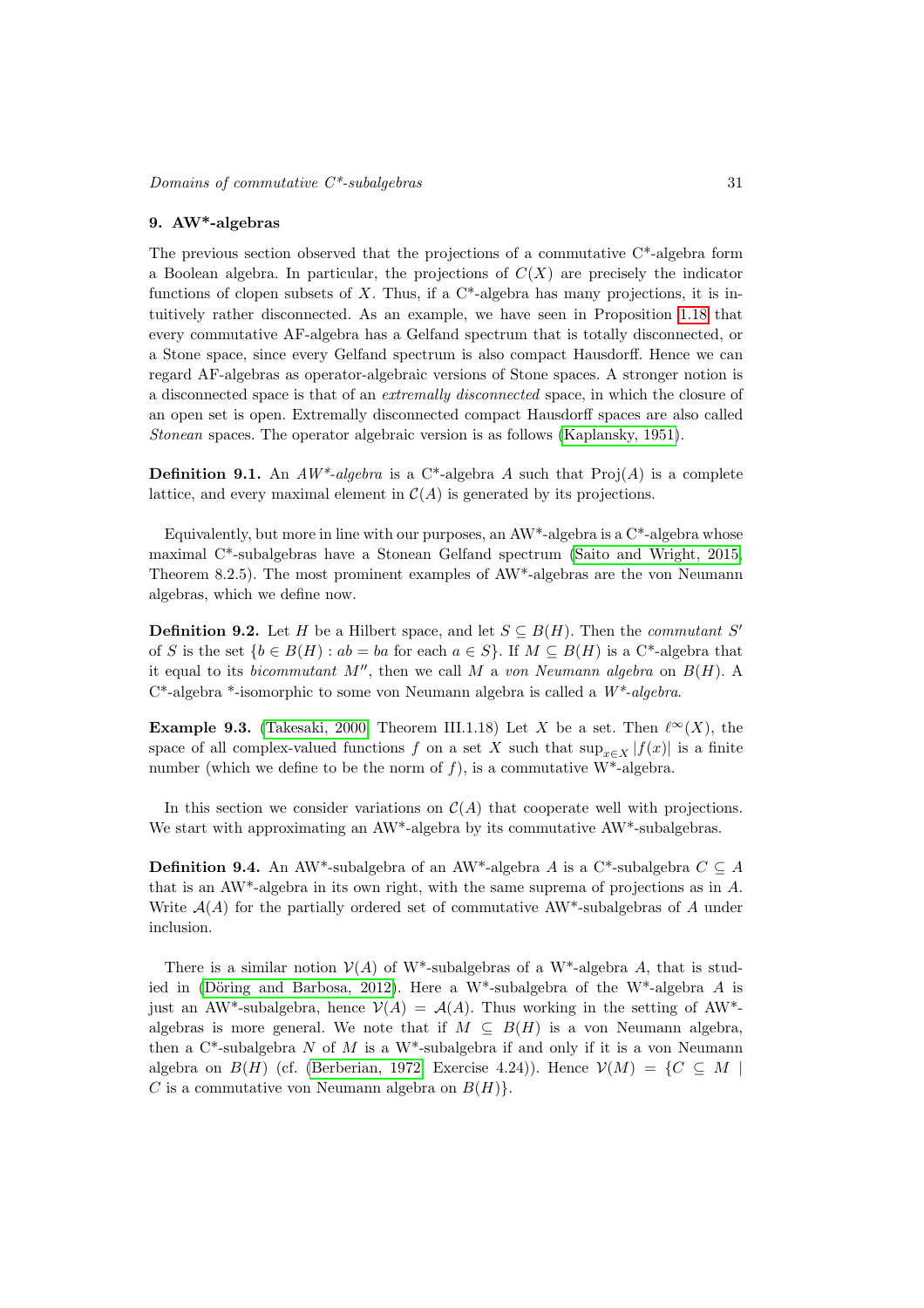## 9. AW*-algebras

The previous section observed that the projections of a commutative C*-algebra form a Boolean algebra. In particular, the projections of $C(X)$ are precisely the indicator functions of clopen subsets of $X$. Thus, if a C*-algebra has many projections, it is intuitively rather disconnected. As an example, we have seen in Proposition 1.18 that every commutative AF-algebra has a Gelfand spectrum that is totally disconnected, or a Stone space, since every Gelfand spectrum is also compact Hausdorff. Hence we can regard AF-algebras as operator-algebraic versions of Stone spaces. A stronger notion is a disconnected space is that of an *extremally disconnected* space, in which the closure of an open set is open. Extremally disconnected compact Hausdorff spaces are also called *Stonean* spaces. The operator algebraic version is as follows (Kaplansky, 1951).

**Definition 9.1.** An *AW*\*-*algebra* is a C*-algebra $A$ such that $\mathrm{Proj}(A)$ is a complete lattice, and every maximal element in $\mathcal{C}(A)$ is generated by its projections.

Equivalently, but more in line with our purposes, an AW*-algebra is a C*-algebra whose maximal C*-subalgebras have a Stonean Gelfand spectrum (Saito and Wright, 2015, Theorem 8.2.5). The most prominent examples of AW*-algebras are the von Neumann algebras, which we define now.

**Definition 9.2.** Let $H$ be a Hilbert space, and let $S \subseteq B(H)$. Then the *commutant* $S'$ of $S$ is the set $\{b \in B(H) : ab = ba \text{ for each } a \in S\}$. If $M \subseteq B(H)$ is a C*-algebra that it equal to its *bicommutant* $M''$, then we call $M$ a *von Neumann algebra* on $B(H)$. A C*-algebra *-isomorphic to some von Neumann algebra is called a *W*\*-*algebra*.

**Example 9.3.** (Takesaki, 2000, Theorem III.1.18) Let $X$ be a set. Then $\ell^\infty(X)$, the space of all complex-valued functions $f$ on a set $X$ such that $\sup_{x\in X} |f(x)|$ is a finite number (which we define to be the norm of $f$), is a commutative W*-algebra.

In this section we consider variations on $\mathcal{C}(A)$ that cooperate well with projections. We start with approximating an AW*-algebra by its commutative AW*-subalgebras.

**Definition 9.4.** An AW*-subalgebra of an AW*-algebra $A$ is a C*-subalgebra $C \subseteq A$ that is an AW*-algebra in its own right, with the same suprema of projections as in $A$. Write $\mathcal{A}(A)$ for the partially ordered set of commutative AW*-subalgebras of $A$ under inclusion.

There is a similar notion $\mathcal{V}(A)$ of W*-subalgebras of a W*-algebra $A$, that is studied in (Döring and Barbosa, 2012). Here a W*-subalgebra of the W*-algebra $A$ is just an AW*-subalgebra, hence $\mathcal{V}(A) = \mathcal{A}(A)$. Thus working in the setting of AW*-algebras is more general. We note that if $M \subseteq B(H)$ is a von Neumann algebra, then a C*-subalgebra $N$ of $M$ is a W*-subalgebra if and only if it is a von Neumann algebra on $B(H)$ (cf. (Berberian, 1972, Exercise 4.24)). Hence $\mathcal{V}(M) = \{C \subseteq M \mid C \text{ is a commutative von Neumann algebra on } B(H)\}$.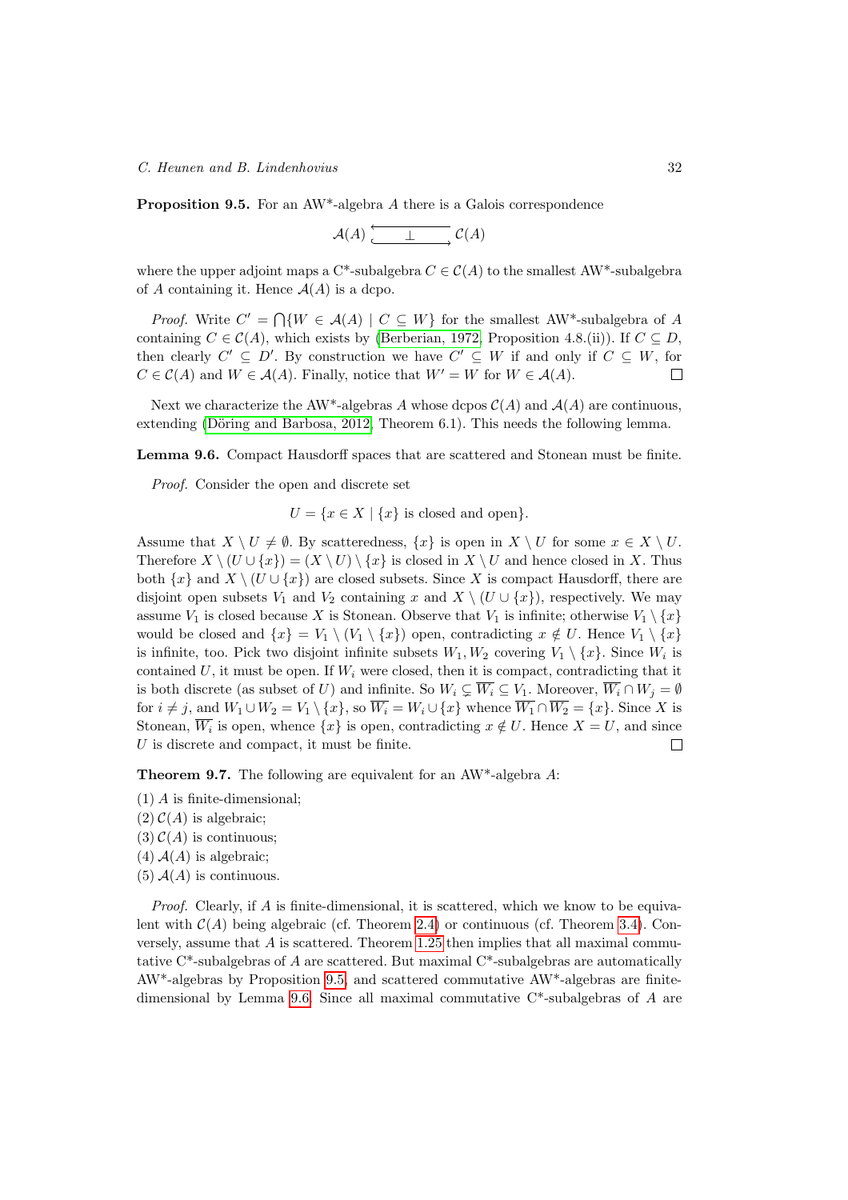**Proposition 9.5.** For an AW*-algebra $A$ there is a Galois correspondence

$$\mathcal{A}(A) \underset{\longrightarrow}{\overset{\longleftarrow}{\quad\perp\quad}} \mathcal{C}(A)$$

where the upper adjoint maps a C*-subalgebra $C \in \mathcal{C}(A)$ to the smallest AW*-subalgebra of $A$ containing it. Hence $\mathcal{A}(A)$ is a dcpo.

*Proof.* Write $C' = \bigcap\{W \in \mathcal{A}(A) \mid C \subseteq W\}$ for the smallest AW*-subalgebra of $A$ containing $C \in \mathcal{C}(A)$, which exists by (Berberian, 1972, Proposition 4.8.(ii)). If $C \subseteq D$, then clearly $C' \subseteq D'$. By construction we have $C' \subseteq W$ if and only if $C \subseteq W$, for $C \in \mathcal{C}(A)$ and $W \in \mathcal{A}(A)$. Finally, notice that $W' = W$ for $W \in \mathcal{A}(A)$. □

Next we characterize the AW*-algebras $A$ whose dcpos $\mathcal{C}(A)$ and $\mathcal{A}(A)$ are continuous, extending (Döring and Barbosa, 2012, Theorem 6.1). This needs the following lemma.

**Lemma 9.6.** Compact Hausdorff spaces that are scattered and Stonean must be finite.

*Proof.* Consider the open and discrete set

$$U = \{x \in X \mid \{x\} \text{ is closed and open}\}.$$

Assume that $X \setminus U \neq \emptyset$. By scatteredness, $\{x\}$ is open in $X \setminus U$ for some $x \in X \setminus U$. Therefore $X \setminus (U \cup \{x\}) = (X \setminus U) \setminus \{x\}$ is closed in $X \setminus U$ and hence closed in $X$. Thus both $\{x\}$ and $X \setminus (U \cup \{x\})$ are closed subsets. Since $X$ is compact Hausdorff, there are disjoint open subsets $V_1$ and $V_2$ containing $x$ and $X \setminus (U \cup \{x\})$, respectively. We may assume $V_1$ is closed because $X$ is Stonean. Observe that $V_1$ is infinite; otherwise $V_1 \setminus \{x\}$ would be closed and $\{x\} = V_1 \setminus (V_1 \setminus \{x\})$ open, contradicting $x \notin U$. Hence $V_1 \setminus \{x\}$ is infinite, too. Pick two disjoint infinite subsets $W_1, W_2$ covering $V_1 \setminus \{x\}$. Since $W_i$ is contained $U$, it must be open. If $W_i$ were closed, then it is compact, contradicting that it is both discrete (as subset of $U$) and infinite. So $W_i \subsetneq \overline{W_i} \subseteq V_1$. Moreover, $\overline{W_i} \cap W_j = \emptyset$ for $i \neq j$, and $W_1 \cup W_2 = V_1 \setminus \{x\}$, so $\overline{W_i} = W_i \cup \{x\}$ whence $\overline{W_1} \cap \overline{W_2} = \{x\}$. Since $X$ is Stonean, $\overline{W_i}$ is open, whence $\{x\}$ is open, contradicting $x \notin U$. Hence $X = U$, and since $U$ is discrete and compact, it must be finite. □

**Theorem 9.7.** The following are equivalent for an AW*-algebra $A$:

(1) $A$ is finite-dimensional;
(2) $\mathcal{C}(A)$ is algebraic;
(3) $\mathcal{C}(A)$ is continuous;
(4) $\mathcal{A}(A)$ is algebraic;
(5) $\mathcal{A}(A)$ is continuous.

*Proof.* Clearly, if $A$ is finite-dimensional, it is scattered, which we know to be equivalent with $\mathcal{C}(A)$ being algebraic (cf. Theorem 2.4) or continuous (cf. Theorem 3.4). Conversely, assume that $A$ is scattered. Theorem 1.25 then implies that all maximal commutative C*-subalgebras of $A$ are scattered. But maximal C*-subalgebras are automatically AW*-algebras by Proposition 9.5, and scattered commutative AW*-algebras are finite-dimensional by Lemma 9.6. Since all maximal commutative C*-subalgebras of $A$ are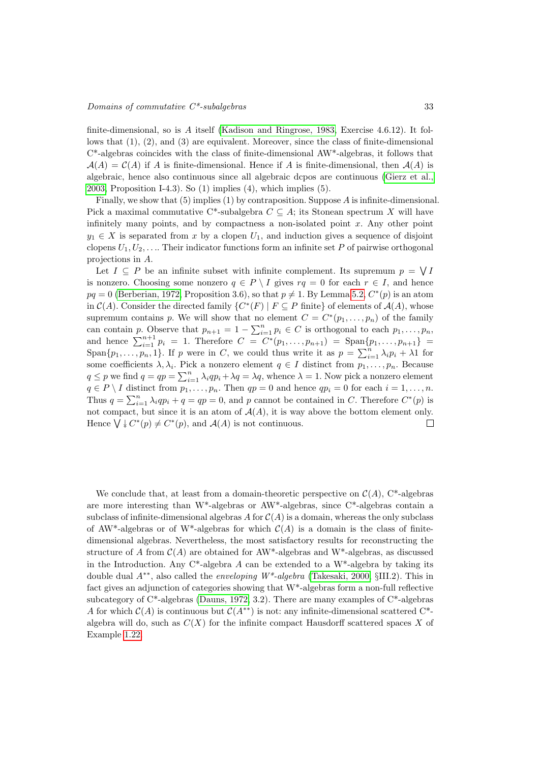finite-dimensional, so is $A$ itself (Kadison and Ringrose, 1983, Exercise 4.6.12). It follows that (1), (2), and (3) are equivalent. Moreover, since the class of finite-dimensional C\*-algebras coincides with the class of finite-dimensional AW\*-algebras, it follows that $\mathcal{A}(A) = \mathcal{C}(A)$ if $A$ is finite-dimensional. Hence if $A$ is finite-dimensional, then $\mathcal{A}(A)$ is algebraic, hence also continuous since all algebraic dcpos are continuous (Gierz et al., 2003, Proposition I-4.3). So (1) implies (4), which implies (5).

Finally, we show that (5) implies (1) by contraposition. Suppose $A$ is infinite-dimensional. Pick a maximal commutative C\*-subalgebra $C \subseteq A$; its Stonean spectrum $X$ will have infinitely many points, and by compactness a non-isolated point $x$. Any other point $y_1 \in X$ is separated from $x$ by a clopen $U_1$, and induction gives a sequence of disjoint clopens $U_1, U_2, \ldots$. Their indicator functions form an infinite set $P$ of pairwise orthogonal projections in $A$.

Let $I \subseteq P$ be an infinite subset with infinite complement. Its supremum $p = \bigvee I$ is nonzero. Choosing some nonzero $q \in P \setminus I$ gives $rq = 0$ for each $r \in I$, and hence $pq = 0$ (Berberian, 1972, Proposition 3.6), so that $p \neq 1$. By Lemma 5.2, $C^*(p)$ is an atom in $\mathcal{C}(A)$. Consider the directed family $\{C^*(F) \mid F \subseteq P \text{ finite}\}$ of elements of $\mathcal{A}(A)$, whose supremum contains $p$. We will show that no element $C = C^*(p_1, \ldots, p_n)$ of the family can contain $p$. Observe that $p_{n+1} = 1 - \sum_{i=1}^{n} p_i \in C$ is orthogonal to each $p_1, \ldots, p_n$, and hence $\sum_{i=1}^{n+1} p_i = 1$. Therefore $C = C^*(p_1, \ldots, p_{n+1}) = \mathrm{Span}\{p_1, \ldots, p_{n+1}\} = \mathrm{Span}\{p_1, \ldots, p_n, 1\}$. If $p$ were in $C$, we could thus write it as $p = \sum_{i=1}^{n} \lambda_i p_i + \lambda 1$ for some coefficients $\lambda, \lambda_i$. Pick a nonzero element $q \in I$ distinct from $p_1, \ldots, p_n$. Because $q \leq p$ we find $q = qp = \sum_{i=1}^{n} \lambda_i q p_i + \lambda q = \lambda q$, whence $\lambda = 1$. Now pick a nonzero element $q \in P \setminus I$ distinct from $p_1, \ldots, p_n$. Then $qp = 0$ and hence $qp_i = 0$ for each $i = 1, \ldots, n$. Thus $q = \sum_{i=1}^{n} \lambda_i q p_i + q = qp = 0$, and $p$ cannot be contained in $C$. Therefore $C^*(p)$ is not compact, but since it is an atom of $\mathcal{A}(A)$, it is way above the bottom element only. Hence $\bigvee \twoheaddownarrow C^*(p) \neq C^*(p)$, and $\mathcal{A}(A)$ is not continuous. $\square$

We conclude that, at least from a domain-theoretic perspective on $\mathcal{C}(A)$, C\*-algebras are more interesting than W\*-algebras or AW\*-algebras, since C\*-algebras contain a subclass of infinite-dimensional algebras $A$ for $\mathcal{C}(A)$ is a domain, whereas the only subclass of AW\*-algebras or of W\*-algebras for which $\mathcal{C}(A)$ is a domain is the class of finite-dimensional algebras. Nevertheless, the most satisfactory results for reconstructing the structure of $A$ from $\mathcal{C}(A)$ are obtained for AW\*-algebras and W\*-algebras, as discussed in the Introduction. Any C\*-algebra $A$ can be extended to a W\*-algebra by taking its double dual $A^{**}$, also called the *enveloping W\*-algebra* (Takesaki, 2000, §III.2). This in fact gives an adjunction of categories showing that W\*-algebras form a non-full reflective subcategory of C\*-algebras (Dauns, 1972, 3.2). There are many examples of C\*-algebras $A$ for which $\mathcal{C}(A)$ is continuous but $\mathcal{C}(A^{**})$ is not: any infinite-dimensional scattered C\*-algebra will do, such as $C(X)$ for the infinite compact Hausdorff scattered spaces $X$ of Example 1.22.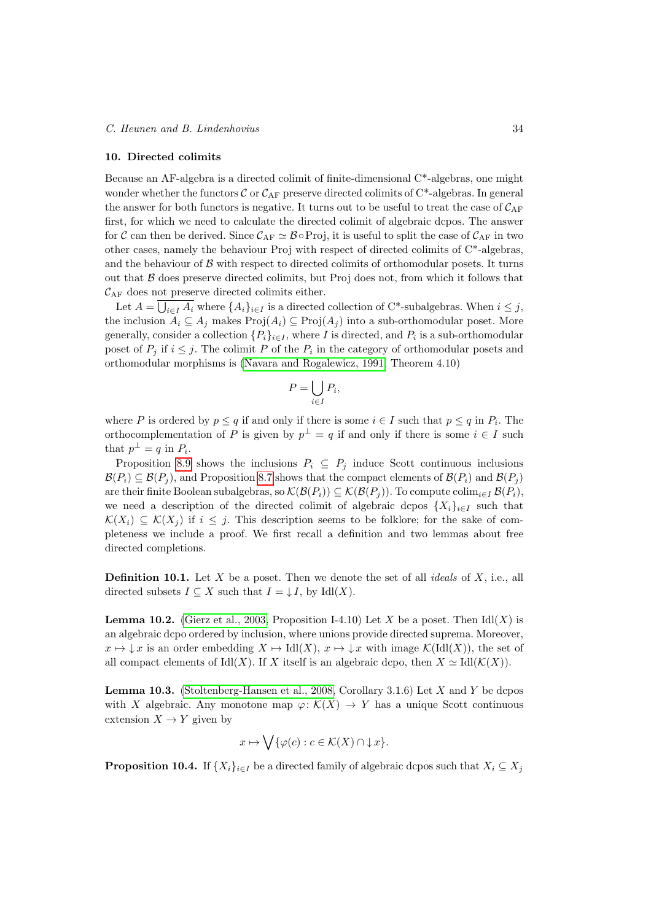## 10. Directed colimits

Because an AF-algebra is a directed colimit of finite-dimensional C\*-algebras, one might wonder whether the functors $\mathcal{C}$ or $\mathcal{C}_{\mathrm{AF}}$ preserve directed colimits of C\*-algebras. In general the answer for both functors is negative. It turns out to be useful to treat the case of $\mathcal{C}_{\mathrm{AF}}$ first, for which we need to calculate the directed colimit of algebraic dcpos. The answer for $\mathcal{C}$ can then be derived. Since $\mathcal{C}_{\mathrm{AF}} \simeq \mathcal{B} \circ \mathrm{Proj}$, it is useful to split the case of $\mathcal{C}_{\mathrm{AF}}$ in two other cases, namely the behaviour Proj with respect of directed colimits of C\*-algebras, and the behaviour of $\mathcal{B}$ with respect to directed colimits of orthomodular posets. It turns out that $\mathcal{B}$ does preserve directed colimits, but Proj does not, from which it follows that $\mathcal{C}_{\mathrm{AF}}$ does not preserve directed colimits either.

Let $A = \overline{\bigcup_{i\in I} A_i}$ where $\{A_i\}_{i\in I}$ is a directed collection of C\*-subalgebras. When $i \leq j$, the inclusion $A_i \subseteq A_j$ makes $\mathrm{Proj}(A_i) \subseteq \mathrm{Proj}(A_j)$ into a sub-orthomodular poset. More generally, consider a collection $\{P_i\}_{i\in I}$, where $I$ is directed, and $P_i$ is a sub-orthomodular poset of $P_j$ if $i \leq j$. The colimit $P$ of the $P_i$ in the category of orthomodular posets and orthomodular morphisms is (Navara and Rogalewicz, 1991, Theorem 4.10)

$$P = \bigcup_{i\in I} P_i,$$

where $P$ is ordered by $p \leq q$ if and only if there is some $i \in I$ such that $p \leq q$ in $P_i$. The orthocomplementation of $P$ is given by $p^\perp = q$ if and only if there is some $i \in I$ such that $p^\perp = q$ in $P_i$.

Proposition 8.9 shows the inclusions $P_i \subseteq P_j$ induce Scott continuous inclusions $\mathcal{B}(P_i) \subseteq \mathcal{B}(P_j)$, and Proposition 8.7 shows that the compact elements of $\mathcal{B}(P_i)$ and $\mathcal{B}(P_j)$ are their finite Boolean subalgebras, so $\mathcal{K}(\mathcal{B}(P_i)) \subseteq \mathcal{K}(\mathcal{B}(P_j))$. To compute $\mathrm{colim}_{i\in I}\,\mathcal{B}(P_i)$, we need a description of the directed colimit of algebraic dcpos $\{X_i\}_{i\in I}$ such that $\mathcal{K}(X_i) \subseteq \mathcal{K}(X_j)$ if $i \leq j$. This description seems to be folklore; for the sake of completeness we include a proof. We first recall a definition and two lemmas about free directed completions.

**Definition 10.1.** Let $X$ be a poset. Then we denote the set of all *ideals* of $X$, i.e., all directed subsets $I \subseteq X$ such that $I = {\downarrow} I$, by $\mathrm{Idl}(X)$.

**Lemma 10.2.** (Gierz et al., 2003, Proposition I-4.10) Let $X$ be a poset. Then $\mathrm{Idl}(X)$ is an algebraic dcpo ordered by inclusion, where unions provide directed suprema. Moreover, $x \mapsto {\downarrow} x$ is an order embedding $X \rightarrowtail \mathrm{Idl}(X)$, $x \mapsto {\downarrow} x$ with image $\mathcal{K}(\mathrm{Idl}(X))$, the set of all compact elements of $\mathrm{Idl}(X)$. If $X$ itself is an algebraic dcpo, then $X \simeq \mathrm{Idl}(\mathcal{K}(X))$.

**Lemma 10.3.** (Stoltenberg-Hansen et al., 2008, Corollary 3.1.6) Let $X$ and $Y$ be dcpos with $X$ algebraic. Any monotone map $\varphi\colon \mathcal{K}(X) \to Y$ has a unique Scott continuous extension $X \to Y$ given by

$$x \mapsto \bigvee\{\varphi(c) : c \in \mathcal{K}(X) \cap {\downarrow} x\}.$$

**Proposition 10.4.** If $\{X_i\}_{i\in I}$ be a directed family of algebraic dcpos such that $X_i \subseteq X_j$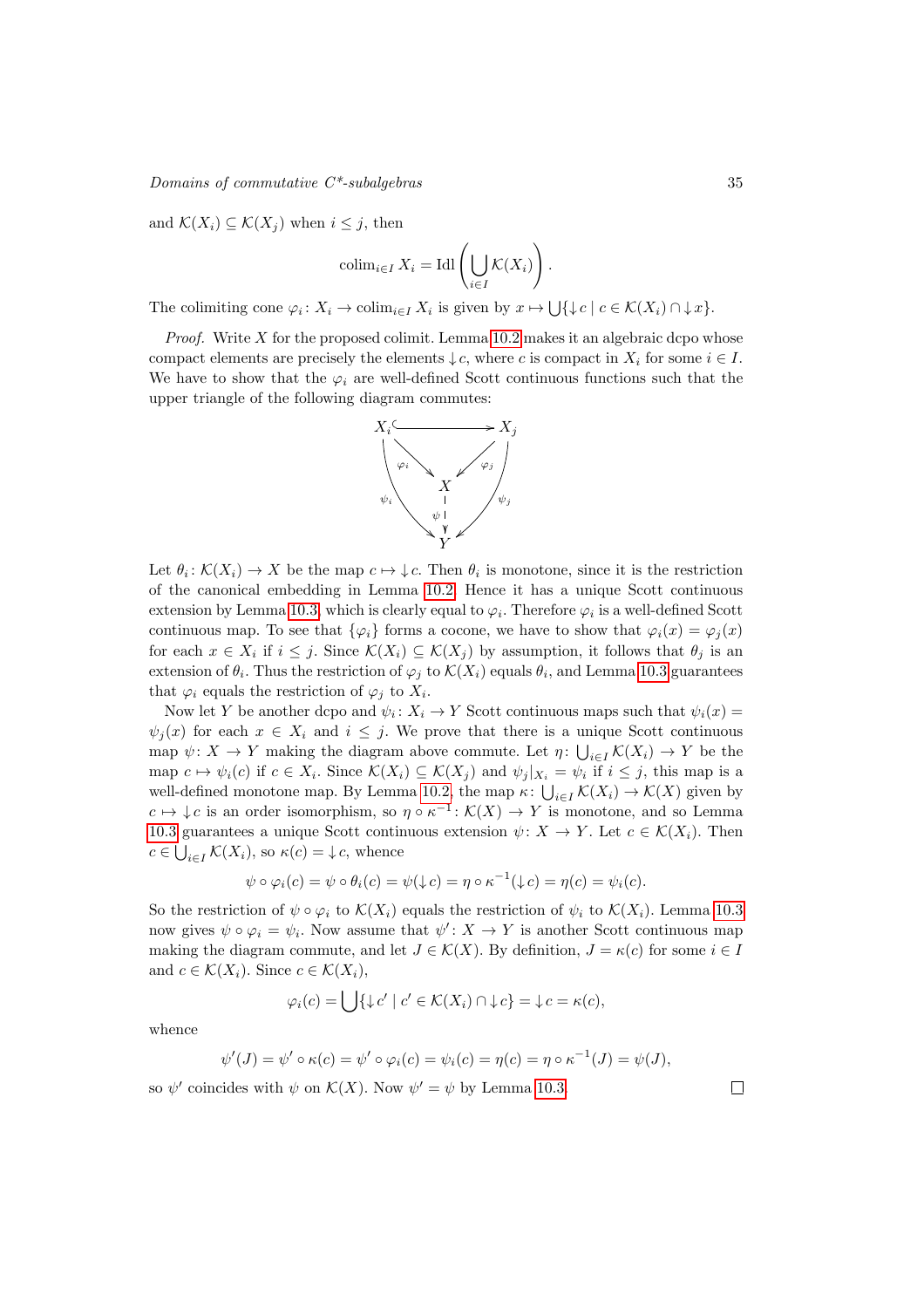and $\mathcal{K}(X_i) \subseteq \mathcal{K}(X_j)$ when $i \leq j$, then

$$\mathrm{colim}_{i\in I} X_i = \mathrm{Idl}\left(\bigcup_{i\in I} \mathcal{K}(X_i)\right).$$

The colimiting cone $\varphi_i \colon X_i \to \mathrm{colim}_{i\in I} X_i$ is given by $x \mapsto \bigcup\{\downarrow c \mid c \in \mathcal{K}(X_i) \cap \downarrow x\}$.

*Proof.* Write $X$ for the proposed colimit. Lemma 10.2 makes it an algebraic dcpo whose compact elements are precisely the elements $\downarrow c$, where $c$ is compact in $X_i$ for some $i \in I$. We have to show that the $\varphi_i$ are well-defined Scott continuous functions such that the upper triangle of the following diagram commutes:

$$\begin{array}{ccc} X_i & \hookrightarrow & X_j \\ & \searrow^{\varphi_i} \quad \swarrow^{\varphi_j} & \\ \psi_i \Big\downarrow & X & \Big\downarrow \psi_j \\ & \downarrow \psi & \\ & Y & \end{array}$$

Let $\theta_i \colon \mathcal{K}(X_i) \to X$ be the map $c \mapsto \downarrow c$. Then $\theta_i$ is monotone, since it is the restriction of the canonical embedding in Lemma 10.2. Hence it has a unique Scott continuous extension by Lemma 10.3, which is clearly equal to $\varphi_i$. Therefore $\varphi_i$ is a well-defined Scott continuous map. To see that $\{\varphi_i\}$ forms a cocone, we have to show that $\varphi_i(x) = \varphi_j(x)$ for each $x \in X_i$ if $i \leq j$. Since $\mathcal{K}(X_i) \subseteq \mathcal{K}(X_j)$ by assumption, it follows that $\theta_j$ is an extension of $\theta_i$. Thus the restriction of $\varphi_j$ to $\mathcal{K}(X_i)$ equals $\theta_i$, and Lemma 10.3 guarantees that $\varphi_i$ equals the restriction of $\varphi_j$ to $X_i$.

Now let $Y$ be another dcpo and $\psi_i \colon X_i \to Y$ Scott continuous maps such that $\psi_i(x) = \psi_j(x)$ for each $x \in X_i$ and $i \leq j$. We prove that there is a unique Scott continuous map $\psi \colon X \to Y$ making the diagram above commute. Let $\eta \colon \bigcup_{i\in I} \mathcal{K}(X_i) \to Y$ be the map $c \mapsto \psi_i(c)$ if $c \in X_i$. Since $\mathcal{K}(X_i) \subseteq \mathcal{K}(X_j)$ and $\psi_j|_{X_i} = \psi_i$ if $i \leq j$, this map is a well-defined monotone map. By Lemma 10.2, the map $\kappa \colon \bigcup_{i\in I} \mathcal{K}(X_i) \to \mathcal{K}(X)$ given by $c \mapsto \downarrow c$ is an order isomorphism, so $\eta \circ \kappa^{-1} \colon \mathcal{K}(X) \to Y$ is monotone, and so Lemma 10.3 guarantees a unique Scott continuous extension $\psi \colon X \to Y$. Let $c \in \mathcal{K}(X_i)$. Then $c \in \bigcup_{i\in I} \mathcal{K}(X_i)$, so $\kappa(c) = \downarrow c$, whence

$$\psi \circ \varphi_i(c) = \psi \circ \theta_i(c) = \psi(\downarrow c) = \eta \circ \kappa^{-1}(\downarrow c) = \eta(c) = \psi_i(c).$$

So the restriction of $\psi \circ \varphi_i$ to $\mathcal{K}(X_i)$ equals the restriction of $\psi_i$ to $\mathcal{K}(X_i)$. Lemma 10.3 now gives $\psi \circ \varphi_i = \psi_i$. Now assume that $\psi' \colon X \to Y$ is another Scott continuous map making the diagram commute, and let $J \in \mathcal{K}(X)$. By definition, $J = \kappa(c)$ for some $i \in I$ and $c \in \mathcal{K}(X_i)$. Since $c \in \mathcal{K}(X_i)$,

$$\varphi_i(c) = \bigcup\{\downarrow c' \mid c' \in \mathcal{K}(X_i) \cap \downarrow c\} = \downarrow c = \kappa(c),$$

whence

$$\psi'(J) = \psi' \circ \kappa(c) = \psi' \circ \varphi_i(c) = \psi_i(c) = \eta(c) = \eta \circ \kappa^{-1}(J) = \psi(J),$$

so $\psi'$ coincides with $\psi$ on $\mathcal{K}(X)$. Now $\psi' = \psi$ by Lemma 10.3. $\square$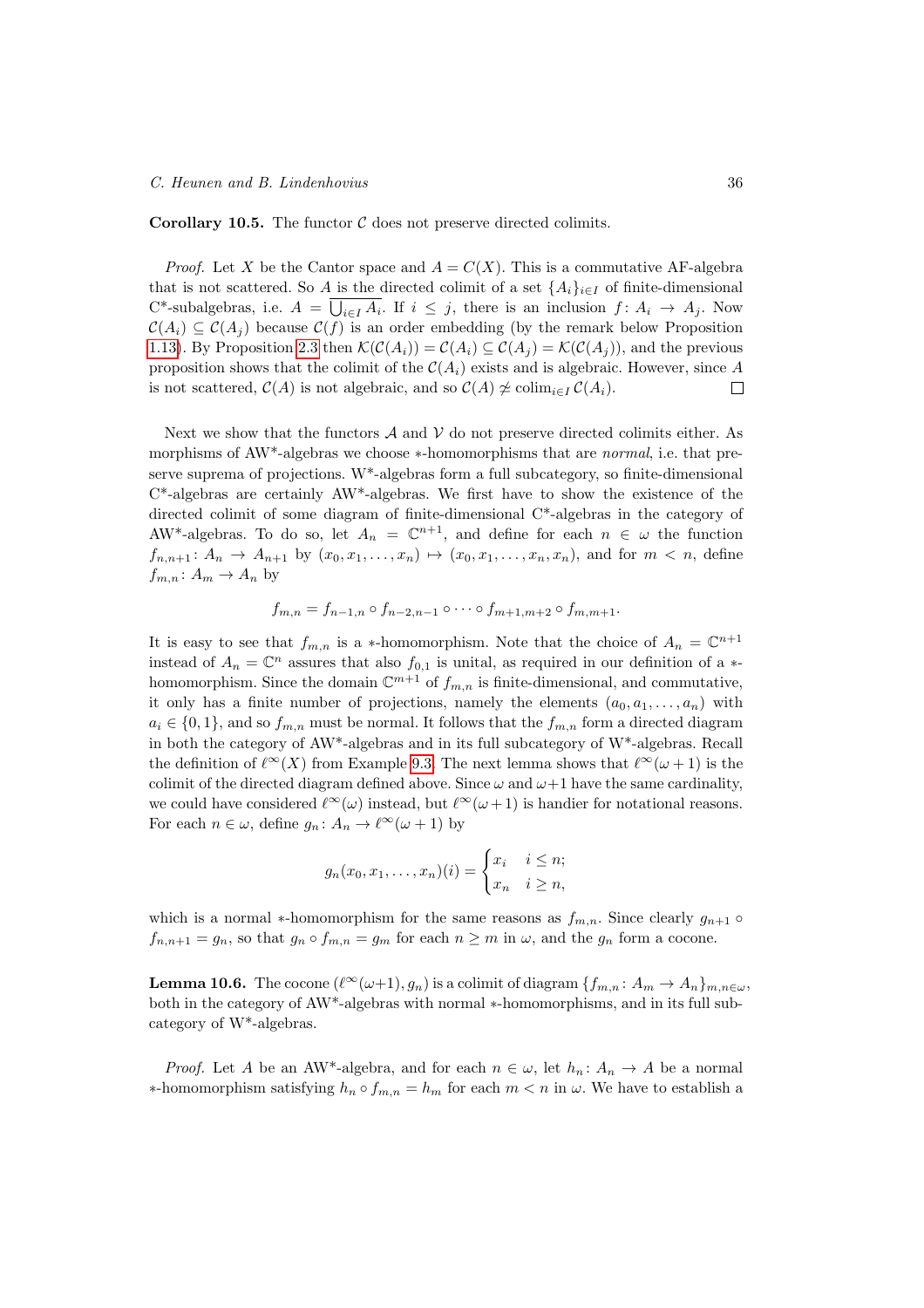**Corollary 10.5.** The functor $\mathcal{C}$ does not preserve directed colimits.

*Proof.* Let $X$ be the Cantor space and $A = C(X)$. This is a commutative AF-algebra that is not scattered. So $A$ is the directed colimit of a set $\{A_i\}_{i\in I}$ of finite-dimensional C*-subalgebras, i.e. $A = \overline{\bigcup_{i\in I} A_i}$. If $i \leq j$, there is an inclusion $f\colon A_i \to A_j$. Now $\mathcal{C}(A_i) \subseteq \mathcal{C}(A_j)$ because $\mathcal{C}(f)$ is an order embedding (by the remark below Proposition 1.13). By Proposition 2.3 then $\mathcal{K}(\mathcal{C}(A_i)) = \mathcal{C}(A_i) \subseteq \mathcal{C}(A_j) = \mathcal{K}(\mathcal{C}(A_j))$, and the previous proposition shows that the colimit of the $\mathcal{C}(A_i)$ exists and is algebraic. However, since $A$ is not scattered, $\mathcal{C}(A)$ is not algebraic, and so $\mathcal{C}(A) \not\cong \operatorname{colim}_{i\in I} \mathcal{C}(A_i)$. $\square$

Next we show that the functors $\mathcal{A}$ and $\mathcal{V}$ do not preserve directed colimits either. As morphisms of AW*-algebras we choose $*$-homomorphisms that are *normal*, i.e. that preserve suprema of projections. W*-algebras form a full subcategory, so finite-dimensional C*-algebras are certainly AW*-algebras. We first have to show the existence of the directed colimit of some diagram of finite-dimensional C*-algebras in the category of AW*-algebras. To do so, let $A_n = \mathbb{C}^{n+1}$, and define for each $n \in \omega$ the function $f_{n,n+1}\colon A_n \to A_{n+1}$ by $(x_0, x_1, \dots, x_n) \mapsto (x_0, x_1, \dots, x_n, x_n)$, and for $m < n$, define $f_{m,n}\colon A_m \to A_n$ by

$$f_{m,n} = f_{n-1,n} \circ f_{n-2,n-1} \circ \cdots \circ f_{m+1,m+2} \circ f_{m,m+1}.$$

It is easy to see that $f_{m,n}$ is a $*$-homomorphism. Note that the choice of $A_n = \mathbb{C}^{n+1}$ instead of $A_n = \mathbb{C}^n$ assures that also $f_{0,1}$ is unital, as required in our definition of a $*$-homomorphism. Since the domain $\mathbb{C}^{m+1}$ of $f_{m,n}$ is finite-dimensional, and commutative, it only has a finite number of projections, namely the elements $(a_0, a_1, \dots, a_n)$ with $a_i \in \{0, 1\}$, and so $f_{m,n}$ must be normal. It follows that the $f_{m,n}$ form a directed diagram in both the category of AW*-algebras and in its full subcategory of W*-algebras. Recall the definition of $\ell^\infty(X)$ from Example 9.3. The next lemma shows that $\ell^\infty(\omega+1)$ is the colimit of the directed diagram defined above. Since $\omega$ and $\omega+1$ have the same cardinality, we could have considered $\ell^\infty(\omega)$ instead, but $\ell^\infty(\omega+1)$ is handier for notational reasons. For each $n \in \omega$, define $g_n\colon A_n \to \ell^\infty(\omega+1)$ by

$$g_n(x_0, x_1, \dots, x_n)(i) = \begin{cases} x_i & i \leq n; \\ x_n & i \geq n, \end{cases}$$

which is a normal $*$-homomorphism for the same reasons as $f_{m,n}$. Since clearly $g_{n+1} \circ f_{n,n+1} = g_n$, so that $g_n \circ f_{m,n} = g_m$ for each $n \geq m$ in $\omega$, and the $g_n$ form a cocone.

**Lemma 10.6.** The cocone $(\ell^\infty(\omega{+}1), g_n)$ is a colimit of diagram $\{f_{m,n}\colon A_m \to A_n\}_{m,n\in\omega}$, both in the category of AW*-algebras with normal $*$-homomorphisms, and in its full subcategory of W*-algebras.

*Proof.* Let $A$ be an AW*-algebra, and for each $n \in \omega$, let $h_n\colon A_n \to A$ be a normal $*$-homomorphism satisfying $h_n \circ f_{m,n} = h_m$ for each $m < n$ in $\omega$. We have to establish a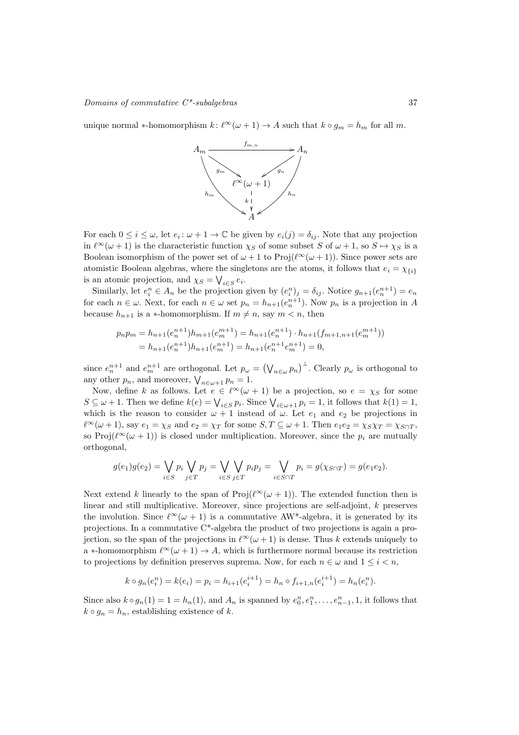unique normal $*$-homomorphism $k\colon \ell^\infty(\omega+1) \to A$ such that $k \circ g_m = h_m$ for all $m$.

$$\begin{array}{ccc} A_m & \xrightarrow{f_{m,n}} & A_n \\ & \searrow^{g_m} \quad {}^{g_n}\swarrow & \\ & \ell^\infty(\omega+1) & \\ {}_{h_m} & \downarrow k & {}_{h_n} \\ & A & \end{array}$$

For each $0 \le i \le \omega$, let $e_i\colon \omega+1 \to \mathbb{C}$ be given by $e_i(j) = \delta_{ij}$. Note that any projection in $\ell^\infty(\omega+1)$ is the characteristic function $\chi_S$ of some subset $S$ of $\omega+1$, so $S \mapsto \chi_S$ is a Boolean isomorphism of the power set of $\omega+1$ to $\mathrm{Proj}(\ell^\infty(\omega+1))$. Since power sets are atomistic Boolean algebras, where the singletons are the atoms, it follows that $e_i = \chi_{\{i\}}$ is an atomic projection, and $\chi_S = \bigvee_{i\in S} e_i$.

Similarly, let $e_i^n \in A_n$ be the projection given by $(e_i^n)_j = \delta_{ij}$. Notice $g_{n+1}(e_n^{n+1}) = e_n$ for each $n \in \omega$. Next, for each $n \in \omega$ set $p_n = h_{n+1}(e_n^{n+1})$. Now $p_n$ is a projection in $A$ because $h_{n+1}$ is a $*$-homomorphism. If $m \neq n$, say $m < n$, then

$$\begin{aligned} p_n p_m &= h_{n+1}(e_n^{n+1}) h_{m+1}(e_m^{m+1}) = h_{n+1}(e_n^{n+1}) \cdot h_{n+1}(f_{m+1,n+1}(e_m^{m+1})) \\ &= h_{n+1}(e_n^{n+1}) h_{n+1}(e_m^{n+1}) = h_{n+1}(e_n^{n+1} e_m^{n+1}) = 0, \end{aligned}$$

since $e_n^{n+1}$ and $e_m^{n+1}$ are orthogonal. Let $p_\omega = \left(\bigvee_{n\in\omega} p_n\right)^\perp$. Clearly $p_\omega$ is orthogonal to any other $p_n$, and moreover, $\bigvee_{n\in\omega+1} p_n = 1$.

Now, define $k$ as follows. Let $e \in \ell^\infty(\omega+1)$ be a projection, so $e = \chi_S$ for some $S \subseteq \omega+1$. Then we define $k(e) = \bigvee_{i\in S} p_i$. Since $\bigvee_{i\in\omega+1} p_i = 1$, it follows that $k(1) = 1$, which is the reason to consider $\omega+1$ instead of $\omega$. Let $e_1$ and $e_2$ be projections in $\ell^\infty(\omega+1)$, say $e_1 = \chi_S$ and $e_2 = \chi_T$ for some $S, T \subseteq \omega+1$. Then $e_1 e_2 = \chi_S \chi_T = \chi_{S\cap T}$, so $\mathrm{Proj}(\ell^\infty(\omega+1))$ is closed under multiplication. Moreover, since the $p_i$ are mutually orthogonal,

$$g(e_1)g(e_2) = \bigvee_{i\in S} p_i \bigvee_{j\in T} p_j = \bigvee_{i\in S}\bigvee_{j\in T} p_i p_j = \bigvee_{i\in S\cap T} p_i = g(\chi_{S\cap T}) = g(e_1 e_2).$$

Next extend $k$ linearly to the span of $\mathrm{Proj}(\ell^\infty(\omega+1))$. The extended function then is linear and still multiplicative. Moreover, since projections are self-adjoint, $k$ preserves the involution. Since $\ell^\infty(\omega+1)$ is a commutative AW*-algebra, it is generated by its projections. In a commutative C*-algebra the product of two projections is again a projection, so the span of the projections in $\ell^\infty(\omega+1)$ is dense. Thus $k$ extends uniquely to a $*$-homomorphism $\ell^\infty(\omega+1) \to A$, which is furthermore normal because its restriction to projections by definition preserves suprema. Now, for each $n \in \omega$ and $1 \le i < n$,

$$k \circ g_n(e_i^n) = k(e_i) = p_i = h_{i+1}(e_i^{i+1}) = h_n \circ f_{i+1,n}(e_i^{i+1}) = h_n(e_i^n).$$

Since also $k \circ g_n(1) = 1 = h_n(1)$, and $A_n$ is spanned by $e_0^n, e_1^n, \ldots, e_{n-1}^n, 1$, it follows that $k \circ g_n = h_n$, establishing existence of $k$.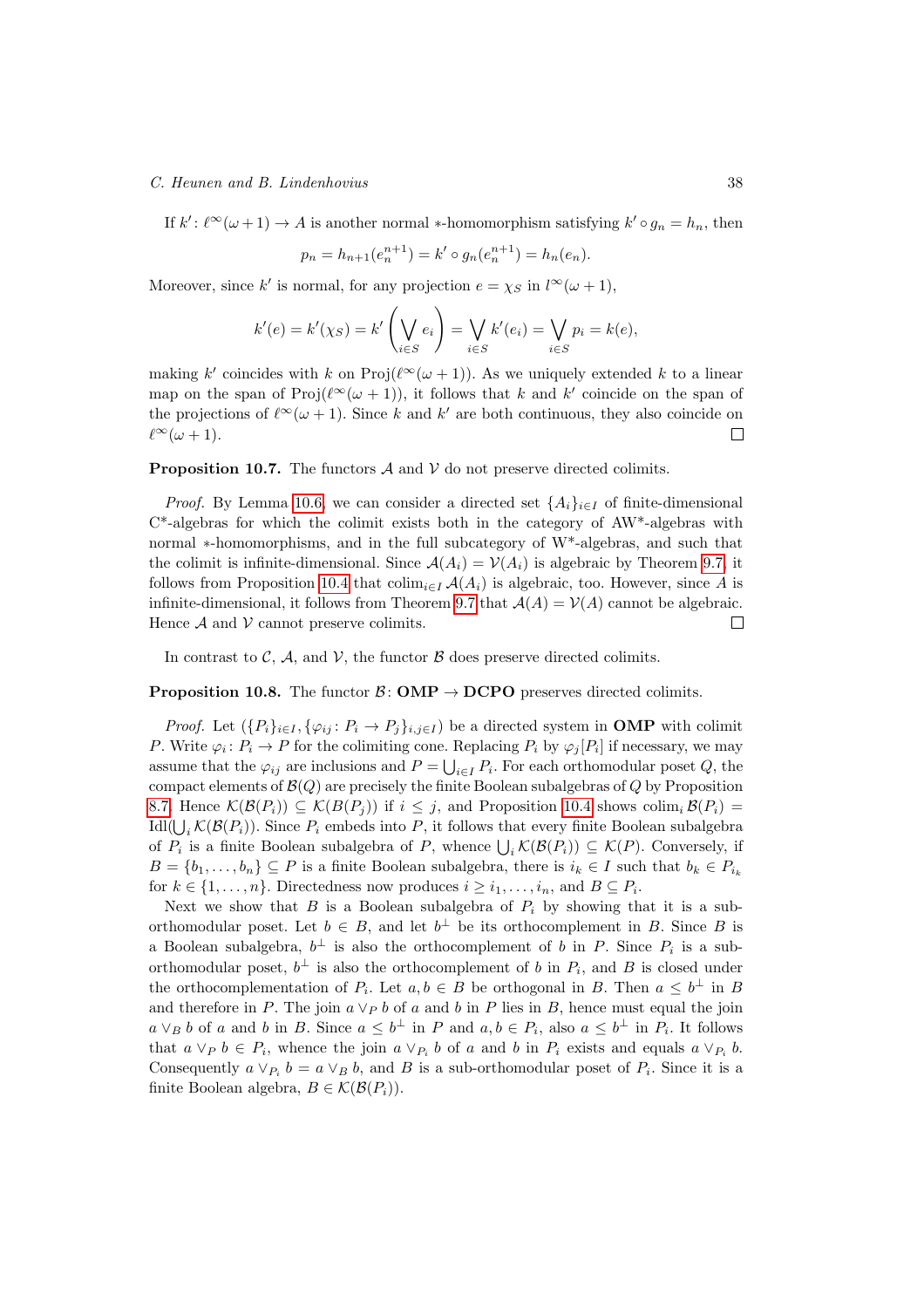If $k' \colon \ell^\infty(\omega+1) \to A$ is another normal $*$-homomorphism satisfying $k' \circ g_n = h_n$, then

$$p_n = h_{n+1}(e_n^{n+1}) = k' \circ g_n(e_n^{n+1}) = h_n(e_n).$$

Moreover, since $k'$ is normal, for any projection $e = \chi_S$ in $l^\infty(\omega+1)$,

$$k'(e) = k'(\chi_S) = k'\left(\bigvee_{i\in S} e_i\right) = \bigvee_{i\in S} k'(e_i) = \bigvee_{i\in S} p_i = k(e),$$

making $k'$ coincides with $k$ on $\mathrm{Proj}(\ell^\infty(\omega+1))$. As we uniquely extended $k$ to a linear map on the span of $\mathrm{Proj}(\ell^\infty(\omega+1))$, it follows that $k$ and $k'$ coincide on the span of the projections of $\ell^\infty(\omega+1)$. Since $k$ and $k'$ are both continuous, they also coincide on $\ell^\infty(\omega+1)$. ☐

**Proposition 10.7.** The functors $\mathcal{A}$ and $\mathcal{V}$ do not preserve directed colimits.

*Proof.* By Lemma 10.6, we can consider a directed set $\{A_i\}_{i\in I}$ of finite-dimensional C*-algebras for which the colimit exists both in the category of AW*-algebras with normal $*$-homomorphisms, and in the full subcategory of W*-algebras, and such that the colimit is infinite-dimensional. Since $\mathcal{A}(A_i) = \mathcal{V}(A_i)$ is algebraic by Theorem 9.7, it follows from Proposition 10.4 that $\mathrm{colim}_{i\in I}\,\mathcal{A}(A_i)$ is algebraic, too. However, since $A$ is infinite-dimensional, it follows from Theorem 9.7 that $\mathcal{A}(A) = \mathcal{V}(A)$ cannot be algebraic. Hence $\mathcal{A}$ and $\mathcal{V}$ cannot preserve colimits. ☐

In contrast to $\mathcal{C}$, $\mathcal{A}$, and $\mathcal{V}$, the functor $\mathcal{B}$ does preserve directed colimits.

**Proposition 10.8.** The functor $\mathcal{B} \colon \mathbf{OMP} \to \mathbf{DCPO}$ preserves directed colimits.

*Proof.* Let $(\{P_i\}_{i\in I}, \{\varphi_{ij} \colon P_i \to P_j\}_{i,j\in I})$ be a directed system in $\mathbf{OMP}$ with colimit $P$. Write $\varphi_i \colon P_i \to P$ for the colimiting cone. Replacing $P_i$ by $\varphi_j[P_i]$ if necessary, we may assume that the $\varphi_{ij}$ are inclusions and $P = \bigcup_{i\in I} P_i$. For each orthomodular poset $Q$, the compact elements of $\mathcal{B}(Q)$ are precisely the finite Boolean subalgebras of $Q$ by Proposition 8.7. Hence $\mathcal{K}(\mathcal{B}(P_i)) \subseteq \mathcal{K}(B(P_j))$ if $i \leq j$, and Proposition 10.4 shows $\mathrm{colim}_i\,\mathcal{B}(P_i) = \mathrm{Idl}(\bigcup_i \mathcal{K}(\mathcal{B}(P_i))$. Since $P_i$ embeds into $P$, it follows that every finite Boolean subalgebra of $P_i$ is a finite Boolean subalgebra of $P$, whence $\bigcup_i \mathcal{K}(\mathcal{B}(P_i)) \subseteq \mathcal{K}(P)$. Conversely, if $B = \{b_1, \ldots, b_n\} \subseteq P$ is a finite Boolean subalgebra, there is $i_k \in I$ such that $b_k \in P_{i_k}$ for $k \in \{1, \ldots, n\}$. Directedness now produces $i \geq i_1, \ldots, i_n$, and $B \subseteq P_i$.

Next we show that $B$ is a Boolean subalgebra of $P_i$ by showing that it is a sub-orthomodular poset. Let $b \in B$, and let $b^\perp$ be its orthocomplement in $B$. Since $B$ is a Boolean subalgebra, $b^\perp$ is also the orthocomplement of $b$ in $P$. Since $P_i$ is a sub-orthomodular poset, $b^\perp$ is also the orthocomplement of $b$ in $P_i$, and $B$ is closed under the orthocomplementation of $P_i$. Let $a, b \in B$ be orthogonal in $B$. Then $a \leq b^\perp$ in $B$ and therefore in $P$. The join $a \vee_P b$ of $a$ and $b$ in $P$ lies in $B$, hence must equal the join $a \vee_B b$ of $a$ and $b$ in $B$. Since $a \leq b^\perp$ in $P$ and $a, b \in P_i$, also $a \leq b^\perp$ in $P_i$. It follows that $a \vee_P b \in P_i$, whence the join $a \vee_{P_i} b$ of $a$ and $b$ in $P_i$ exists and equals $a \vee_{P_i} b$. Consequently $a \vee_{P_i} b = a \vee_B b$, and $B$ is a sub-orthomodular poset of $P_i$. Since it is a finite Boolean algebra, $B \in \mathcal{K}(\mathcal{B}(P_i))$.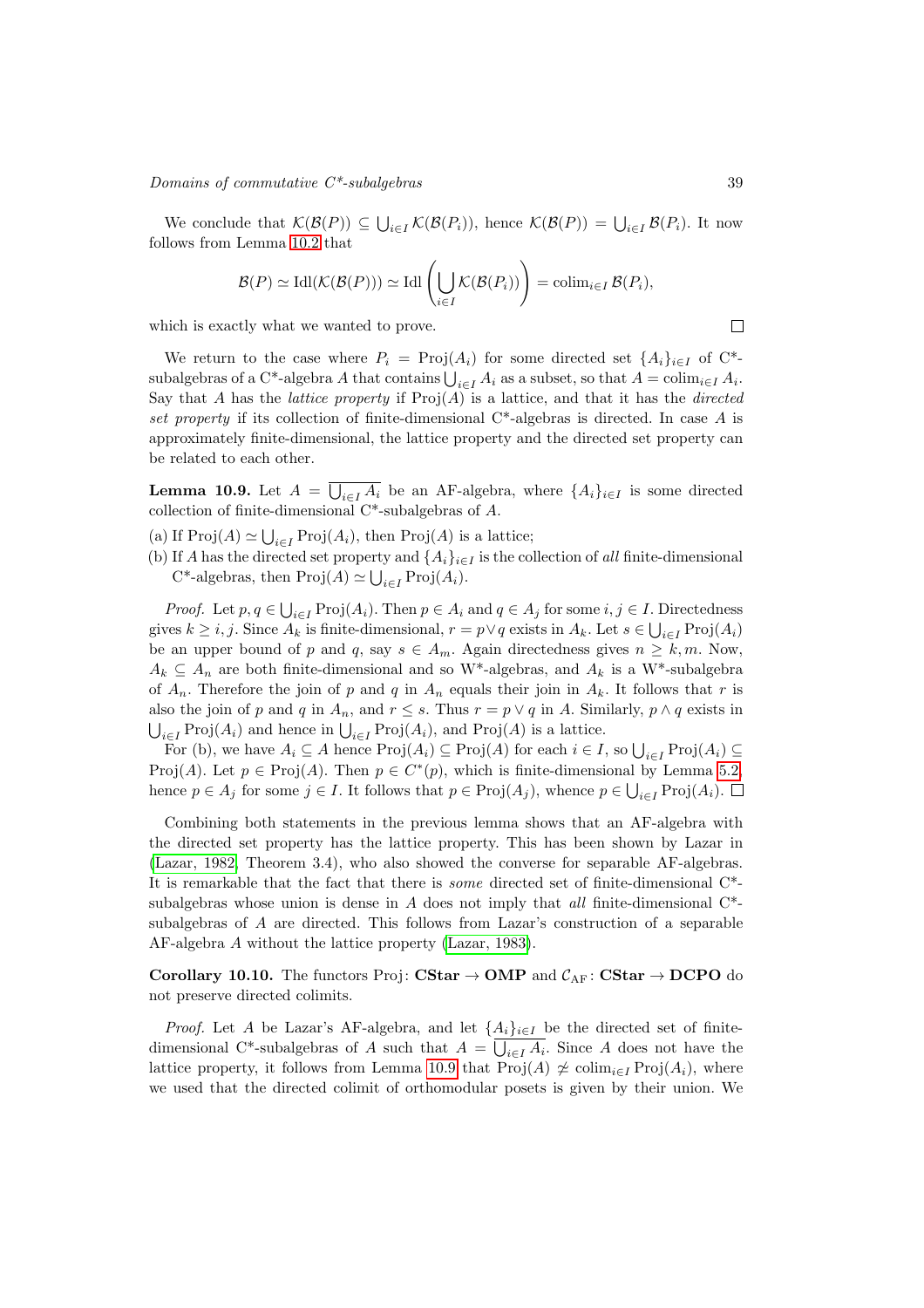We conclude that $\mathcal{K}(\mathcal{B}(P)) \subseteq \bigcup_{i\in I} \mathcal{K}(\mathcal{B}(P_i))$, hence $\mathcal{K}(\mathcal{B}(P)) = \bigcup_{i\in I} \mathcal{B}(P_i)$. It now follows from Lemma 10.2 that

$$\mathcal{B}(P) \simeq \mathrm{Idl}(\mathcal{K}(\mathcal{B}(P))) \simeq \mathrm{Idl}\left(\bigcup_{i\in I} \mathcal{K}(\mathcal{B}(P_i))\right) = \mathrm{colim}_{i\in I}\, \mathcal{B}(P_i),$$

which is exactly what we wanted to prove. □

We return to the case where $P_i = \mathrm{Proj}(A_i)$ for some directed set $\{A_i\}_{i\in I}$ of C*-subalgebras of a C*-algebra $A$ that contains $\bigcup_{i\in I} A_i$ as a subset, so that $A = \mathrm{colim}_{i\in I} A_i$. Say that $A$ has the *lattice property* if $\mathrm{Proj}(A)$ is a lattice, and that it has the *directed set property* if its collection of finite-dimensional C*-algebras is directed. In case $A$ is approximately finite-dimensional, the lattice property and the directed set property can be related to each other.

**Lemma 10.9.** Let $A = \overline{\bigcup_{i\in I} A_i}$ be an AF-algebra, where $\{A_i\}_{i\in I}$ is some directed collection of finite-dimensional C*-subalgebras of $A$.

(a) If $\mathrm{Proj}(A) \simeq \bigcup_{i\in I} \mathrm{Proj}(A_i)$, then $\mathrm{Proj}(A)$ is a lattice;

(b) If $A$ has the directed set property and $\{A_i\}_{i\in I}$ is the collection of *all* finite-dimensional C*-algebras, then $\mathrm{Proj}(A) \simeq \bigcup_{i\in I} \mathrm{Proj}(A_i)$.

*Proof.* Let $p, q \in \bigcup_{i\in I} \mathrm{Proj}(A_i)$. Then $p \in A_i$ and $q \in A_j$ for some $i, j \in I$. Directedness gives $k \geq i, j$. Since $A_k$ is finite-dimensional, $r = p \vee q$ exists in $A_k$. Let $s \in \bigcup_{i\in I} \mathrm{Proj}(A_i)$ be an upper bound of $p$ and $q$, say $s \in A_m$. Again directedness gives $n \geq k, m$. Now, $A_k \subseteq A_n$ are both finite-dimensional and so W*-algebras, and $A_k$ is a W*-subalgebra of $A_n$. Therefore the join of $p$ and $q$ in $A_n$ equals their join in $A_k$. It follows that $r$ is also the join of $p$ and $q$ in $A_n$, and $r \leq s$. Thus $r = p \vee q$ in $A$. Similarly, $p \wedge q$ exists in $\bigcup_{i\in I} \mathrm{Proj}(A_i)$ and hence in $\bigcup_{i\in I} \mathrm{Proj}(A_i)$, and $\mathrm{Proj}(A)$ is a lattice.

For (b), we have $A_i \subseteq A$ hence $\mathrm{Proj}(A_i) \subseteq \mathrm{Proj}(A)$ for each $i \in I$, so $\bigcup_{i\in I} \mathrm{Proj}(A_i) \subseteq \mathrm{Proj}(A)$. Let $p \in \mathrm{Proj}(A)$. Then $p \in C^*(p)$, which is finite-dimensional by Lemma 5.2, hence $p \in A_j$ for some $j \in I$. It follows that $p \in \mathrm{Proj}(A_j)$, whence $p \in \bigcup_{i\in I} \mathrm{Proj}(A_i)$. □

Combining both statements in the previous lemma shows that an AF-algebra with the directed set property has the lattice property. This has been shown by Lazar in (Lazar, 1982, Theorem 3.4), who also showed the converse for separable AF-algebras. It is remarkable that the fact that there is *some* directed set of finite-dimensional C*-subalgebras whose union is dense in $A$ does not imply that *all* finite-dimensional C*-subalgebras of $A$ are directed. This follows from Lazar's construction of a separable AF-algebra $A$ without the lattice property (Lazar, 1983).

**Corollary 10.10.** The functors $\mathrm{Proj}\colon \mathbf{CStar} \to \mathbf{OMP}$ and $\mathcal{C}_{\mathrm{AF}}\colon \mathbf{CStar} \to \mathbf{DCPO}$ do not preserve directed colimits.

*Proof.* Let $A$ be Lazar's AF-algebra, and let $\{A_i\}_{i\in I}$ be the directed set of finite-dimensional C*-subalgebras of $A$ such that $A = \overline{\bigcup_{i\in I} A_i}$. Since $A$ does not have the lattice property, it follows from Lemma 10.9 that $\mathrm{Proj}(A) \not\simeq \mathrm{colim}_{i\in I}\, \mathrm{Proj}(A_i)$, where we used that the directed colimit of orthomodular posets is given by their union. We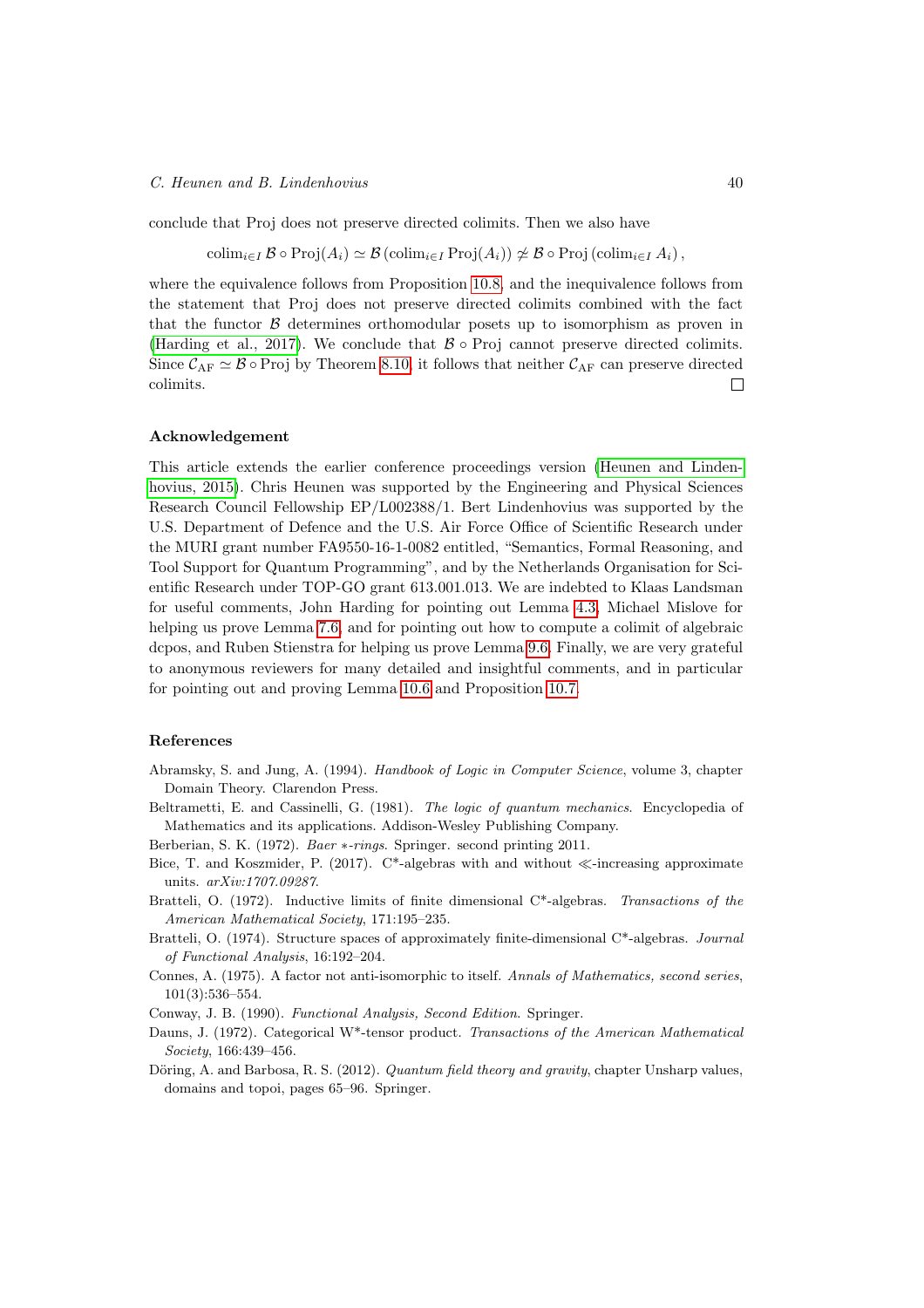conclude that Proj does not preserve directed colimits. Then we also have

$$\mathrm{colim}_{i\in I}\, \mathcal{B} \circ \mathrm{Proj}(A_i) \simeq \mathcal{B}\left(\mathrm{colim}_{i\in I}\, \mathrm{Proj}(A_i)\right) \not\simeq \mathcal{B} \circ \mathrm{Proj}\left(\mathrm{colim}_{i\in I}\, A_i\right),$$

where the equivalence follows from Proposition 10.8, and the inequivalence follows from the statement that Proj does not preserve directed colimits combined with the fact that the functor $\mathcal{B}$ determines orthomodular posets up to isomorphism as proven in (Harding et al., 2017). We conclude that $\mathcal{B} \circ \mathrm{Proj}$ cannot preserve directed colimits. Since $\mathcal{C}_{\mathrm{AF}} \simeq \mathcal{B} \circ \mathrm{Proj}$ by Theorem 8.10, it follows that neither $\mathcal{C}_{\mathrm{AF}}$ can preserve directed colimits. □

### Acknowledgement

This article extends the earlier conference proceedings version (Heunen and Lindenhovius, 2015). Chris Heunen was supported by the Engineering and Physical Sciences Research Council Fellowship EP/L002388/1. Bert Lindenhovius was supported by the U.S. Department of Defence and the U.S. Air Force Office of Scientific Research under the MURI grant number FA9550-16-1-0082 entitled, "Semantics, Formal Reasoning, and Tool Support for Quantum Programming", and by the Netherlands Organisation for Scientific Research under TOP-GO grant 613.001.013. We are indebted to Klaas Landsman for useful comments, John Harding for pointing out Lemma 4.3, Michael Mislove for helping us prove Lemma 7.6 and for pointing out how to compute a colimit of algebraic dcpos, and Ruben Stienstra for helping us prove Lemma 9.6. Finally, we are very grateful to anonymous reviewers for many detailed and insightful comments, and in particular for pointing out and proving Lemma 10.6 and Proposition 10.7.

### References

Abramsky, S. and Jung, A. (1994). *Handbook of Logic in Computer Science*, volume 3, chapter Domain Theory. Clarendon Press.

Beltrametti, E. and Cassinelli, G. (1981). *The logic of quantum mechanics.* Encyclopedia of Mathematics and its applications. Addison-Wesley Publishing Company.

Berberian, S. K. (1972). *Baer ∗-rings*. Springer. second printing 2011.

Bice, T. and Koszmider, P. (2017). C*-algebras with and without ≪-increasing approximate units. *arXiv:1707.09287*.

Bratteli, O. (1972). Inductive limits of finite dimensional C*-algebras. *Transactions of the American Mathematical Society*, 171:195–235.

Bratteli, O. (1974). Structure spaces of approximately finite-dimensional C*-algebras. *Journal of Functional Analysis*, 16:192–204.

Connes, A. (1975). A factor not anti-isomorphic to itself. *Annals of Mathematics, second series*, 101(3):536–554.

Conway, J. B. (1990). *Functional Analysis, Second Edition*. Springer.

Dauns, J. (1972). Categorical W*-tensor product. *Transactions of the American Mathematical Society*, 166:439–456.

Döring, A. and Barbosa, R. S. (2012). *Quantum field theory and gravity*, chapter Unsharp values, domains and topoi, pages 65–96. Springer.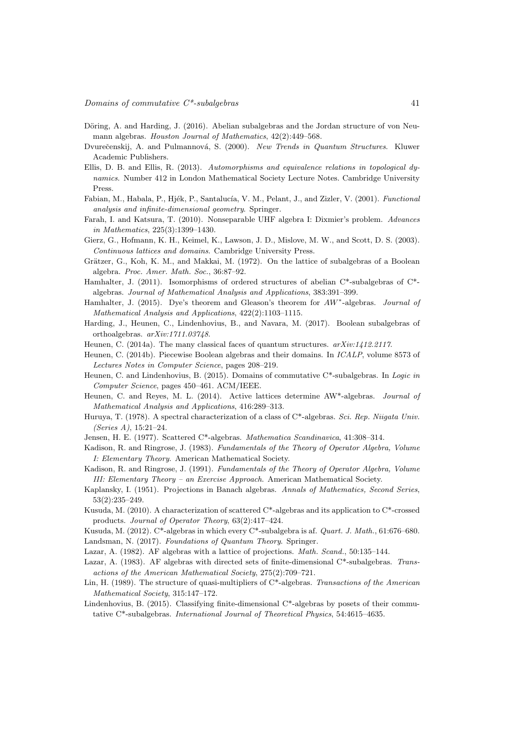Döring, A. and Harding, J. (2016). Abelian subalgebras and the Jordan structure of von Neumann algebras. *Houston Journal of Mathematics*, 42(2):449–568.

Dvurečenskij, A. and Pulmannová, S. (2000). *New Trends in Quantum Structures*. Kluwer Academic Publishers.

Ellis, D. B. and Ellis, R. (2013). *Automorphisms and equivalence relations in topological dynamics*. Number 412 in London Mathematical Society Lecture Notes. Cambridge University Press.

Fabian, M., Habala, P., Hjék, P., Santalucía, V. M., Pelant, J., and Zizler, V. (2001). *Functional analysis and infinite-dimensional geometry*. Springer.

Farah, I. and Katsura, T. (2010). Nonseparable UHF algebra I: Dixmier's problem. *Advances in Mathematics*, 225(3):1399–1430.

Gierz, G., Hofmann, K. H., Keimel, K., Lawson, J. D., Mislove, M. W., and Scott, D. S. (2003). *Continuous lattices and domains*. Cambridge University Press.

Grätzer, G., Koh, K. M., and Makkai, M. (1972). On the lattice of subalgebras of a Boolean algebra. *Proc. Amer. Math. Soc.*, 36:87–92.

Hamhalter, J. (2011). Isomorphisms of ordered structures of abelian C*-subalgebras of C*-algebras. *Journal of Mathematical Analysis and Applications*, 383:391–399.

Hamhalter, J. (2015). Dye's theorem and Gleason's theorem for $AW^*$-algebras. *Journal of Mathematical Analysis and Applications*, 422(2):1103–1115.

Harding, J., Heunen, C., Lindenhovius, B., and Navara, M. (2017). Boolean subalgebras of orthoalgebras. *arXiv:1711.03748*.

Heunen, C. (2014a). The many classical faces of quantum structures. *arXiv:1412.2117*.

Heunen, C. (2014b). Piecewise Boolean algebras and their domains. In *ICALP*, volume 8573 of *Lectures Notes in Computer Science*, pages 208–219.

Heunen, C. and Lindenhovius, B. (2015). Domains of commutative C*-subalgebras. In *Logic in Computer Science*, pages 450–461. ACM/IEEE.

Heunen, C. and Reyes, M. L. (2014). Active lattices determine AW*-algebras. *Journal of Mathematical Analysis and Applications*, 416:289–313.

Huruya, T. (1978). A spectral characterization of a class of C*-algebras. *Sci. Rep. Niigata Univ. (Series A)*, 15:21–24.

Jensen, H. E. (1977). Scattered C*-algebras. *Mathematica Scandinavica*, 41:308–314.

Kadison, R. and Ringrose, J. (1983). *Fundamentals of the Theory of Operator Algebra, Volume I: Elementary Theory*. American Mathematical Society.

Kadison, R. and Ringrose, J. (1991). *Fundamentals of the Theory of Operator Algebra, Volume III: Elementary Theory – an Exercise Approach*. American Mathematical Society.

Kaplansky, I. (1951). Projections in Banach algebras. *Annals of Mathematics, Second Series*, 53(2):235–249.

Kusuda, M. (2010). A characterization of scattered C*-algebras and its application to C*-crossed products. *Journal of Operator Theory*, 63(2):417–424.

Kusuda, M. (2012). C*-algebras in which every C*-subalgebra is af. *Quart. J. Math.*, 61:676–680.

Landsman, N. (2017). *Foundations of Quantum Theory*. Springer.

Lazar, A. (1982). AF algebras with a lattice of projections. *Math. Scand.*, 50:135–144.

Lazar, A. (1983). AF algebras with directed sets of finite-dimensional C*-subalgebras. *Transactions of the American Mathematical Society*, 275(2):709–721.

Lin, H. (1989). The structure of quasi-multipliers of C*-algebras. *Transactions of the American Mathematical Society*, 315:147–172.

Lindenhovius, B. (2015). Classifying finite-dimensional C*-algebras by posets of their commutative C*-subalgebras. *International Journal of Theoretical Physics*, 54:4615–4635.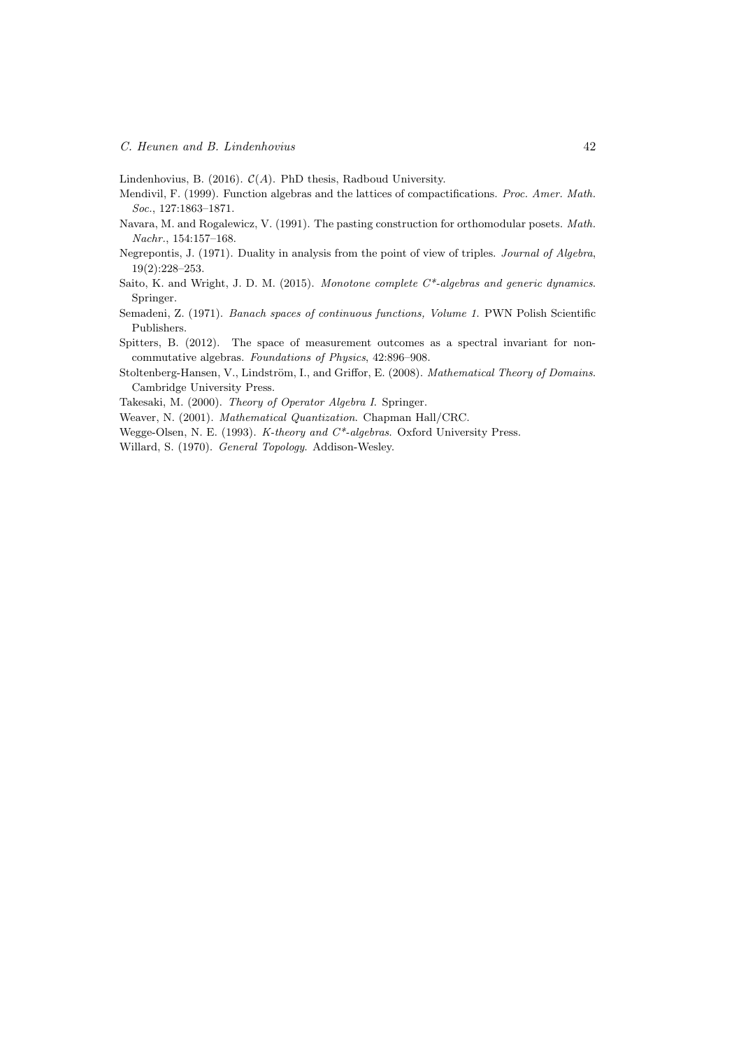Lindenhovius, B. (2016). $\mathcal{C}(A)$. PhD thesis, Radboud University.

Mendivil, F. (1999). Function algebras and the lattices of compactifications. *Proc. Amer. Math. Soc.*, 127:1863–1871.

Navara, M. and Rogalewicz, V. (1991). The pasting construction for orthomodular posets. *Math. Nachr.*, 154:157–168.

Negrepontis, J. (1971). Duality in analysis from the point of view of triples. *Journal of Algebra*, 19(2):228–253.

Saito, K. and Wright, J. D. M. (2015). *Monotone complete C\*-algebras and generic dynamics*. Springer.

Semadeni, Z. (1971). *Banach spaces of continuous functions, Volume 1*. PWN Polish Scientific Publishers.

Spitters, B. (2012). The space of measurement outcomes as a spectral invariant for non-commutative algebras. *Foundations of Physics*, 42:896–908.

Stoltenberg-Hansen, V., Lindström, I., and Griffor, E. (2008). *Mathematical Theory of Domains*. Cambridge University Press.

Takesaki, M. (2000). *Theory of Operator Algebra I*. Springer.

Weaver, N. (2001). *Mathematical Quantization*. Chapman Hall/CRC.

Wegge-Olsen, N. E. (1993). *K-theory and C\*-algebras*. Oxford University Press.

Willard, S. (1970). *General Topology*. Addison-Wesley.